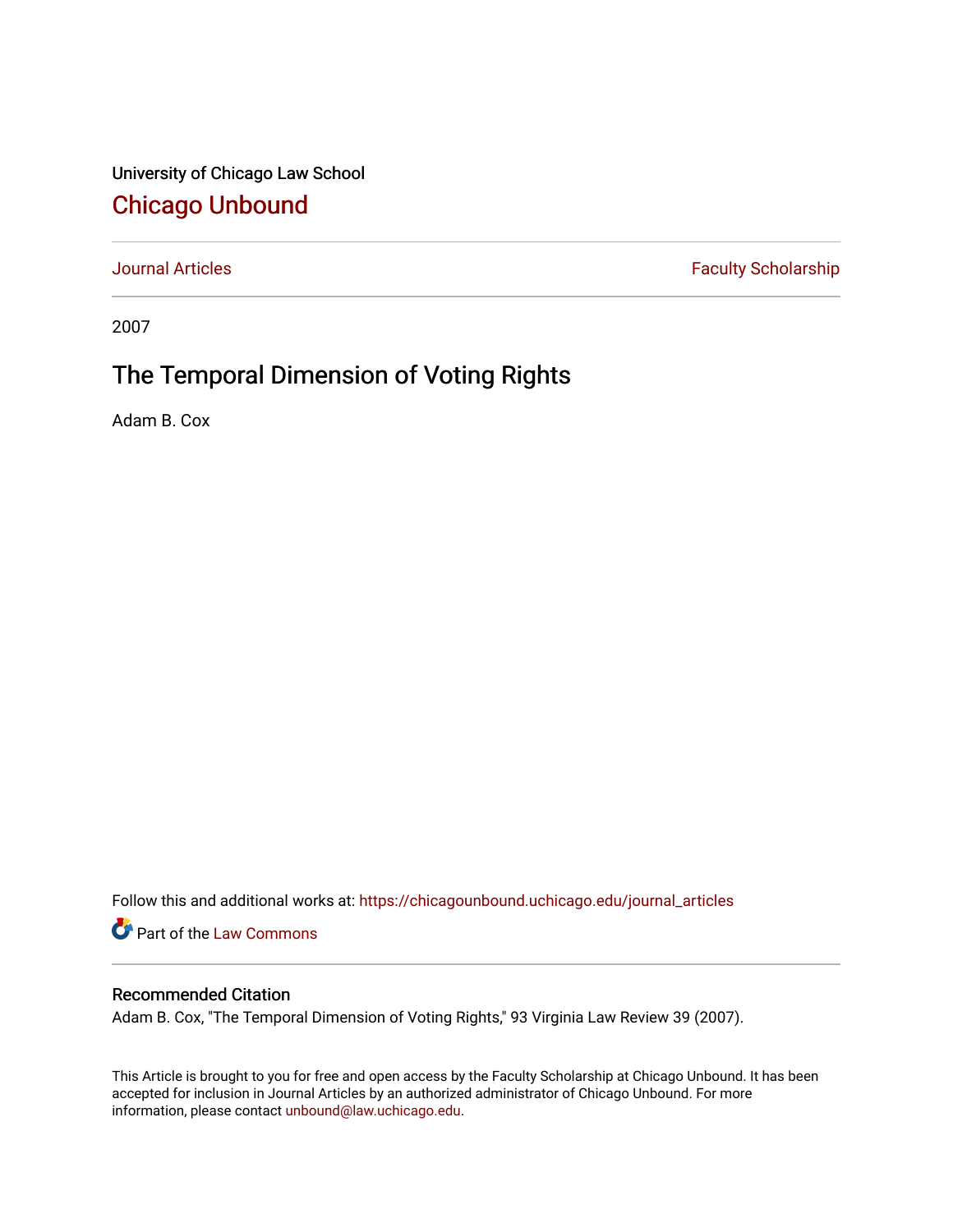University of Chicago Law School

## Chicago Unbound

Journal Articles | Faculty Scholarship

2007

# The Temporal Dimension of Voting Rights

Adam B. Cox

Follow this and additional works at: https://chicagounbound.uchicago.edu/journal_articles

Part of the Law Commons

### Recommended Citation

Adam B. Cox, "The Temporal Dimension of Voting Rights," 93 Virginia Law Review 39 (2007).

This Article is brought to you for free and open access by the Faculty Scholarship at Chicago Unbound. It has been accepted for inclusion in Journal Articles by an authorized administrator of Chicago Unbound. For more information, please contact unbound@law.uchicago.edu.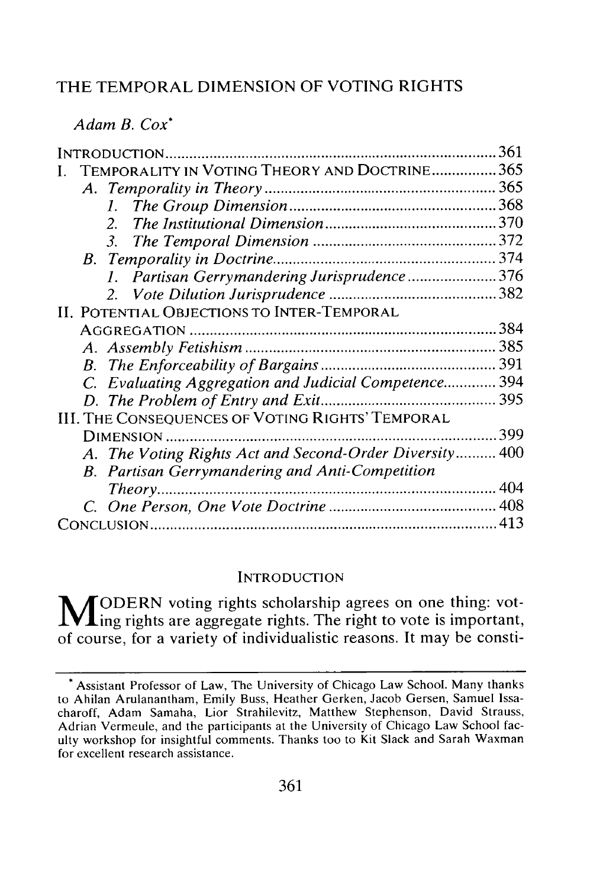# THE TEMPORAL DIMENSION OF VOTING RIGHTS

*Adam B. Cox**

INTRODUCTION .......... 361
I. TEMPORALITY IN VOTING THEORY AND DOCTRINE .......... 365
  A. *Temporality in Theory* .......... 365
    1. *The Group Dimension* .......... 368
    2. *The Institutional Dimension* .......... 370
    3. *The Temporal Dimension* .......... 372
  B. *Temporality in Doctrine* .......... 374
    1. *Partisan Gerrymandering Jurisprudence* .......... 376
    2. *Vote Dilution Jurisprudence* .......... 382
II. POTENTIAL OBJECTIONS TO INTER-TEMPORAL AGGREGATION .......... 384
  A. *Assembly Fetishism* .......... 385
  B. *The Enforceability of Bargains* .......... 391
  C. *Evaluating Aggregation and Judicial Competence* .......... 394
  D. *The Problem of Entry and Exit* .......... 395
III. THE CONSEQUENCES OF VOTING RIGHTS' TEMPORAL DIMENSION .......... 399
  A. *The Voting Rights Act and Second-Order Diversity* .......... 400
  B. *Partisan Gerrymandering and Anti-Competition Theory* .......... 404
  C. *One Person, One Vote Doctrine* .......... 408
CONCLUSION .......... 413

## INTRODUCTION

MODERN voting rights scholarship agrees on one thing: voting rights are aggregate rights. The right to vote is important, of course, for a variety of individualistic reasons. It may be consti-

---

* Assistant Professor of Law, The University of Chicago Law School. Many thanks to Ahilan Arulanantham, Emily Buss, Heather Gerken, Jacob Gersen, Samuel Issacharoff, Adam Samaha, Lior Strahilevitz, Matthew Stephenson, David Strauss, Adrian Vermeule, and the participants at the University of Chicago Law School faculty workshop for insightful comments. Thanks too to Kit Slack and Sarah Waxman for excellent research assistance.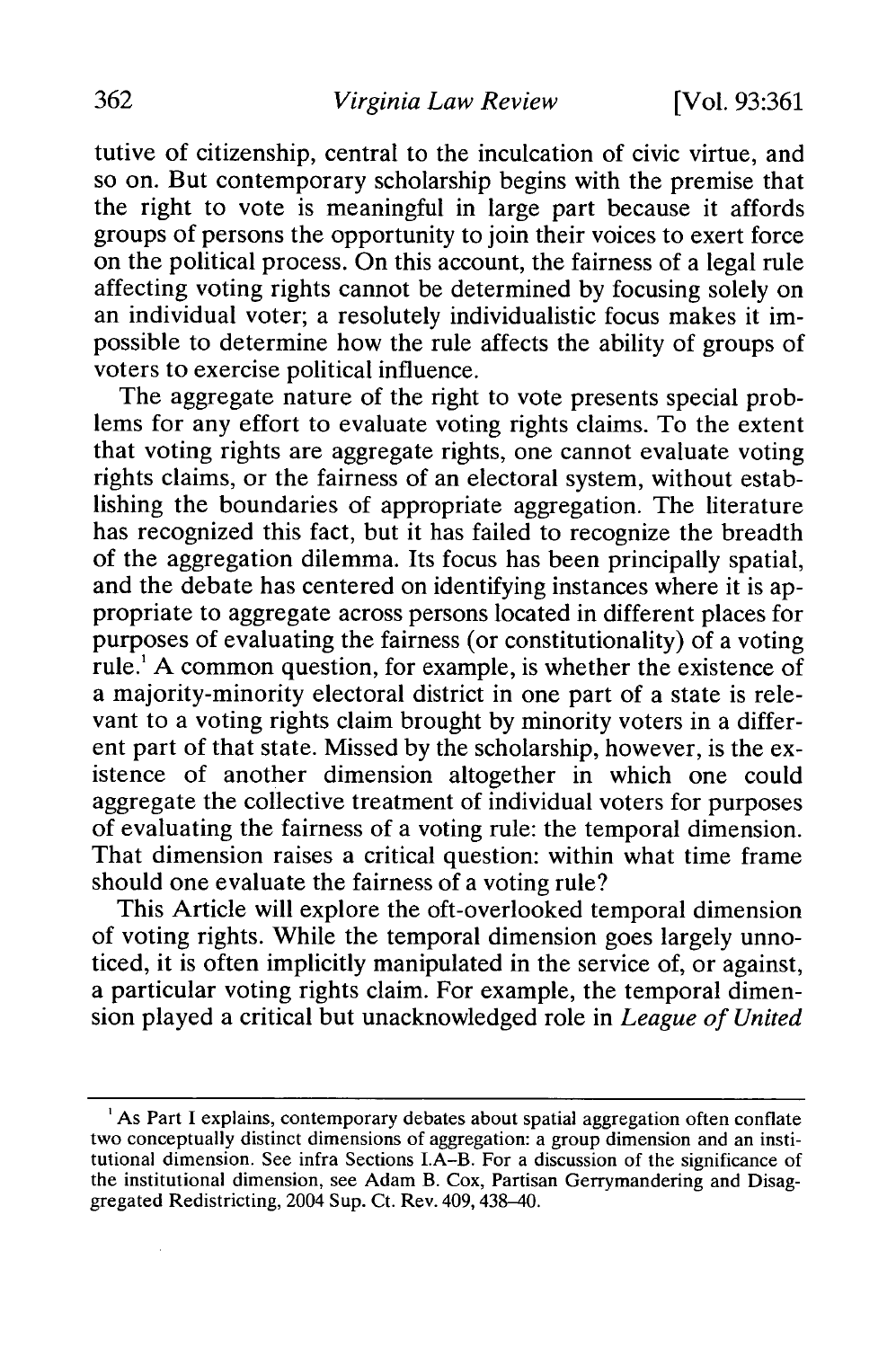tutive of citizenship, central to the inculcation of civic virtue, and so on. But contemporary scholarship begins with the premise that the right to vote is meaningful in large part because it affords groups of persons the opportunity to join their voices to exert force on the political process. On this account, the fairness of a legal rule affecting voting rights cannot be determined by focusing solely on an individual voter; a resolutely individualistic focus makes it impossible to determine how the rule affects the ability of groups of voters to exercise political influence.

The aggregate nature of the right to vote presents special problems for any effort to evaluate voting rights claims. To the extent that voting rights are aggregate rights, one cannot evaluate voting rights claims, or the fairness of an electoral system, without establishing the boundaries of appropriate aggregation. The literature has recognized this fact, but it has failed to recognize the breadth of the aggregation dilemma. Its focus has been principally spatial, and the debate has centered on identifying instances where it is appropriate to aggregate across persons located in different places for purposes of evaluating the fairness (or constitutionality) of a voting rule.[1] A common question, for example, is whether the existence of a majority-minority electoral district in one part of a state is relevant to a voting rights claim brought by minority voters in a different part of that state. Missed by the scholarship, however, is the existence of another dimension altogether in which one could aggregate the collective treatment of individual voters for purposes of evaluating the fairness of a voting rule: the temporal dimension. That dimension raises a critical question: within what time frame should one evaluate the fairness of a voting rule?

This Article will explore the oft-overlooked temporal dimension of voting rights. While the temporal dimension goes largely unnoticed, it is often implicitly manipulated in the service of, or against, a particular voting rights claim. For example, the temporal dimension played a critical but unacknowledged role in *League of United*

---

[1] As Part I explains, contemporary debates about spatial aggregation often conflate two conceptually distinct dimensions of aggregation: a group dimension and an institutional dimension. See infra Sections I.A–B. For a discussion of the significance of the institutional dimension, see Adam B. Cox, Partisan Gerrymandering and Disaggregated Redistricting, 2004 Sup. Ct. Rev. 409, 438–40.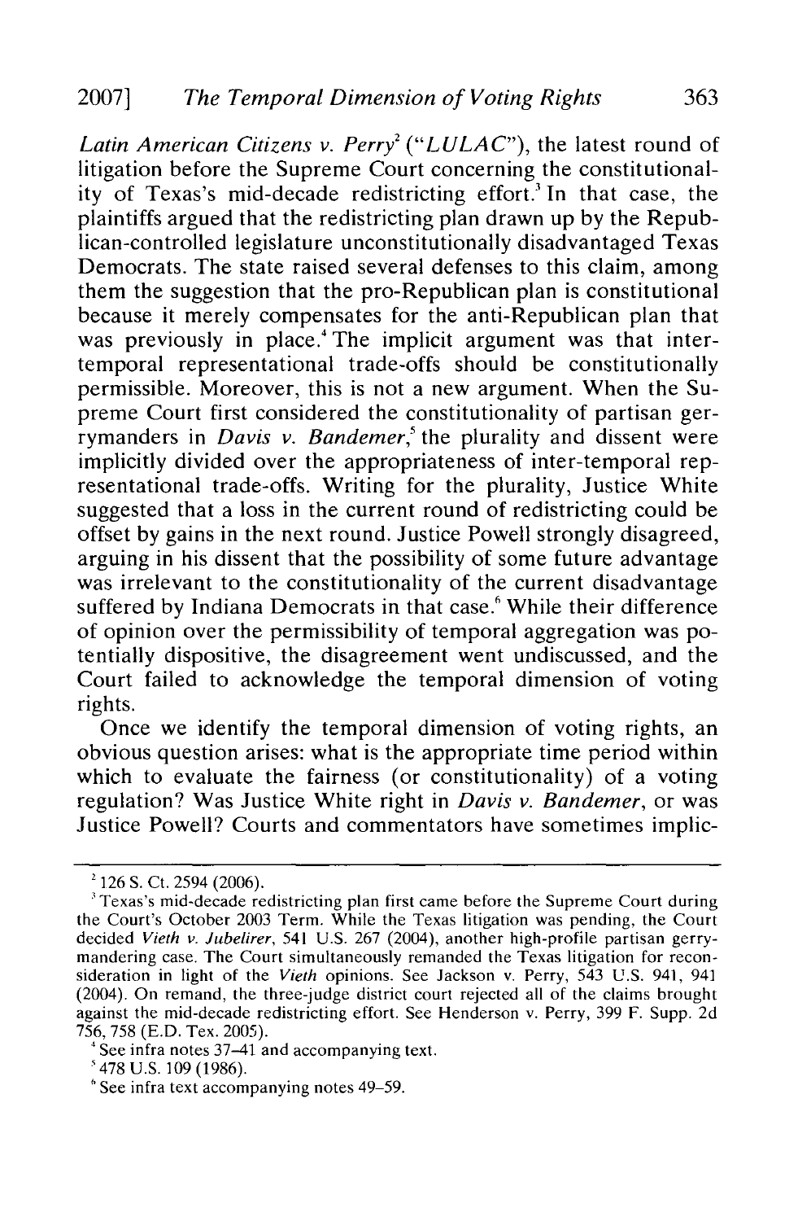*Latin American Citizens v. Perry*[2] ("*LULAC*"), the latest round of litigation before the Supreme Court concerning the constitutionality of Texas's mid-decade redistricting effort.[3] In that case, the plaintiffs argued that the redistricting plan drawn up by the Republican-controlled legislature unconstitutionally disadvantaged Texas Democrats. The state raised several defenses to this claim, among them the suggestion that the pro-Republican plan is constitutional because it merely compensates for the anti-Republican plan that was previously in place.[4] The implicit argument was that inter-temporal representational trade-offs should be constitutionally permissible. Moreover, this is not a new argument. When the Supreme Court first considered the constitutionality of partisan gerrymanders in *Davis v. Bandemer*,[5] the plurality and dissent were implicitly divided over the appropriateness of inter-temporal representational trade-offs. Writing for the plurality, Justice White suggested that a loss in the current round of redistricting could be offset by gains in the next round. Justice Powell strongly disagreed, arguing in his dissent that the possibility of some future advantage was irrelevant to the constitutionality of the current disadvantage suffered by Indiana Democrats in that case.[6] While their difference of opinion over the permissibility of temporal aggregation was potentially dispositive, the disagreement went undiscussed, and the Court failed to acknowledge the temporal dimension of voting rights.

Once we identify the temporal dimension of voting rights, an obvious question arises: what is the appropriate time period within which to evaluate the fairness (or constitutionality) of a voting regulation? Was Justice White right in *Davis v. Bandemer*, or was Justice Powell? Courts and commentators have sometimes implic-

---

[2] 126 S. Ct. 2594 (2006).

[3] Texas's mid-decade redistricting plan first came before the Supreme Court during the Court's October 2003 Term. While the Texas litigation was pending, the Court decided *Vieth v. Jubelirer*, 541 U.S. 267 (2004), another high-profile partisan gerrymandering case. The Court simultaneously remanded the Texas litigation for reconsideration in light of the *Vieth* opinions. See Jackson v. Perry, 543 U.S. 941, 941 (2004). On remand, the three-judge district court rejected all of the claims brought against the mid-decade redistricting effort. See Henderson v. Perry, 399 F. Supp. 2d 756, 758 (E.D. Tex. 2005).

[4] See infra notes 37–41 and accompanying text.

[5] 478 U.S. 109 (1986).

[6] See infra text accompanying notes 49–59.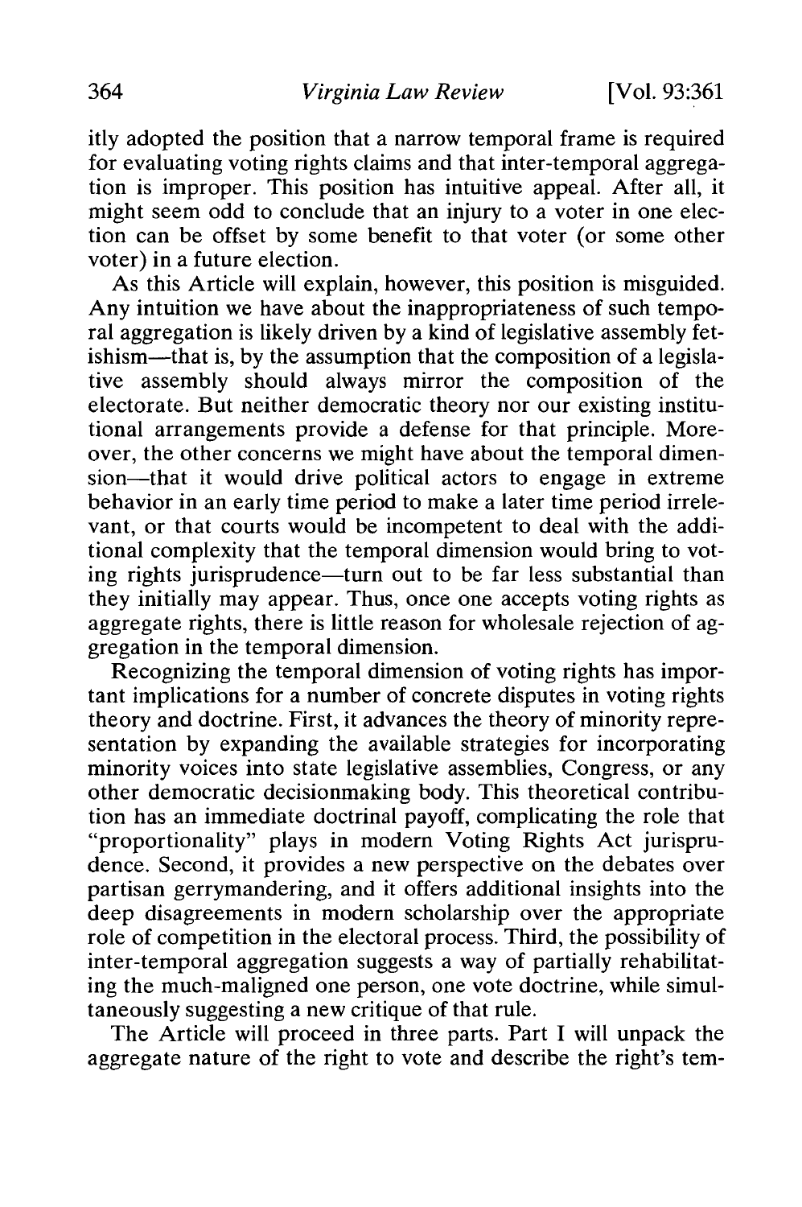itly adopted the position that a narrow temporal frame is required for evaluating voting rights claims and that inter-temporal aggregation is improper. This position has intuitive appeal. After all, it might seem odd to conclude that an injury to a voter in one election can be offset by some benefit to that voter (or some other voter) in a future election.

As this Article will explain, however, this position is misguided. Any intuition we have about the inappropriateness of such temporal aggregation is likely driven by a kind of legislative assembly fetishism—that is, by the assumption that the composition of a legislative assembly should always mirror the composition of the electorate. But neither democratic theory nor our existing institutional arrangements provide a defense for that principle. Moreover, the other concerns we might have about the temporal dimension—that it would drive political actors to engage in extreme behavior in an early time period to make a later time period irrelevant, or that courts would be incompetent to deal with the additional complexity that the temporal dimension would bring to voting rights jurisprudence—turn out to be far less substantial than they initially may appear. Thus, once one accepts voting rights as aggregate rights, there is little reason for wholesale rejection of aggregation in the temporal dimension.

Recognizing the temporal dimension of voting rights has important implications for a number of concrete disputes in voting rights theory and doctrine. First, it advances the theory of minority representation by expanding the available strategies for incorporating minority voices into state legislative assemblies, Congress, or any other democratic decisionmaking body. This theoretical contribution has an immediate doctrinal payoff, complicating the role that "proportionality" plays in modern Voting Rights Act jurisprudence. Second, it provides a new perspective on the debates over partisan gerrymandering, and it offers additional insights into the deep disagreements in modern scholarship over the appropriate role of competition in the electoral process. Third, the possibility of inter-temporal aggregation suggests a way of partially rehabilitating the much-maligned one person, one vote doctrine, while simultaneously suggesting a new critique of that rule.

The Article will proceed in three parts. Part I will unpack the aggregate nature of the right to vote and describe the right's tem-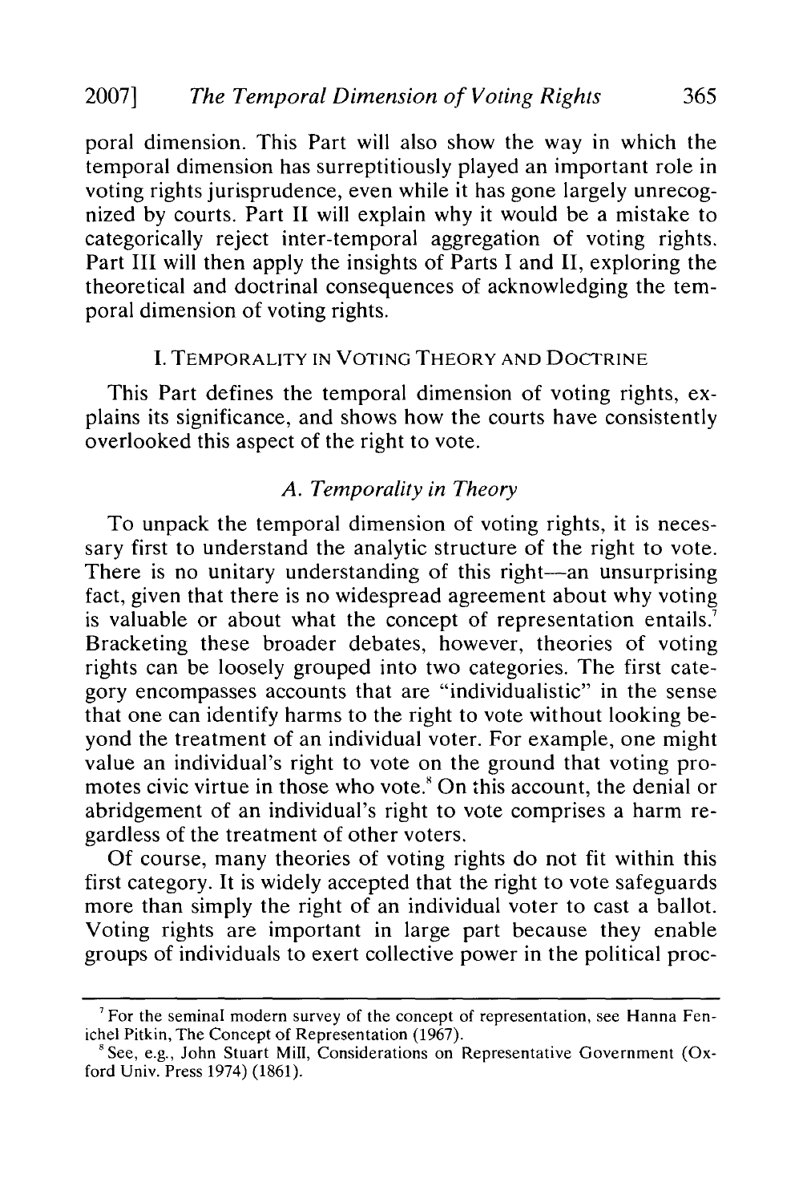poral dimension. This Part will also show the way in which the temporal dimension has surreptitiously played an important role in voting rights jurisprudence, even while it has gone largely unrecognized by courts. Part II will explain why it would be a mistake to categorically reject inter-temporal aggregation of voting rights. Part III will then apply the insights of Parts I and II, exploring the theoretical and doctrinal consequences of acknowledging the temporal dimension of voting rights.

## I. TEMPORALITY IN VOTING THEORY AND DOCTRINE

This Part defines the temporal dimension of voting rights, explains its significance, and shows how the courts have consistently overlooked this aspect of the right to vote.

### *A. Temporality in Theory*

To unpack the temporal dimension of voting rights, it is necessary first to understand the analytic structure of the right to vote. There is no unitary understanding of this right—an unsurprising fact, given that there is no widespread agreement about why voting is valuable or about what the concept of representation entails.[7] Bracketing these broader debates, however, theories of voting rights can be loosely grouped into two categories. The first category encompasses accounts that are "individualistic" in the sense that one can identify harms to the right to vote without looking beyond the treatment of an individual voter. For example, one might value an individual's right to vote on the ground that voting promotes civic virtue in those who vote.[8] On this account, the denial or abridgement of an individual's right to vote comprises a harm regardless of the treatment of other voters.

Of course, many theories of voting rights do not fit within this first category. It is widely accepted that the right to vote safeguards more than simply the right of an individual voter to cast a ballot. Voting rights are important in large part because they enable groups of individuals to exert collective power in the political proc-

---

[7] For the seminal modern survey of the concept of representation, see Hanna Fenichel Pitkin, The Concept of Representation (1967).

[8] See, e.g., John Stuart Mill, Considerations on Representative Government (Oxford Univ. Press 1974) (1861).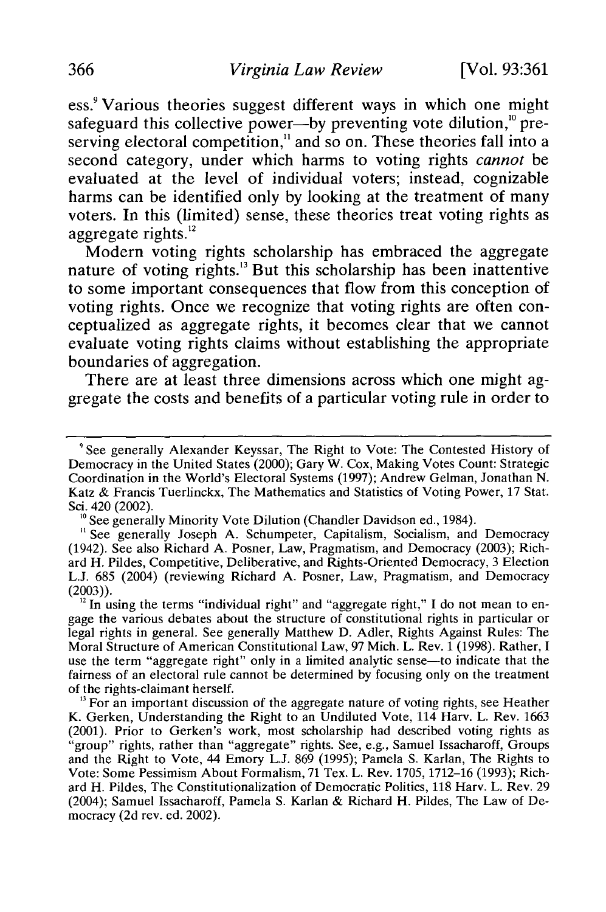ess.[9] Various theories suggest different ways in which one might safeguard this collective power—by preventing vote dilution,[10] preserving electoral competition,[11] and so on. These theories fall into a second category, under which harms to voting rights *cannot* be evaluated at the level of individual voters; instead, cognizable harms can be identified only by looking at the treatment of many voters. In this (limited) sense, these theories treat voting rights as aggregate rights.[12]

Modern voting rights scholarship has embraced the aggregate nature of voting rights.[13] But this scholarship has been inattentive to some important consequences that flow from this conception of voting rights. Once we recognize that voting rights are often conceptualized as aggregate rights, it becomes clear that we cannot evaluate voting rights claims without establishing the appropriate boundaries of aggregation.

There are at least three dimensions across which one might aggregate the costs and benefits of a particular voting rule in order to

---

[9] See generally Alexander Keyssar, The Right to Vote: The Contested History of Democracy in the United States (2000); Gary W. Cox, Making Votes Count: Strategic Coordination in the World's Electoral Systems (1997); Andrew Gelman, Jonathan N. Katz & Francis Tuerlinckx, The Mathematics and Statistics of Voting Power, 17 Stat. Sci. 420 (2002).

[10] See generally Minority Vote Dilution (Chandler Davidson ed., 1984).

[11] See generally Joseph A. Schumpeter, Capitalism, Socialism, and Democracy (1942). See also Richard A. Posner, Law, Pragmatism, and Democracy (2003); Richard H. Pildes, Competitive, Deliberative, and Rights-Oriented Democracy, 3 Election L.J. 685 (2004) (reviewing Richard A. Posner, Law, Pragmatism, and Democracy (2003)).

[12] In using the terms "individual right" and "aggregate right," I do not mean to engage the various debates about the structure of constitutional rights in particular or legal rights in general. See generally Matthew D. Adler, Rights Against Rules: The Moral Structure of American Constitutional Law, 97 Mich. L. Rev. 1 (1998). Rather, I use the term "aggregate right" only in a limited analytic sense—to indicate that the fairness of an electoral rule cannot be determined by focusing only on the treatment of the rights-claimant herself.

[13] For an important discussion of the aggregate nature of voting rights, see Heather K. Gerken, Understanding the Right to an Undiluted Vote, 114 Harv. L. Rev. 1663 (2001). Prior to Gerken's work, most scholarship had described voting rights as "group" rights, rather than "aggregate" rights. See, e.g., Samuel Issacharoff, Groups and the Right to Vote, 44 Emory L.J. 869 (1995); Pamela S. Karlan, The Rights to Vote: Some Pessimism About Formalism, 71 Tex. L. Rev. 1705, 1712–16 (1993); Richard H. Pildes, The Constitutionalization of Democratic Politics, 118 Harv. L. Rev. 29 (2004); Samuel Issacharoff, Pamela S. Karlan & Richard H. Pildes, The Law of Democracy (2d rev. ed. 2002).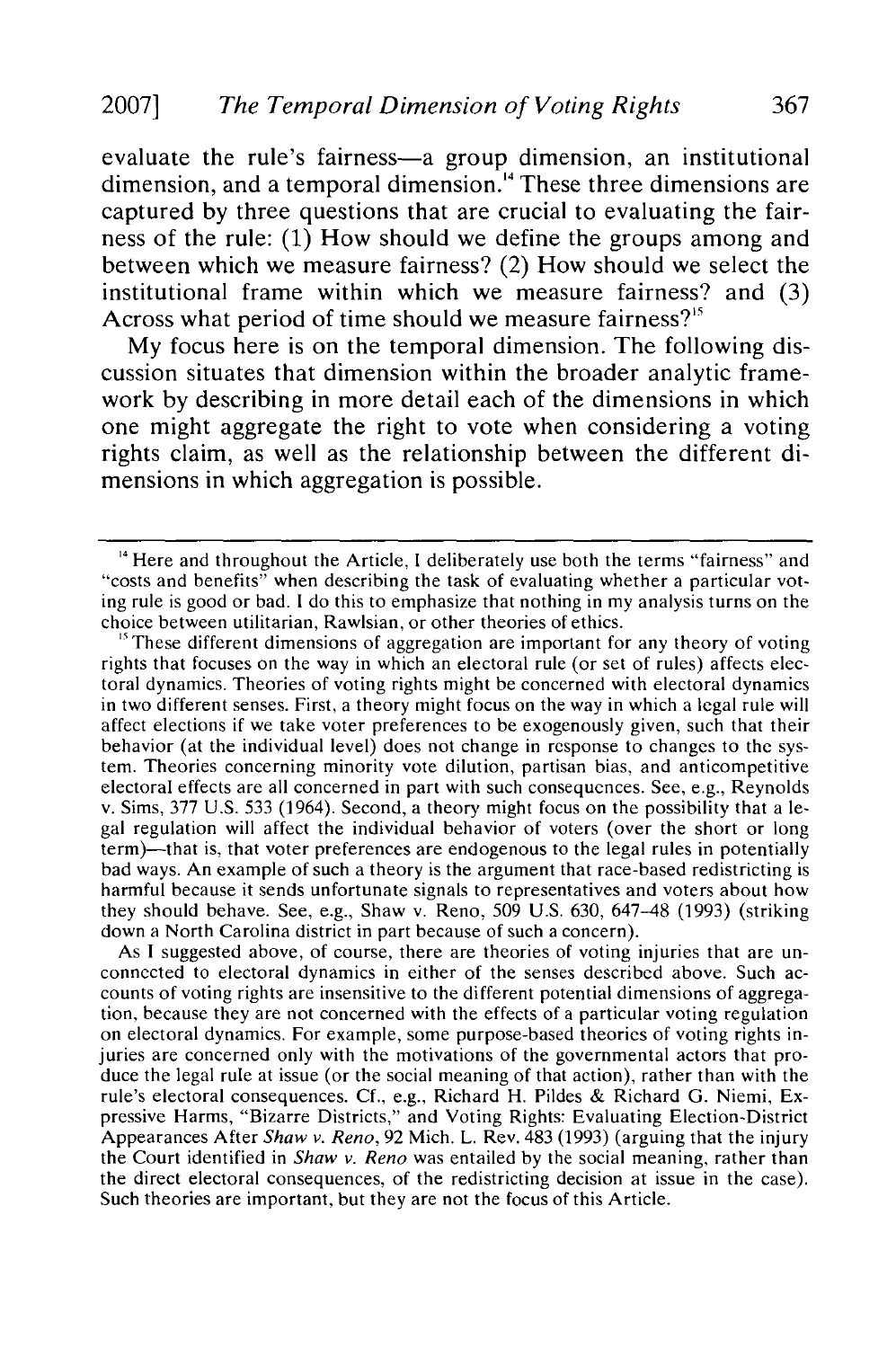evaluate the rule's fairness—a group dimension, an institutional dimension, and a temporal dimension.[14] These three dimensions are captured by three questions that are crucial to evaluating the fairness of the rule: (1) How should we define the groups among and between which we measure fairness? (2) How should we select the institutional frame within which we measure fairness? and (3) Across what period of time should we measure fairness?[15]

My focus here is on the temporal dimension. The following discussion situates that dimension within the broader analytic framework by describing in more detail each of the dimensions in which one might aggregate the right to vote when considering a voting rights claim, as well as the relationship between the different dimensions in which aggregation is possible.

---

[14] Here and throughout the Article, I deliberately use both the terms "fairness" and "costs and benefits" when describing the task of evaluating whether a particular voting rule is good or bad. I do this to emphasize that nothing in my analysis turns on the choice between utilitarian, Rawlsian, or other theories of ethics.

[15] These different dimensions of aggregation are important for any theory of voting rights that focuses on the way in which an electoral rule (or set of rules) affects electoral dynamics. Theories of voting rights might be concerned with electoral dynamics in two different senses. First, a theory might focus on the way in which a legal rule will affect elections if we take voter preferences to be exogenously given, such that their behavior (at the individual level) does not change in response to changes to the system. Theories concerning minority vote dilution, partisan bias, and anticompetitive electoral effects are all concerned in part with such consequences. See, e.g., Reynolds v. Sims, 377 U.S. 533 (1964). Second, a theory might focus on the possibility that a legal regulation will affect the individual behavior of voters (over the short or long term)—that is, that voter preferences are endogenous to the legal rules in potentially bad ways. An example of such a theory is the argument that race-based redistricting is harmful because it sends unfortunate signals to representatives and voters about how they should behave. See, e.g., Shaw v. Reno, 509 U.S. 630, 647–48 (1993) (striking down a North Carolina district in part because of such a concern).

As I suggested above, of course, there are theories of voting injuries that are unconnected to electoral dynamics in either of the senses described above. Such accounts of voting rights are insensitive to the different potential dimensions of aggregation, because they are not concerned with the effects of a particular voting regulation on electoral dynamics. For example, some purpose-based theories of voting rights injuries are concerned only with the motivations of the governmental actors that produce the legal rule at issue (or the social meaning of that action), rather than with the rule's electoral consequences. Cf., e.g., Richard H. Pildes & Richard G. Niemi, Expressive Harms, "Bizarre Districts," and Voting Rights: Evaluating Election-District Appearances After *Shaw v. Reno*, 92 Mich. L. Rev. 483 (1993) (arguing that the injury the Court identified in *Shaw v. Reno* was entailed by the social meaning, rather than the direct electoral consequences, of the redistricting decision at issue in the case). Such theories are important, but they are not the focus of this Article.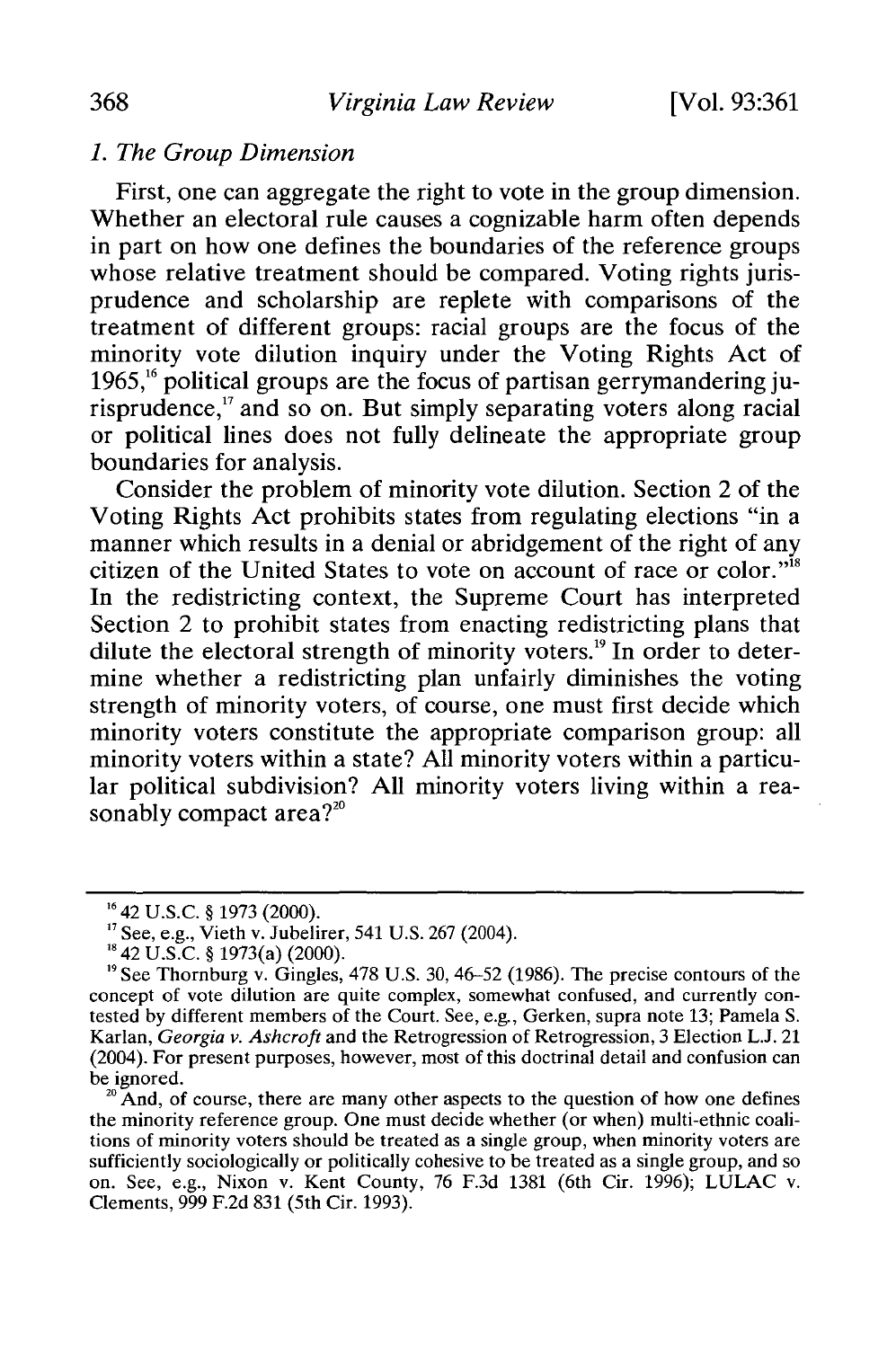### *1. The Group Dimension*

First, one can aggregate the right to vote in the group dimension. Whether an electoral rule causes a cognizable harm often depends in part on how one defines the boundaries of the reference groups whose relative treatment should be compared. Voting rights jurisprudence and scholarship are replete with comparisons of the treatment of different groups: racial groups are the focus of the minority vote dilution inquiry under the Voting Rights Act of 1965,[16] political groups are the focus of partisan gerrymandering jurisprudence,[17] and so on. But simply separating voters along racial or political lines does not fully delineate the appropriate group boundaries for analysis.

Consider the problem of minority vote dilution. Section 2 of the Voting Rights Act prohibits states from regulating elections "in a manner which results in a denial or abridgement of the right of any citizen of the United States to vote on account of race or color."[18] In the redistricting context, the Supreme Court has interpreted Section 2 to prohibit states from enacting redistricting plans that dilute the electoral strength of minority voters.[19] In order to determine whether a redistricting plan unfairly diminishes the voting strength of minority voters, of course, one must first decide which minority voters constitute the appropriate comparison group: all minority voters within a state? All minority voters within a particular political subdivision? All minority voters living within a reasonably compact area?[20]

---

[16] 42 U.S.C. § 1973 (2000).

[17] See, e.g., Vieth v. Jubelirer, 541 U.S. 267 (2004).

[18] 42 U.S.C. § 1973(a) (2000).

[19] See Thornburg v. Gingles, 478 U.S. 30, 46–52 (1986). The precise contours of the concept of vote dilution are quite complex, somewhat confused, and currently contested by different members of the Court. See, e.g., Gerken, supra note 13; Pamela S. Karlan, *Georgia v. Ashcroft* and the Retrogression of Retrogression, 3 Election L.J. 21 (2004). For present purposes, however, most of this doctrinal detail and confusion can be ignored.

[20] And, of course, there are many other aspects to the question of how one defines the minority reference group. One must decide whether (or when) multi-ethnic coalitions of minority voters should be treated as a single group, when minority voters are sufficiently sociologically or politically cohesive to be treated as a single group, and so on. See, e.g., Nixon v. Kent County, 76 F.3d 1381 (6th Cir. 1996); LULAC v. Clements, 999 F.2d 831 (5th Cir. 1993).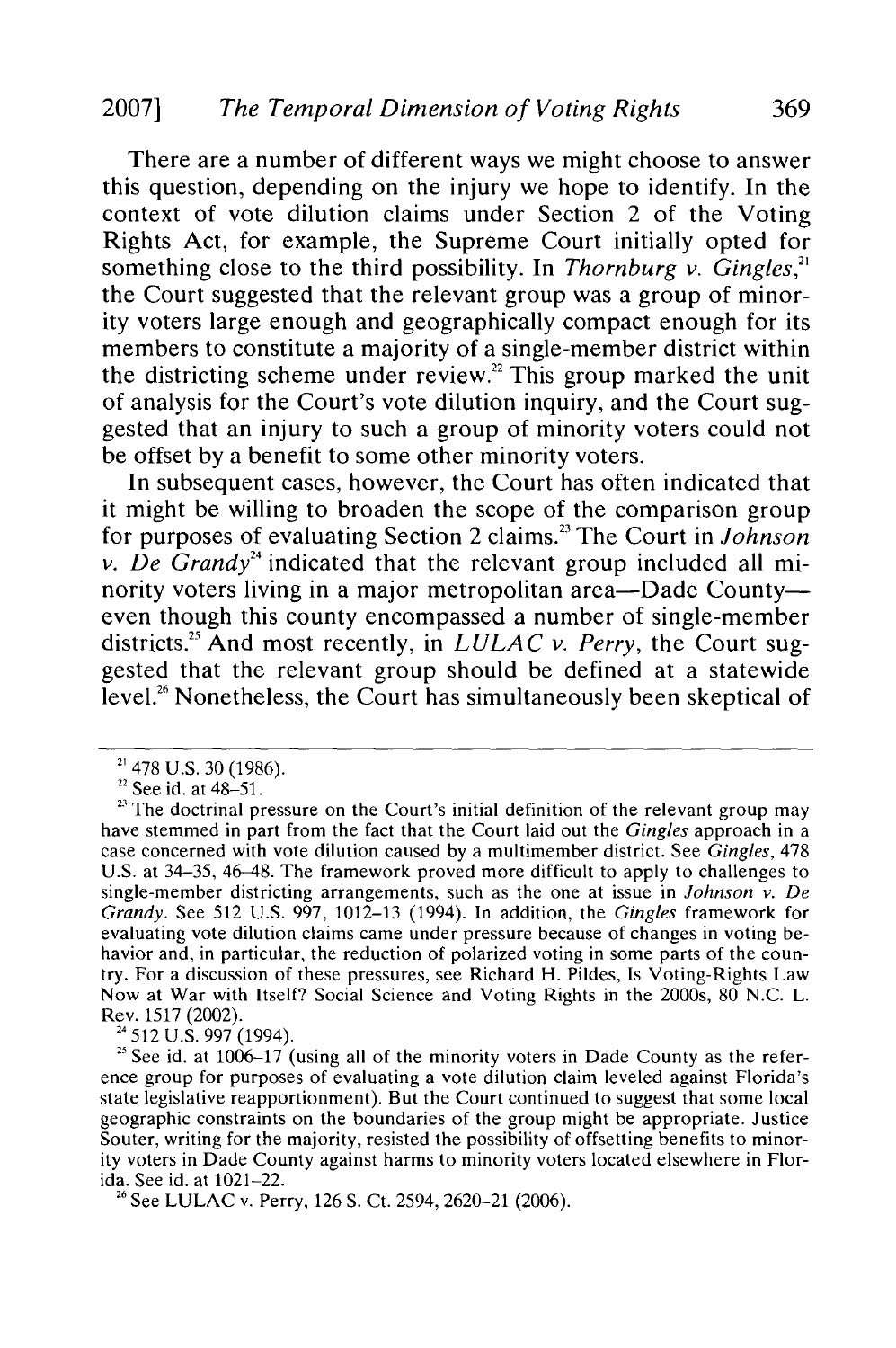There are a number of different ways we might choose to answer this question, depending on the injury we hope to identify. In the context of vote dilution claims under Section 2 of the Voting Rights Act, for example, the Supreme Court initially opted for something close to the third possibility. In *Thornburg v. Gingles*,[21] the Court suggested that the relevant group was a group of minority voters large enough and geographically compact enough for its members to constitute a majority of a single-member district within the districting scheme under review.[22] This group marked the unit of analysis for the Court's vote dilution inquiry, and the Court suggested that an injury to such a group of minority voters could not be offset by a benefit to some other minority voters.

In subsequent cases, however, the Court has often indicated that it might be willing to broaden the scope of the comparison group for purposes of evaluating Section 2 claims.[23] The Court in *Johnson v. De Grandy*[24] indicated that the relevant group included all minority voters living in a major metropolitan area—Dade County—even though this county encompassed a number of single-member districts.[25] And most recently, in *LULAC v. Perry*, the Court suggested that the relevant group should be defined at a statewide level.[26] Nonetheless, the Court has simultaneously been skeptical of

---

[21] 478 U.S. 30 (1986).

[22] See id. at 48–51.

[23] The doctrinal pressure on the Court's initial definition of the relevant group may have stemmed in part from the fact that the Court laid out the *Gingles* approach in a case concerned with vote dilution caused by a multimember district. See *Gingles*, 478 U.S. at 34–35, 46–48. The framework proved more difficult to apply to challenges to single-member districting arrangements, such as the one at issue in *Johnson v. De Grandy*. See 512 U.S. 997, 1012–13 (1994). In addition, the *Gingles* framework for evaluating vote dilution claims came under pressure because of changes in voting behavior and, in particular, the reduction of polarized voting in some parts of the country. For a discussion of these pressures, see Richard H. Pildes, Is Voting-Rights Law Now at War with Itself? Social Science and Voting Rights in the 2000s, 80 N.C. L. Rev. 1517 (2002).

[24] 512 U.S. 997 (1994).

[25] See id. at 1006–17 (using all of the minority voters in Dade County as the reference group for purposes of evaluating a vote dilution claim leveled against Florida's state legislative reapportionment). But the Court continued to suggest that some local geographic constraints on the boundaries of the group might be appropriate. Justice Souter, writing for the majority, resisted the possibility of offsetting benefits to minority voters in Dade County against harms to minority voters located elsewhere in Florida. See id. at 1021–22.

[26] See LULAC v. Perry, 126 S. Ct. 2594, 2620–21 (2006).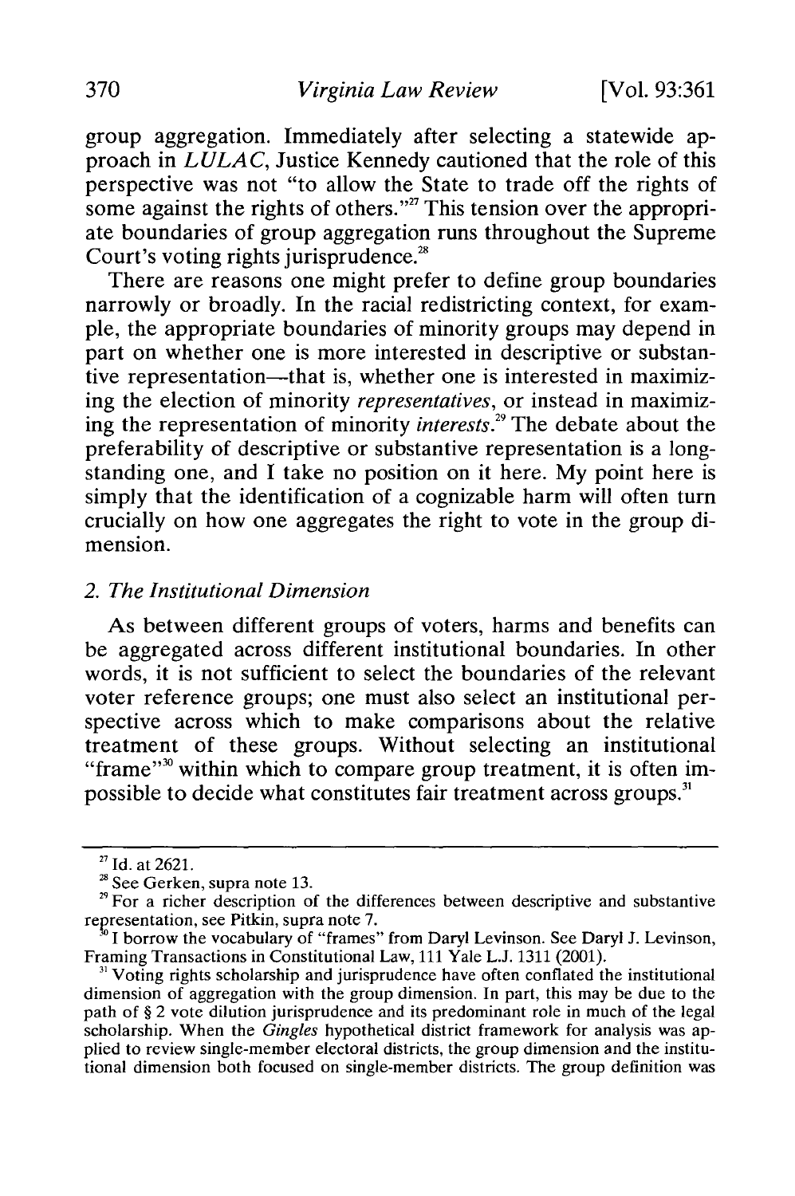group aggregation. Immediately after selecting a statewide approach in *LULAC*, Justice Kennedy cautioned that the role of this perspective was not "to allow the State to trade off the rights of some against the rights of others."[27] This tension over the appropriate boundaries of group aggregation runs throughout the Supreme Court's voting rights jurisprudence.[28]

There are reasons one might prefer to define group boundaries narrowly or broadly. In the racial redistricting context, for example, the appropriate boundaries of minority groups may depend in part on whether one is more interested in descriptive or substantive representation—that is, whether one is interested in maximizing the election of minority *representatives*, or instead in maximizing the representation of minority *interests*.[29] The debate about the preferability of descriptive or substantive representation is a longstanding one, and I take no position on it here. My point here is simply that the identification of a cognizable harm will often turn crucially on how one aggregates the right to vote in the group dimension.

### 2. *The Institutional Dimension*

As between different groups of voters, harms and benefits can be aggregated across different institutional boundaries. In other words, it is not sufficient to select the boundaries of the relevant voter reference groups; one must also select an institutional perspective across which to make comparisons about the relative treatment of these groups. Without selecting an institutional "frame"[30] within which to compare group treatment, it is often impossible to decide what constitutes fair treatment across groups.[31]

---

[27] Id. at 2621.

[28] See Gerken, supra note 13.

[29] For a richer description of the differences between descriptive and substantive representation, see Pitkin, supra note 7.

[30] I borrow the vocabulary of "frames" from Daryl Levinson. See Daryl J. Levinson, Framing Transactions in Constitutional Law, 111 Yale L.J. 1311 (2001).

[31] Voting rights scholarship and jurisprudence have often conflated the institutional dimension of aggregation with the group dimension. In part, this may be due to the path of § 2 vote dilution jurisprudence and its predominant role in much of the legal scholarship. When the *Gingles* hypothetical district framework for analysis was applied to review single-member electoral districts, the group dimension and the institutional dimension both focused on single-member districts. The group definition was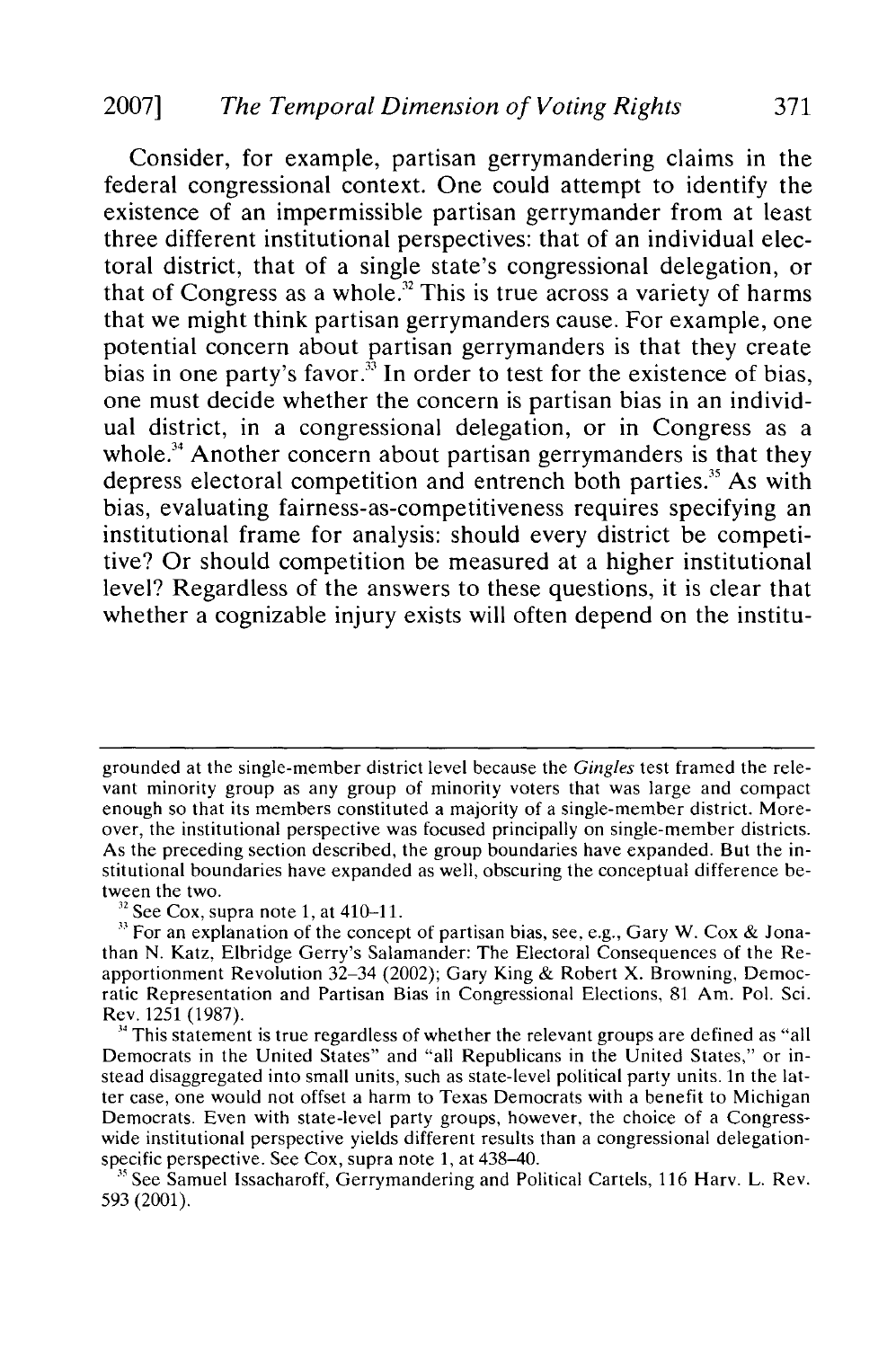Consider, for example, partisan gerrymandering claims in the federal congressional context. One could attempt to identify the existence of an impermissible partisan gerrymander from at least three different institutional perspectives: that of an individual electoral district, that of a single state's congressional delegation, or that of Congress as a whole.[32] This is true across a variety of harms that we might think partisan gerrymanders cause. For example, one potential concern about partisan gerrymanders is that they create bias in one party's favor.[33] In order to test for the existence of bias, one must decide whether the concern is partisan bias in an individual district, in a congressional delegation, or in Congress as a whole.[34] Another concern about partisan gerrymanders is that they depress electoral competition and entrench both parties.[35] As with bias, evaluating fairness-as-competitiveness requires specifying an institutional frame for analysis: should every district be competitive? Or should competition be measured at a higher institutional level? Regardless of the answers to these questions, it is clear that whether a cognizable injury exists will often depend on the institu-

---

grounded at the single-member district level because the *Gingles* test framed the relevant minority group as any group of minority voters that was large and compact enough so that its members constituted a majority of a single-member district. Moreover, the institutional perspective was focused principally on single-member districts. As the preceding section described, the group boundaries have expanded. But the institutional boundaries have expanded as well, obscuring the conceptual difference between the two.

[32] See Cox, supra note 1, at 410–11.

[33] For an explanation of the concept of partisan bias, see, e.g., Gary W. Cox & Jonathan N. Katz, Elbridge Gerry's Salamander: The Electoral Consequences of the Reapportionment Revolution 32–34 (2002); Gary King & Robert X. Browning, Democratic Representation and Partisan Bias in Congressional Elections, 81 Am. Pol. Sci. Rev. 1251 (1987).

[34] This statement is true regardless of whether the relevant groups are defined as "all Democrats in the United States" and "all Republicans in the United States," or instead disaggregated into small units, such as state-level political party units. In the latter case, one would not offset a harm to Texas Democrats with a benefit to Michigan Democrats. Even with state-level party groups, however, the choice of a Congress-wide institutional perspective yields different results than a congressional delegation-specific perspective. See Cox, supra note 1, at 438–40.

[35] See Samuel Issacharoff, Gerrymandering and Political Cartels, 116 Harv. L. Rev. 593 (2001).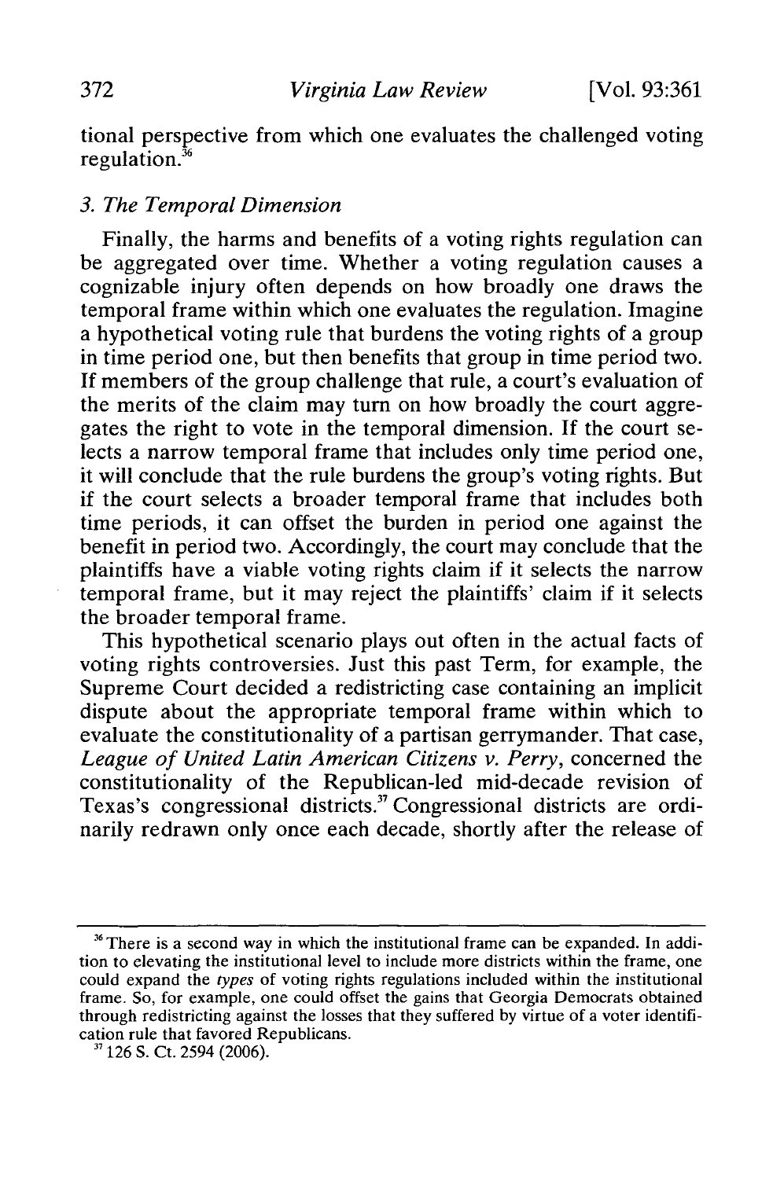tional perspective from which one evaluates the challenged voting regulation.[36]

### 3. The Temporal Dimension

Finally, the harms and benefits of a voting rights regulation can be aggregated over time. Whether a voting regulation causes a cognizable injury often depends on how broadly one draws the temporal frame within which one evaluates the regulation. Imagine a hypothetical voting rule that burdens the voting rights of a group in time period one, but then benefits that group in time period two. If members of the group challenge that rule, a court's evaluation of the merits of the claim may turn on how broadly the court aggregates the right to vote in the temporal dimension. If the court selects a narrow temporal frame that includes only time period one, it will conclude that the rule burdens the group's voting rights. But if the court selects a broader temporal frame that includes both time periods, it can offset the burden in period one against the benefit in period two. Accordingly, the court may conclude that the plaintiffs have a viable voting rights claim if it selects the narrow temporal frame, but it may reject the plaintiffs' claim if it selects the broader temporal frame.

This hypothetical scenario plays out often in the actual facts of voting rights controversies. Just this past Term, for example, the Supreme Court decided a redistricting case containing an implicit dispute about the appropriate temporal frame within which to evaluate the constitutionality of a partisan gerrymander. That case, *League of United Latin American Citizens v. Perry*, concerned the constitutionality of the Republican-led mid-decade revision of Texas's congressional districts.[37] Congressional districts are ordinarily redrawn only once each decade, shortly after the release of

---

[36] There is a second way in which the institutional frame can be expanded. In addition to elevating the institutional level to include more districts within the frame, one could expand the *types* of voting rights regulations included within the institutional frame. So, for example, one could offset the gains that Georgia Democrats obtained through redistricting against the losses that they suffered by virtue of a voter identification rule that favored Republicans.

[37] 126 S. Ct. 2594 (2006).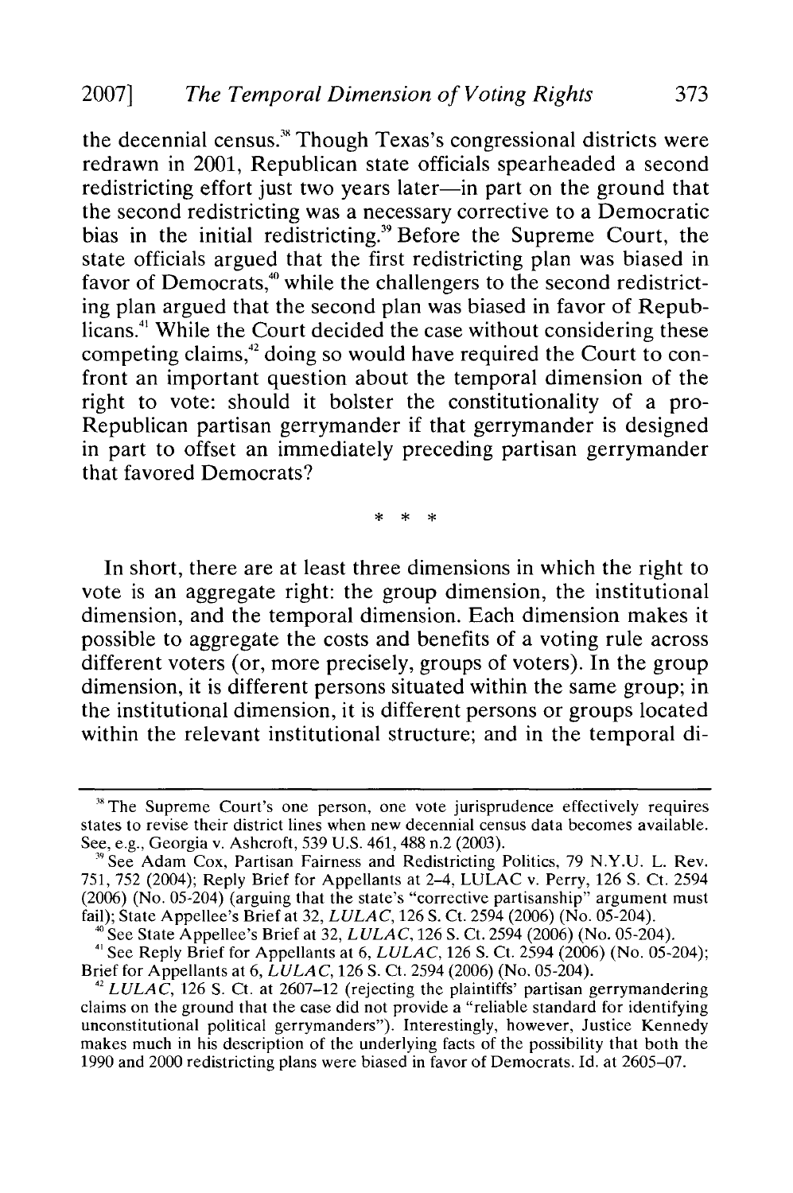the decennial census.[38] Though Texas's congressional districts were redrawn in 2001, Republican state officials spearheaded a second redistricting effort just two years later—in part on the ground that the second redistricting was a necessary corrective to a Democratic bias in the initial redistricting.[39] Before the Supreme Court, the state officials argued that the first redistricting plan was biased in favor of Democrats,[40] while the challengers to the second redistricting plan argued that the second plan was biased in favor of Republicans.[41] While the Court decided the case without considering these competing claims,[42] doing so would have required the Court to confront an important question about the temporal dimension of the right to vote: should it bolster the constitutionality of a pro-Republican partisan gerrymander if that gerrymander is designed in part to offset an immediately preceding partisan gerrymander that favored Democrats?

\* \* \*

In short, there are at least three dimensions in which the right to vote is an aggregate right: the group dimension, the institutional dimension, and the temporal dimension. Each dimension makes it possible to aggregate the costs and benefits of a voting rule across different voters (or, more precisely, groups of voters). In the group dimension, it is different persons situated within the same group; in the institutional dimension, it is different persons or groups located within the relevant institutional structure; and in the temporal di-

---

[38] The Supreme Court's one person, one vote jurisprudence effectively requires states to revise their district lines when new decennial census data becomes available. See, e.g., Georgia v. Ashcroft, 539 U.S. 461, 488 n.2 (2003).

[39] See Adam Cox, Partisan Fairness and Redistricting Politics, 79 N.Y.U. L. Rev. 751, 752 (2004); Reply Brief for Appellants at 2–4, LULAC v. Perry, 126 S. Ct. 2594 (2006) (No. 05-204) (arguing that the state's "corrective partisanship" argument must fail); State Appellee's Brief at 32, *LULAC*, 126 S. Ct. 2594 (2006) (No. 05-204).

[40] See State Appellee's Brief at 32, *LULAC*, 126 S. Ct. 2594 (2006) (No. 05-204).

[41] See Reply Brief for Appellants at 6, *LULAC*, 126 S. Ct. 2594 (2006) (No. 05-204); Brief for Appellants at 6, *LULAC*, 126 S. Ct. 2594 (2006) (No. 05-204).

[42] *LULAC*, 126 S. Ct. at 2607–12 (rejecting the plaintiffs' partisan gerrymandering claims on the ground that the case did not provide a "reliable standard for identifying unconstitutional political gerrymanders"). Interestingly, however, Justice Kennedy makes much in his description of the underlying facts of the possibility that both the 1990 and 2000 redistricting plans were biased in favor of Democrats. Id. at 2605–07.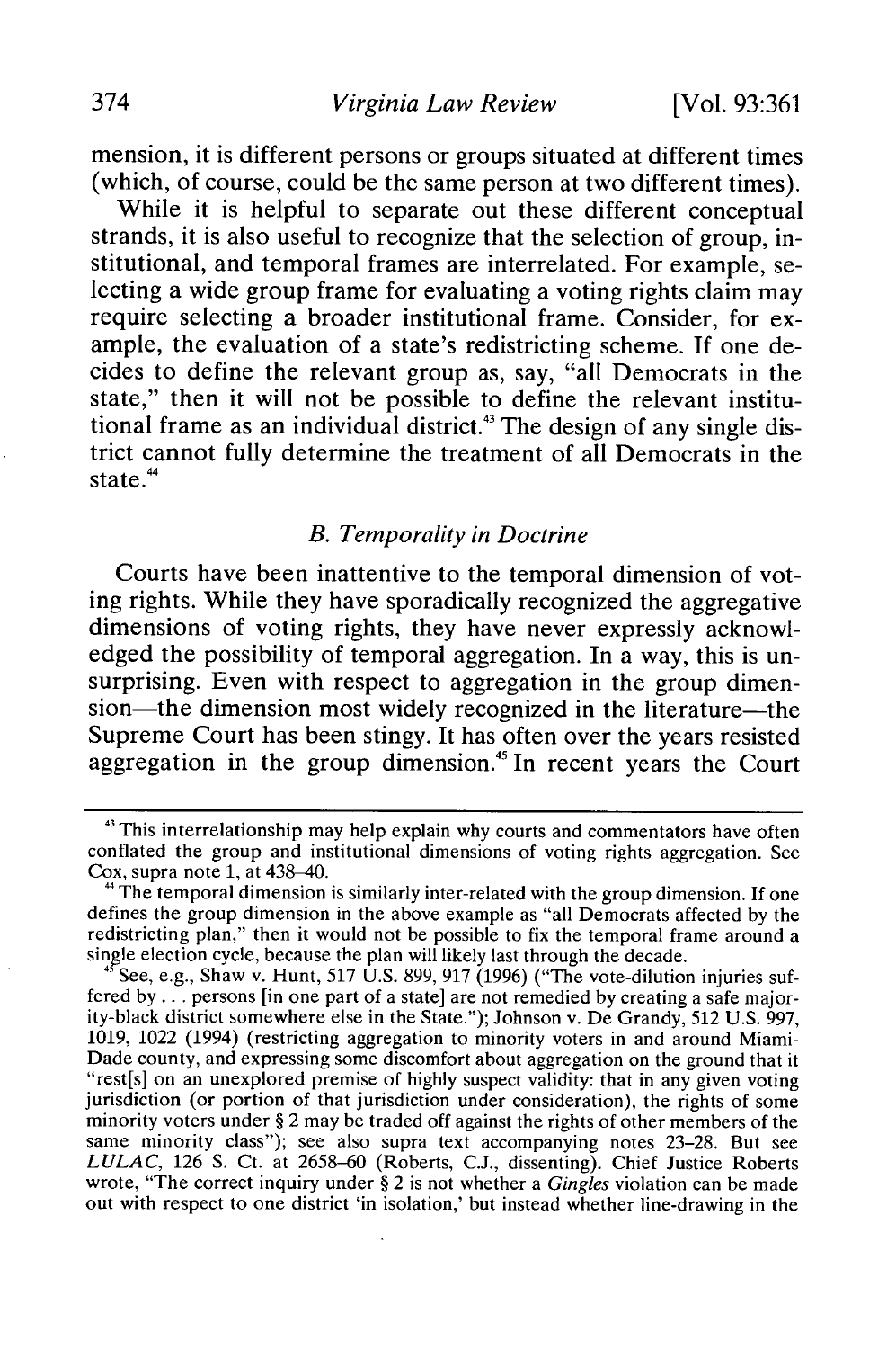mension, it is different persons or groups situated at different times (which, of course, could be the same person at two different times).

While it is helpful to separate out these different conceptual strands, it is also useful to recognize that the selection of group, institutional, and temporal frames are interrelated. For example, selecting a wide group frame for evaluating a voting rights claim may require selecting a broader institutional frame. Consider, for example, the evaluation of a state's redistricting scheme. If one decides to define the relevant group as, say, "all Democrats in the state," then it will not be possible to define the relevant institutional frame as an individual district.[43] The design of any single district cannot fully determine the treatment of all Democrats in the state.[44]

### *B. Temporality in Doctrine*

Courts have been inattentive to the temporal dimension of voting rights. While they have sporadically recognized the aggregative dimensions of voting rights, they have never expressly acknowledged the possibility of temporal aggregation. In a way, this is unsurprising. Even with respect to aggregation in the group dimension—the dimension most widely recognized in the literature—the Supreme Court has been stingy. It has often over the years resisted aggregation in the group dimension.[45] In recent years the Court

---

[43] This interrelationship may help explain why courts and commentators have often conflated the group and institutional dimensions of voting rights aggregation. See Cox, supra note 1, at 438–40.

[44] The temporal dimension is similarly inter-related with the group dimension. If one defines the group dimension in the above example as "all Democrats affected by the redistricting plan," then it would not be possible to fix the temporal frame around a single election cycle, because the plan will likely last through the decade.

[45] See, e.g., Shaw v. Hunt, 517 U.S. 899, 917 (1996) ("The vote-dilution injuries suffered by . . . persons [in one part of a state] are not remedied by creating a safe majority-black district somewhere else in the State."); Johnson v. De Grandy, 512 U.S. 997, 1019, 1022 (1994) (restricting aggregation to minority voters in and around Miami-Dade county, and expressing some discomfort about aggregation on the ground that it "rest[s] on an unexplored premise of highly suspect validity: that in any given voting jurisdiction (or portion of that jurisdiction under consideration), the rights of some minority voters under § 2 may be traded off against the rights of other members of the same minority class"); see also supra text accompanying notes 23–28. But see *LULAC*, 126 S. Ct. at 2658–60 (Roberts, C.J., dissenting). Chief Justice Roberts wrote, "The correct inquiry under § 2 is not whether a *Gingles* violation can be made out with respect to one district 'in isolation,' but instead whether line-drawing in the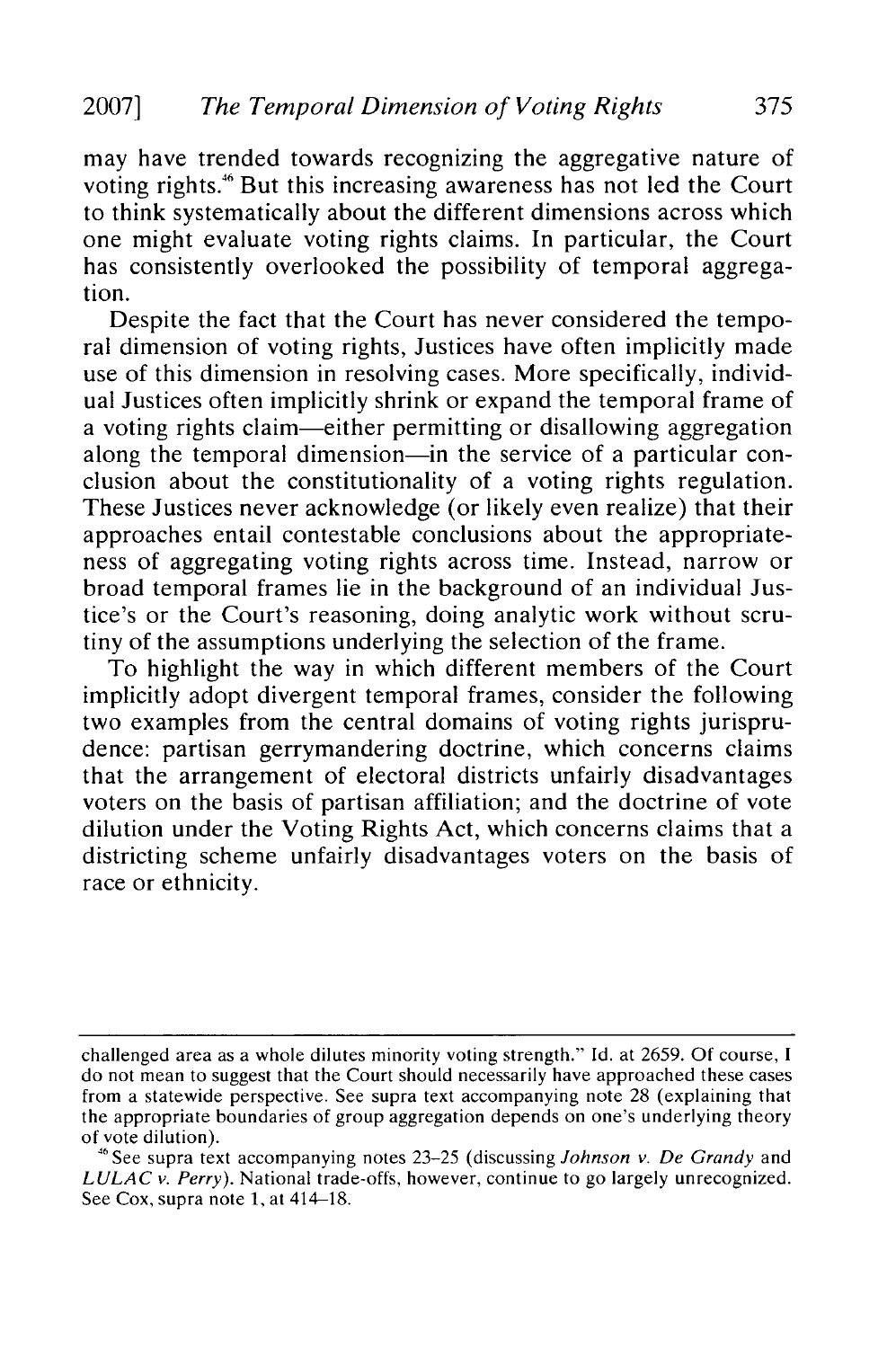may have trended towards recognizing the aggregative nature of voting rights.[46] But this increasing awareness has not led the Court to think systematically about the different dimensions across which one might evaluate voting rights claims. In particular, the Court has consistently overlooked the possibility of temporal aggregation.

Despite the fact that the Court has never considered the temporal dimension of voting rights, Justices have often implicitly made use of this dimension in resolving cases. More specifically, individual Justices often implicitly shrink or expand the temporal frame of a voting rights claim—either permitting or disallowing aggregation along the temporal dimension—in the service of a particular conclusion about the constitutionality of a voting rights regulation. These Justices never acknowledge (or likely even realize) that their approaches entail contestable conclusions about the appropriateness of aggregating voting rights across time. Instead, narrow or broad temporal frames lie in the background of an individual Justice's or the Court's reasoning, doing analytic work without scrutiny of the assumptions underlying the selection of the frame.

To highlight the way in which different members of the Court implicitly adopt divergent temporal frames, consider the following two examples from the central domains of voting rights jurisprudence: partisan gerrymandering doctrine, which concerns claims that the arrangement of electoral districts unfairly disadvantages voters on the basis of partisan affiliation; and the doctrine of vote dilution under the Voting Rights Act, which concerns claims that a districting scheme unfairly disadvantages voters on the basis of race or ethnicity.

---

challenged area as a whole dilutes minority voting strength." Id. at 2659. Of course, I do not mean to suggest that the Court should necessarily have approached these cases from a statewide perspective. See supra text accompanying note 28 (explaining that the appropriate boundaries of group aggregation depends on one's underlying theory of vote dilution).

[46] See supra text accompanying notes 23–25 (discussing *Johnson v. De Grandy* and *LULAC v. Perry*). National trade-offs, however, continue to go largely unrecognized. See Cox, supra note 1, at 414–18.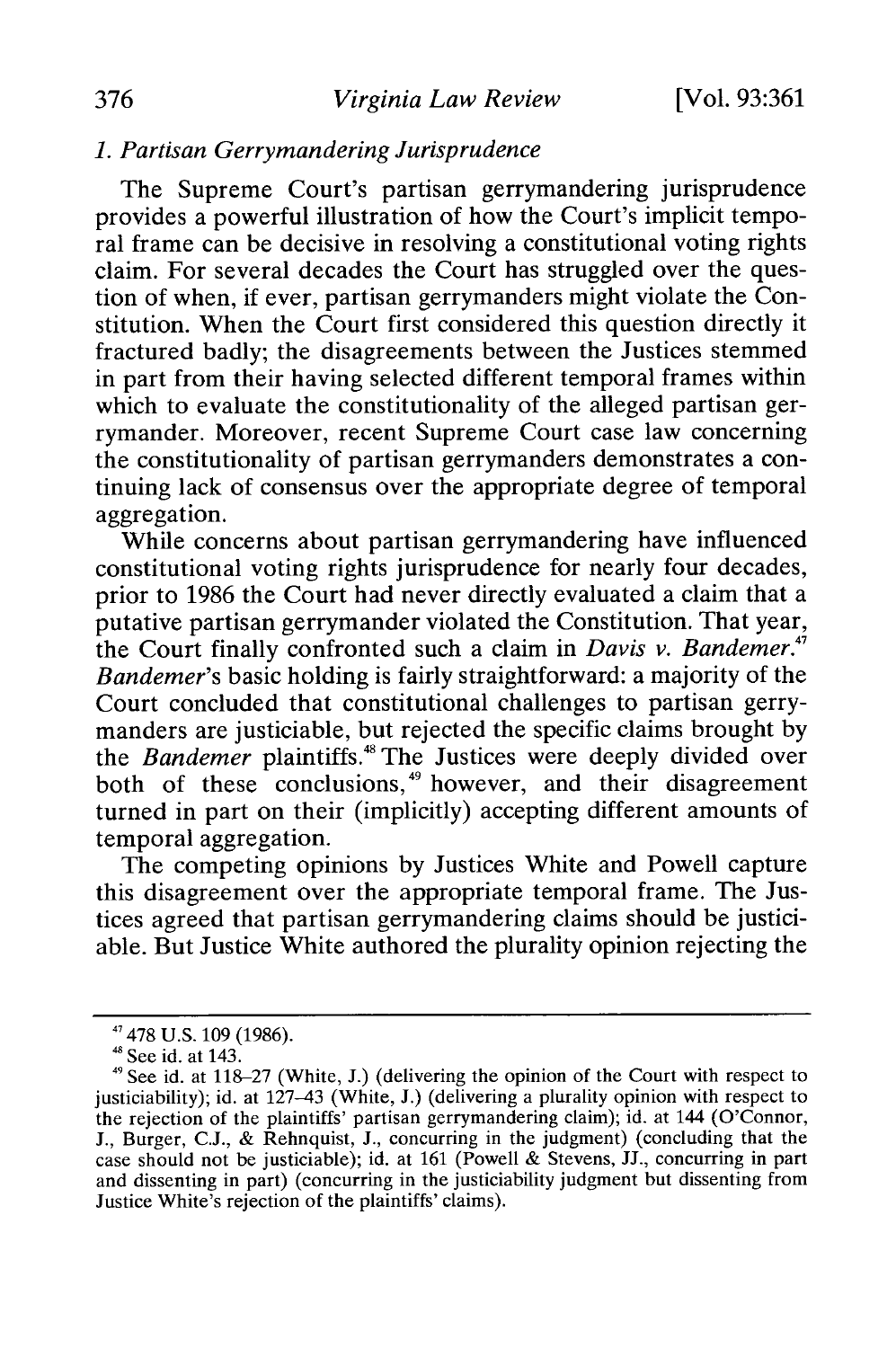### 1. Partisan Gerrymandering Jurisprudence

The Supreme Court's partisan gerrymandering jurisprudence provides a powerful illustration of how the Court's implicit temporal frame can be decisive in resolving a constitutional voting rights claim. For several decades the Court has struggled over the question of when, if ever, partisan gerrymanders might violate the Constitution. When the Court first considered this question directly it fractured badly; the disagreements between the Justices stemmed in part from their having selected different temporal frames within which to evaluate the constitutionality of the alleged partisan gerrymander. Moreover, recent Supreme Court case law concerning the constitutionality of partisan gerrymanders demonstrates a continuing lack of consensus over the appropriate degree of temporal aggregation.

While concerns about partisan gerrymandering have influenced constitutional voting rights jurisprudence for nearly four decades, prior to 1986 the Court had never directly evaluated a claim that a putative partisan gerrymander violated the Constitution. That year, the Court finally confronted such a claim in *Davis v. Bandemer*.[47] *Bandemer*'s basic holding is fairly straightforward: a majority of the Court concluded that constitutional challenges to partisan gerrymanders are justiciable, but rejected the specific claims brought by the *Bandemer* plaintiffs.[48] The Justices were deeply divided over both of these conclusions,[49] however, and their disagreement turned in part on their (implicitly) accepting different amounts of temporal aggregation.

The competing opinions by Justices White and Powell capture this disagreement over the appropriate temporal frame. The Justices agreed that partisan gerrymandering claims should be justiciable. But Justice White authored the plurality opinion rejecting the

---

[47] 478 U.S. 109 (1986).

[48] See id. at 143.

[49] See id. at 118–27 (White, J.) (delivering the opinion of the Court with respect to justiciability); id. at 127–43 (White, J.) (delivering a plurality opinion with respect to the rejection of the plaintiffs' partisan gerrymandering claim); id. at 144 (O'Connor, J., Burger, C.J., & Rehnquist, J., concurring in the judgment) (concluding that the case should not be justiciable); id. at 161 (Powell & Stevens, JJ., concurring in part and dissenting in part) (concurring in the justiciability judgment but dissenting from Justice White's rejection of the plaintiffs' claims).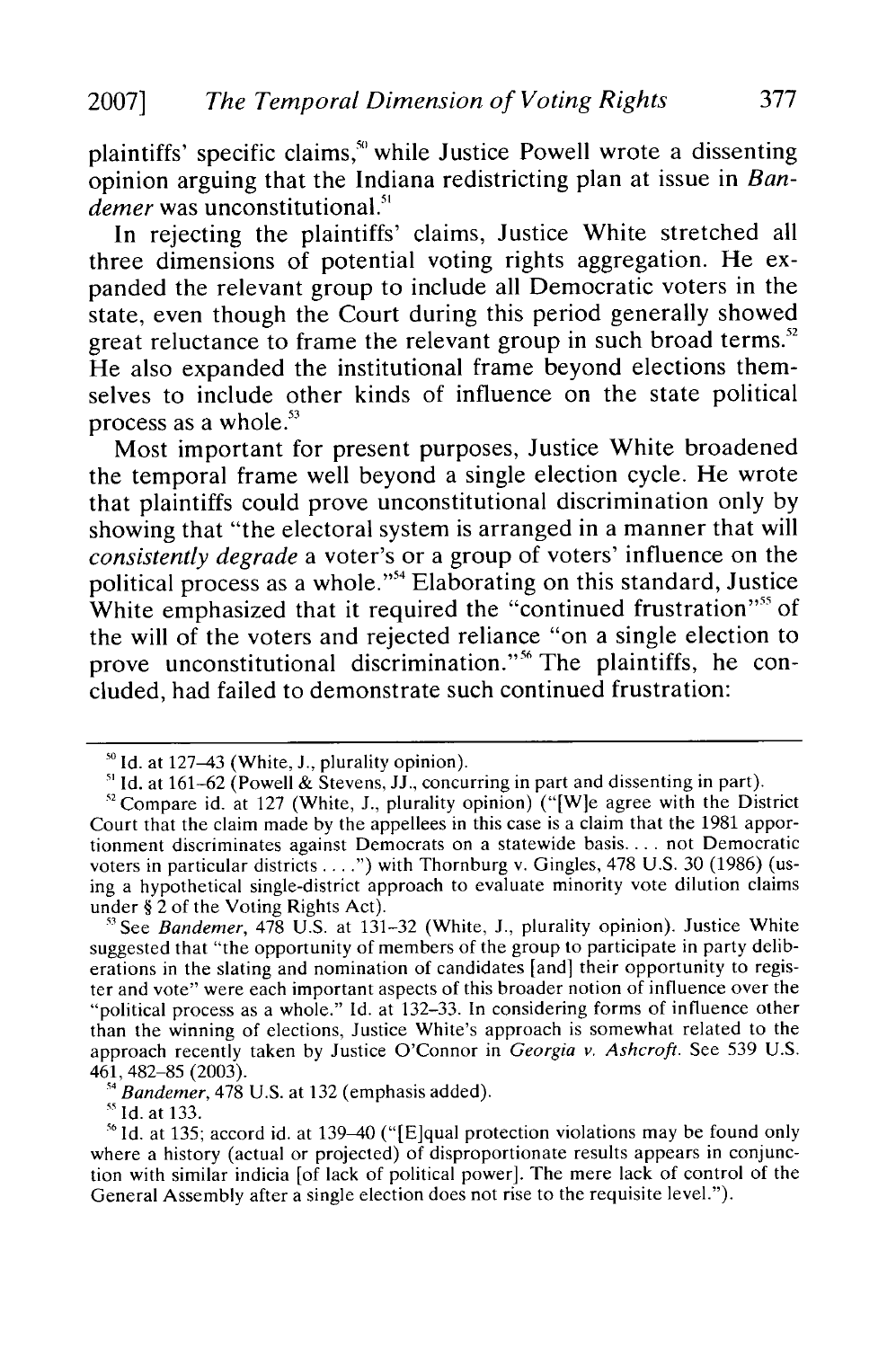plaintiffs' specific claims,[50] while Justice Powell wrote a dissenting opinion arguing that the Indiana redistricting plan at issue in *Bandemer* was unconstitutional.[51]

In rejecting the plaintiffs' claims, Justice White stretched all three dimensions of potential voting rights aggregation. He expanded the relevant group to include all Democratic voters in the state, even though the Court during this period generally showed great reluctance to frame the relevant group in such broad terms.[52] He also expanded the institutional frame beyond elections themselves to include other kinds of influence on the state political process as a whole.[53]

Most important for present purposes, Justice White broadened the temporal frame well beyond a single election cycle. He wrote that plaintiffs could prove unconstitutional discrimination only by showing that "the electoral system is arranged in a manner that will *consistently degrade* a voter's or a group of voters' influence on the political process as a whole."[54] Elaborating on this standard, Justice White emphasized that it required the "continued frustration"[55] of the will of the voters and rejected reliance "on a single election to prove unconstitutional discrimination."[56] The plaintiffs, he concluded, had failed to demonstrate such continued frustration:

---

[50] Id. at 127–43 (White, J., plurality opinion).

[51] Id. at 161–62 (Powell & Stevens, JJ., concurring in part and dissenting in part).

[52] Compare id. at 127 (White, J., plurality opinion) ("[W]e agree with the District Court that the claim made by the appellees in this case is a claim that the 1981 apportionment discriminates against Democrats on a statewide basis. . . . not Democratic voters in particular districts . . . .") with Thornburg v. Gingles, 478 U.S. 30 (1986) (using a hypothetical single-district approach to evaluate minority vote dilution claims under § 2 of the Voting Rights Act).

[53] See *Bandemer*, 478 U.S. at 131–32 (White, J., plurality opinion). Justice White suggested that "the opportunity of members of the group to participate in party deliberations in the slating and nomination of candidates [and] their opportunity to register and vote" were each important aspects of this broader notion of influence over the "political process as a whole." Id. at 132–33. In considering forms of influence other than the winning of elections, Justice White's approach is somewhat related to the approach recently taken by Justice O'Connor in *Georgia v. Ashcroft*. See 539 U.S. 461, 482–85 (2003).

[54] *Bandemer*, 478 U.S. at 132 (emphasis added).

[55] Id. at 133.

[56] Id. at 135; accord id. at 139–40 ("[E]qual protection violations may be found only where a history (actual or projected) of disproportionate results appears in conjunction with similar indicia [of lack of political power]. The mere lack of control of the General Assembly after a single election does not rise to the requisite level.").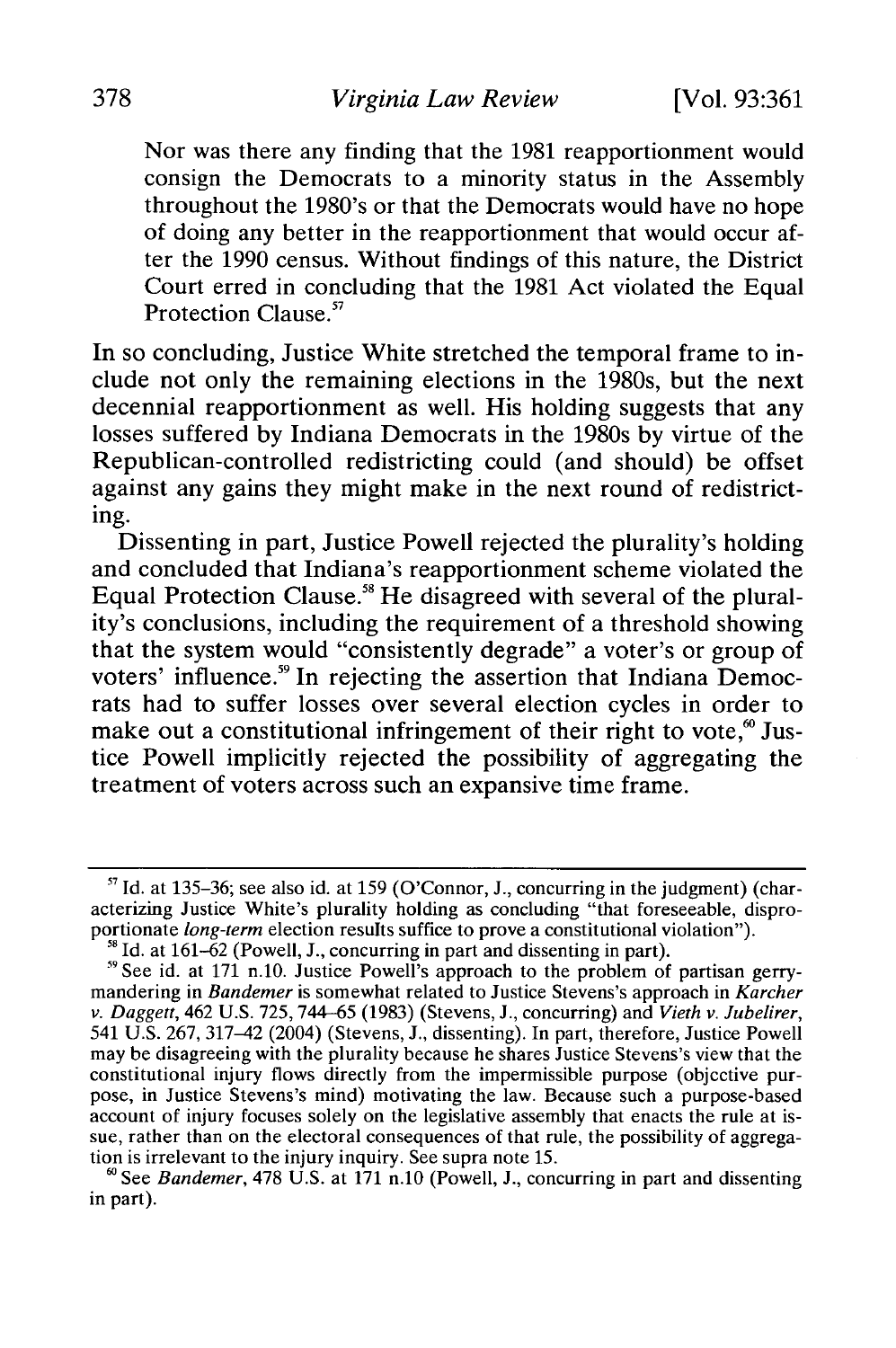> Nor was there any finding that the 1981 reapportionment would consign the Democrats to a minority status in the Assembly throughout the 1980's or that the Democrats would have no hope of doing any better in the reapportionment that would occur after the 1990 census. Without findings of this nature, the District Court erred in concluding that the 1981 Act violated the Equal Protection Clause.[57]

In so concluding, Justice White stretched the temporal frame to include not only the remaining elections in the 1980s, but the next decennial reapportionment as well. His holding suggests that any losses suffered by Indiana Democrats in the 1980s by virtue of the Republican-controlled redistricting could (and should) be offset against any gains they might make in the next round of redistricting.

Dissenting in part, Justice Powell rejected the plurality's holding and concluded that Indiana's reapportionment scheme violated the Equal Protection Clause.[58] He disagreed with several of the plurality's conclusions, including the requirement of a threshold showing that the system would "consistently degrade" a voter's or group of voters' influence.[59] In rejecting the assertion that Indiana Democrats had to suffer losses over several election cycles in order to make out a constitutional infringement of their right to vote,[60] Justice Powell implicitly rejected the possibility of aggregating the treatment of voters across such an expansive time frame.

---

[57] Id. at 135–36; see also id. at 159 (O'Connor, J., concurring in the judgment) (characterizing Justice White's plurality holding as concluding "that foreseeable, disproportionate *long-term* election results suffice to prove a constitutional violation").

[58] Id. at 161–62 (Powell, J., concurring in part and dissenting in part).

[59] See id. at 171 n.10. Justice Powell's approach to the problem of partisan gerrymandering in *Bandemer* is somewhat related to Justice Stevens's approach in *Karcher v. Daggett*, 462 U.S. 725, 744–65 (1983) (Stevens, J., concurring) and *Vieth v. Jubelirer*, 541 U.S. 267, 317–42 (2004) (Stevens, J., dissenting). In part, therefore, Justice Powell may be disagreeing with the plurality because he shares Justice Stevens's view that the constitutional injury flows directly from the impermissible purpose (objective purpose, in Justice Stevens's mind) motivating the law. Because such a purpose-based account of injury focuses solely on the legislative assembly that enacts the rule at issue, rather than on the electoral consequences of that rule, the possibility of aggregation is irrelevant to the injury inquiry. See supra note 15.

[60] See *Bandemer*, 478 U.S. at 171 n.10 (Powell, J., concurring in part and dissenting in part).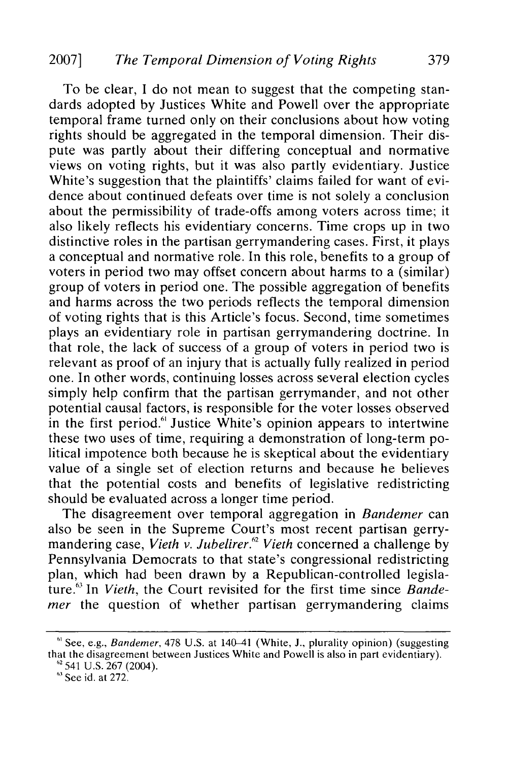To be clear, I do not mean to suggest that the competing standards adopted by Justices White and Powell over the appropriate temporal frame turned only on their conclusions about how voting rights should be aggregated in the temporal dimension. Their dispute was partly about their differing conceptual and normative views on voting rights, but it was also partly evidentiary. Justice White's suggestion that the plaintiffs' claims failed for want of evidence about continued defeats over time is not solely a conclusion about the permissibility of trade-offs among voters across time; it also likely reflects his evidentiary concerns. Time crops up in two distinctive roles in the partisan gerrymandering cases. First, it plays a conceptual and normative role. In this role, benefits to a group of voters in period two may offset concern about harms to a (similar) group of voters in period one. The possible aggregation of benefits and harms across the two periods reflects the temporal dimension of voting rights that is this Article's focus. Second, time sometimes plays an evidentiary role in partisan gerrymandering doctrine. In that role, the lack of success of a group of voters in period two is relevant as proof of an injury that is actually fully realized in period one. In other words, continuing losses across several election cycles simply help confirm that the partisan gerrymander, and not other potential causal factors, is responsible for the voter losses observed in the first period.[61] Justice White's opinion appears to intertwine these two uses of time, requiring a demonstration of long-term political impotence both because he is skeptical about the evidentiary value of a single set of election returns and because he believes that the potential costs and benefits of legislative redistricting should be evaluated across a longer time period.

The disagreement over temporal aggregation in *Bandemer* can also be seen in the Supreme Court's most recent partisan gerrymandering case, *Vieth v. Jubelirer*.[62] *Vieth* concerned a challenge by Pennsylvania Democrats to that state's congressional redistricting plan, which had been drawn by a Republican-controlled legislature.[63] In *Vieth*, the Court revisited for the first time since *Bandemer* the question of whether partisan gerrymandering claims

---

[61] See, e.g., *Bandemer*, 478 U.S. at 140–41 (White, J., plurality opinion) (suggesting that the disagreement between Justices White and Powell is also in part evidentiary).

[62] 541 U.S. 267 (2004).

[63] See id. at 272.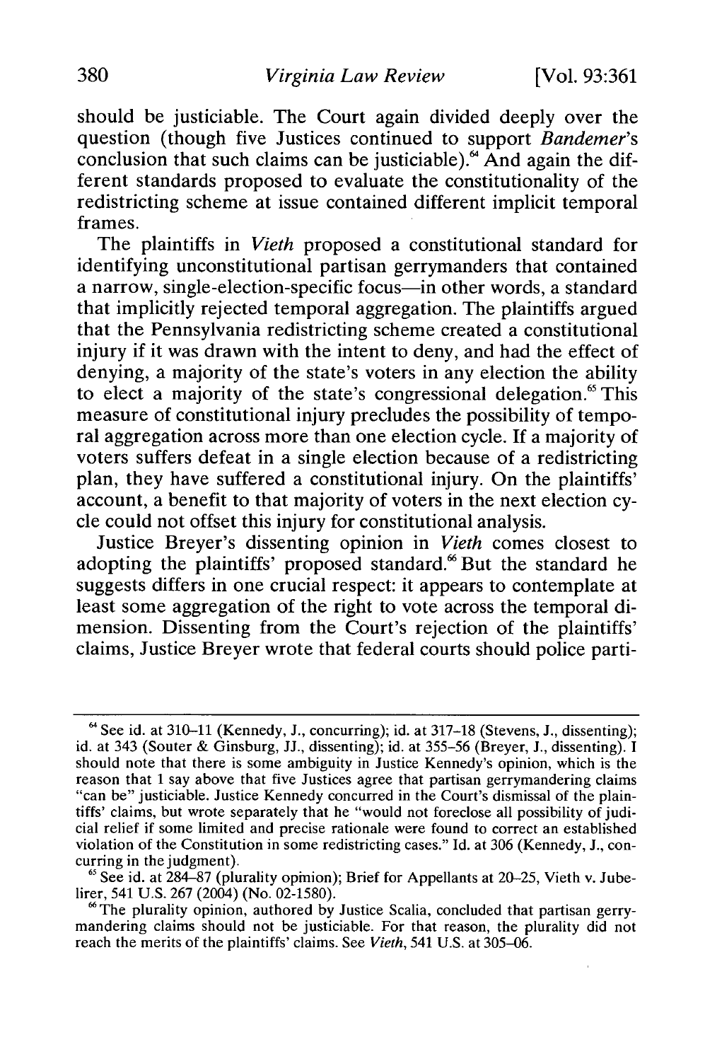should be justiciable. The Court again divided deeply over the question (though five Justices continued to support *Bandemer*'s conclusion that such claims can be justiciable).[64] And again the different standards proposed to evaluate the constitutionality of the redistricting scheme at issue contained different implicit temporal frames.

The plaintiffs in *Vieth* proposed a constitutional standard for identifying unconstitutional partisan gerrymanders that contained a narrow, single-election-specific focus—in other words, a standard that implicitly rejected temporal aggregation. The plaintiffs argued that the Pennsylvania redistricting scheme created a constitutional injury if it was drawn with the intent to deny, and had the effect of denying, a majority of the state's voters in any election the ability to elect a majority of the state's congressional delegation.[65] This measure of constitutional injury precludes the possibility of temporal aggregation across more than one election cycle. If a majority of voters suffers defeat in a single election because of a redistricting plan, they have suffered a constitutional injury. On the plaintiffs' account, a benefit to that majority of voters in the next election cycle could not offset this injury for constitutional analysis.

Justice Breyer's dissenting opinion in *Vieth* comes closest to adopting the plaintiffs' proposed standard.[66] But the standard he suggests differs in one crucial respect: it appears to contemplate at least some aggregation of the right to vote across the temporal dimension. Dissenting from the Court's rejection of the plaintiffs' claims, Justice Breyer wrote that federal courts should police parti-

---

[64] See id. at 310–11 (Kennedy, J., concurring); id. at 317–18 (Stevens, J., dissenting); id. at 343 (Souter & Ginsburg, JJ., dissenting); id. at 355–56 (Breyer, J., dissenting). I should note that there is some ambiguity in Justice Kennedy's opinion, which is the reason that I say above that five Justices agree that partisan gerrymandering claims "can be" justiciable. Justice Kennedy concurred in the Court's dismissal of the plaintiffs' claims, but wrote separately that he "would not foreclose all possibility of judicial relief if some limited and precise rationale were found to correct an established violation of the Constitution in some redistricting cases." Id. at 306 (Kennedy, J., concurring in the judgment).

[65] See id. at 284–87 (plurality opinion); Brief for Appellants at 20–25, Vieth v. Jubelirer, 541 U.S. 267 (2004) (No. 02-1580).

[66] The plurality opinion, authored by Justice Scalia, concluded that partisan gerrymandering claims should not be justiciable. For that reason, the plurality did not reach the merits of the plaintiffs' claims. See *Vieth*, 541 U.S. at 305–06.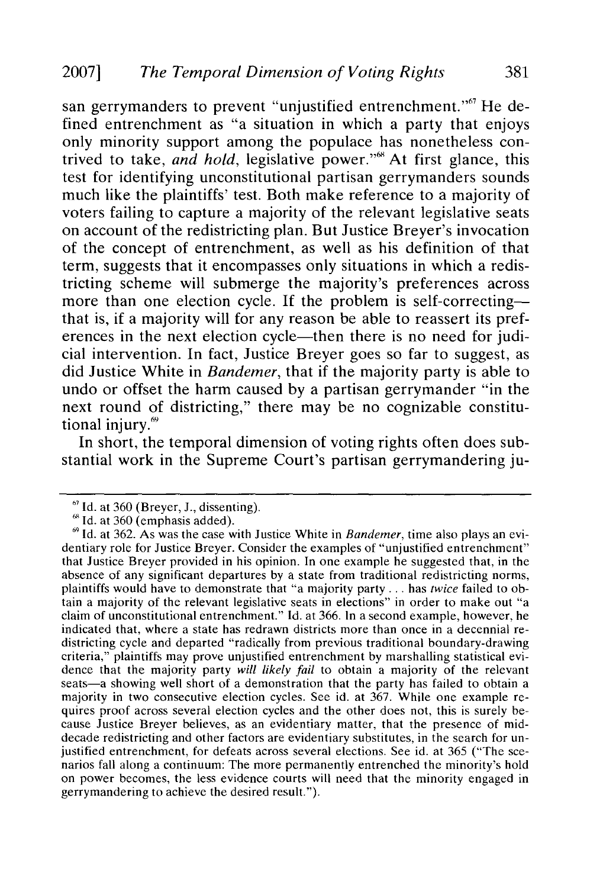san gerrymanders to prevent "unjustified entrenchment."[67] He defined entrenchment as "a situation in which a party that enjoys only minority support among the populace has nonetheless contrived to take, *and hold*, legislative power."[68] At first glance, this test for identifying unconstitutional partisan gerrymanders sounds much like the plaintiffs' test. Both make reference to a majority of voters failing to capture a majority of the relevant legislative seats on account of the redistricting plan. But Justice Breyer's invocation of the concept of entrenchment, as well as his definition of that term, suggests that it encompasses only situations in which a redistricting scheme will submerge the majority's preferences across more than one election cycle. If the problem is self-correcting—that is, if a majority will for any reason be able to reassert its preferences in the next election cycle—then there is no need for judicial intervention. In fact, Justice Breyer goes so far to suggest, as did Justice White in *Bandemer*, that if the majority party is able to undo or offset the harm caused by a partisan gerrymander "in the next round of districting," there may be no cognizable constitutional injury.[69]

In short, the temporal dimension of voting rights often does substantial work in the Supreme Court's partisan gerrymandering ju-

---

[67] Id. at 360 (Breyer, J., dissenting).

[68] Id. at 360 (emphasis added).

[69] Id. at 362. As was the case with Justice White in *Bandemer*, time also plays an evidentiary role for Justice Breyer. Consider the examples of "unjustified entrenchment" that Justice Breyer provided in his opinion. In one example he suggested that, in the absence of any significant departures by a state from traditional redistricting norms, plaintiffs would have to demonstrate that "a majority party . . . has *twice* failed to obtain a majority of the relevant legislative seats in elections" in order to make out "a claim of unconstitutional entrenchment." Id. at 366. In a second example, however, he indicated that, where a state has redrawn districts more than once in a decennial redistricting cycle and departed "radically from previous traditional boundary-drawing criteria," plaintiffs may prove unjustified entrenchment by marshalling statistical evidence that the majority party *will likely fail* to obtain a majority of the relevant seats—a showing well short of a demonstration that the party has failed to obtain a majority in two consecutive election cycles. See id. at 367. While one example requires proof across several election cycles and the other does not, this is surely because Justice Breyer believes, as an evidentiary matter, that the presence of mid-decade redistricting and other factors are evidentiary substitutes, in the search for unjustified entrenchment, for defeats across several elections. See id. at 365 ("The scenarios fall along a continuum: The more permanently entrenched the minority's hold on power becomes, the less evidence courts will need that the minority engaged in gerrymandering to achieve the desired result.").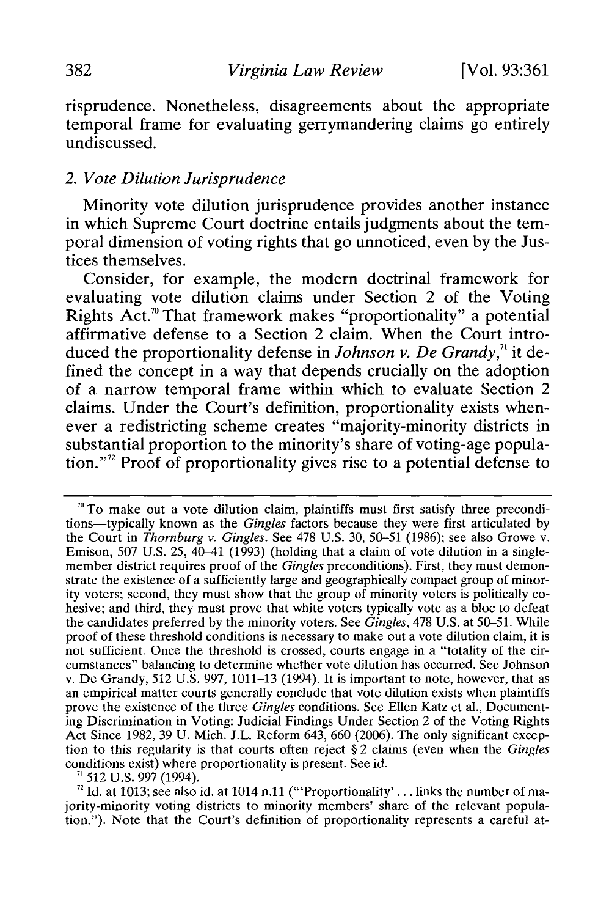risprudence. Nonetheless, disagreements about the appropriate temporal frame for evaluating gerrymandering claims go entirely undiscussed.

### 2. *Vote Dilution Jurisprudence*

Minority vote dilution jurisprudence provides another instance in which Supreme Court doctrine entails judgments about the temporal dimension of voting rights that go unnoticed, even by the Justices themselves.

Consider, for example, the modern doctrinal framework for evaluating vote dilution claims under Section 2 of the Voting Rights Act.[70] That framework makes "proportionality" a potential affirmative defense to a Section 2 claim. When the Court introduced the proportionality defense in *Johnson v. De Grandy*,[71] it defined the concept in a way that depends crucially on the adoption of a narrow temporal frame within which to evaluate Section 2 claims. Under the Court's definition, proportionality exists whenever a redistricting scheme creates "majority-minority districts in substantial proportion to the minority's share of voting-age population."[72] Proof of proportionality gives rise to a potential defense to

---

[70] To make out a vote dilution claim, plaintiffs must first satisfy three preconditions—typically known as the *Gingles* factors because they were first articulated by the Court in *Thornburg v. Gingles*. See 478 U.S. 30, 50–51 (1986); see also Growe v. Emison, 507 U.S. 25, 40–41 (1993) (holding that a claim of vote dilution in a single-member district requires proof of the *Gingles* preconditions). First, they must demonstrate the existence of a sufficiently large and geographically compact group of minority voters; second, they must show that the group of minority voters is politically cohesive; and third, they must prove that white voters typically vote as a bloc to defeat the candidates preferred by the minority voters. See *Gingles*, 478 U.S. at 50–51. While proof of these threshold conditions is necessary to make out a vote dilution claim, it is not sufficient. Once the threshold is crossed, courts engage in a "totality of the circumstances" balancing to determine whether vote dilution has occurred. See Johnson v. De Grandy, 512 U.S. 997, 1011–13 (1994). It is important to note, however, that as an empirical matter courts generally conclude that vote dilution exists when plaintiffs prove the existence of the three *Gingles* conditions. See Ellen Katz et al., Documenting Discrimination in Voting: Judicial Findings Under Section 2 of the Voting Rights Act Since 1982, 39 U. Mich. J.L. Reform 643, 660 (2006). The only significant exception to this regularity is that courts often reject § 2 claims (even when the *Gingles* conditions exist) where proportionality is present. See id.

[71] 512 U.S. 997 (1994).

[72] Id. at 1013; see also id. at 1014 n.11 ("'Proportionality' . . . links the number of majority-minority voting districts to minority members' share of the relevant population."). Note that the Court's definition of proportionality represents a careful at-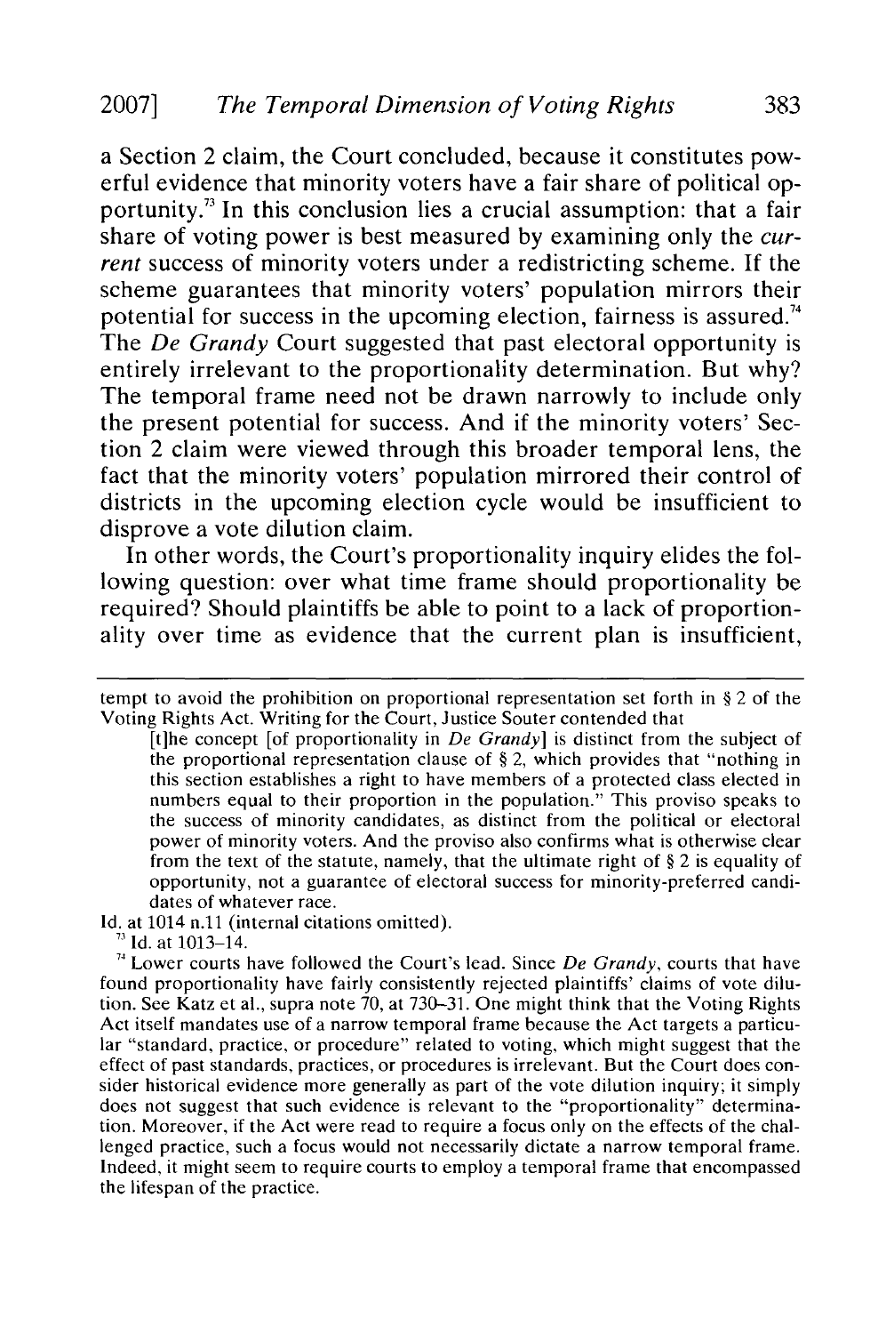a Section 2 claim, the Court concluded, because it constitutes powerful evidence that minority voters have a fair share of political opportunity.[73] In this conclusion lies a crucial assumption: that a fair share of voting power is best measured by examining only the *current* success of minority voters under a redistricting scheme. If the scheme guarantees that minority voters' population mirrors their potential for success in the upcoming election, fairness is assured.[74] The *De Grandy* Court suggested that past electoral opportunity is entirely irrelevant to the proportionality determination. But why? The temporal frame need not be drawn narrowly to include only the present potential for success. And if the minority voters' Section 2 claim were viewed through this broader temporal lens, the fact that the minority voters' population mirrored their control of districts in the upcoming election cycle would be insufficient to disprove a vote dilution claim.

In other words, the Court's proportionality inquiry elides the following question: over what time frame should proportionality be required? Should plaintiffs be able to point to a lack of proportionality over time as evidence that the current plan is insufficient,

---

tempt to avoid the prohibition on proportional representation set forth in § 2 of the Voting Rights Act. Writing for the Court, Justice Souter contended that

> [t]he concept [of proportionality in *De Grandy*] is distinct from the subject of the proportional representation clause of § 2, which provides that "nothing in this section establishes a right to have members of a protected class elected in numbers equal to their proportion in the population." This proviso speaks to the success of minority candidates, as distinct from the political or electoral power of minority voters. And the proviso also confirms what is otherwise clear from the text of the statute, namely, that the ultimate right of § 2 is equality of opportunity, not a guarantee of electoral success for minority-preferred candidates of whatever race.

Id. at 1014 n.11 (internal citations omitted).

[73] Id. at 1013–14.

[74] Lower courts have followed the Court's lead. Since *De Grandy*, courts that have found proportionality have fairly consistently rejected plaintiffs' claims of vote dilution. See Katz et al., supra note 70, at 730–31. One might think that the Voting Rights Act itself mandates use of a narrow temporal frame because the Act targets a particular "standard, practice, or procedure" related to voting, which might suggest that the effect of past standards, practices, or procedures is irrelevant. But the Court does consider historical evidence more generally as part of the vote dilution inquiry; it simply does not suggest that such evidence is relevant to the "proportionality" determination. Moreover, if the Act were read to require a focus only on the effects of the challenged practice, such a focus would not necessarily dictate a narrow temporal frame. Indeed, it might seem to require courts to employ a temporal frame that encompassed the lifespan of the practice.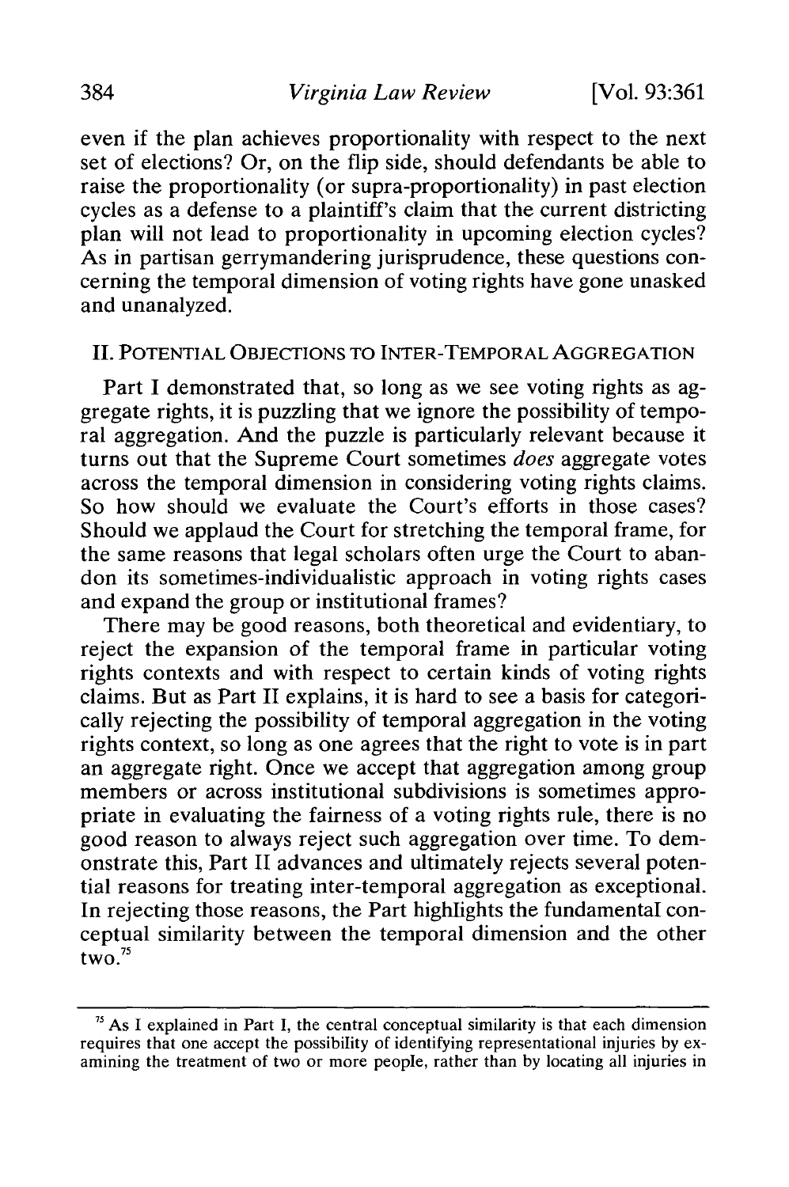even if the plan achieves proportionality with respect to the next set of elections? Or, on the flip side, should defendants be able to raise the proportionality (or supra-proportionality) in past election cycles as a defense to a plaintiff's claim that the current districting plan will not lead to proportionality in upcoming election cycles? As in partisan gerrymandering jurisprudence, these questions concerning the temporal dimension of voting rights have gone unasked and unanalyzed.

## II. POTENTIAL OBJECTIONS TO INTER-TEMPORAL AGGREGATION

Part I demonstrated that, so long as we see voting rights as aggregate rights, it is puzzling that we ignore the possibility of temporal aggregation. And the puzzle is particularly relevant because it turns out that the Supreme Court sometimes *does* aggregate votes across the temporal dimension in considering voting rights claims. So how should we evaluate the Court's efforts in those cases? Should we applaud the Court for stretching the temporal frame, for the same reasons that legal scholars often urge the Court to abandon its sometimes-individualistic approach in voting rights cases and expand the group or institutional frames?

There may be good reasons, both theoretical and evidentiary, to reject the expansion of the temporal frame in particular voting rights contexts and with respect to certain kinds of voting rights claims. But as Part II explains, it is hard to see a basis for categorically rejecting the possibility of temporal aggregation in the voting rights context, so long as one agrees that the right to vote is in part an aggregate right. Once we accept that aggregation among group members or across institutional subdivisions is sometimes appropriate in evaluating the fairness of a voting rights rule, there is no good reason to always reject such aggregation over time. To demonstrate this, Part II advances and ultimately rejects several potential reasons for treating inter-temporal aggregation as exceptional. In rejecting those reasons, the Part highlights the fundamental conceptual similarity between the temporal dimension and the other two.[75]

---

[75] As I explained in Part I, the central conceptual similarity is that each dimension requires that one accept the possibility of identifying representational injuries by examining the treatment of two or more people, rather than by locating all injuries in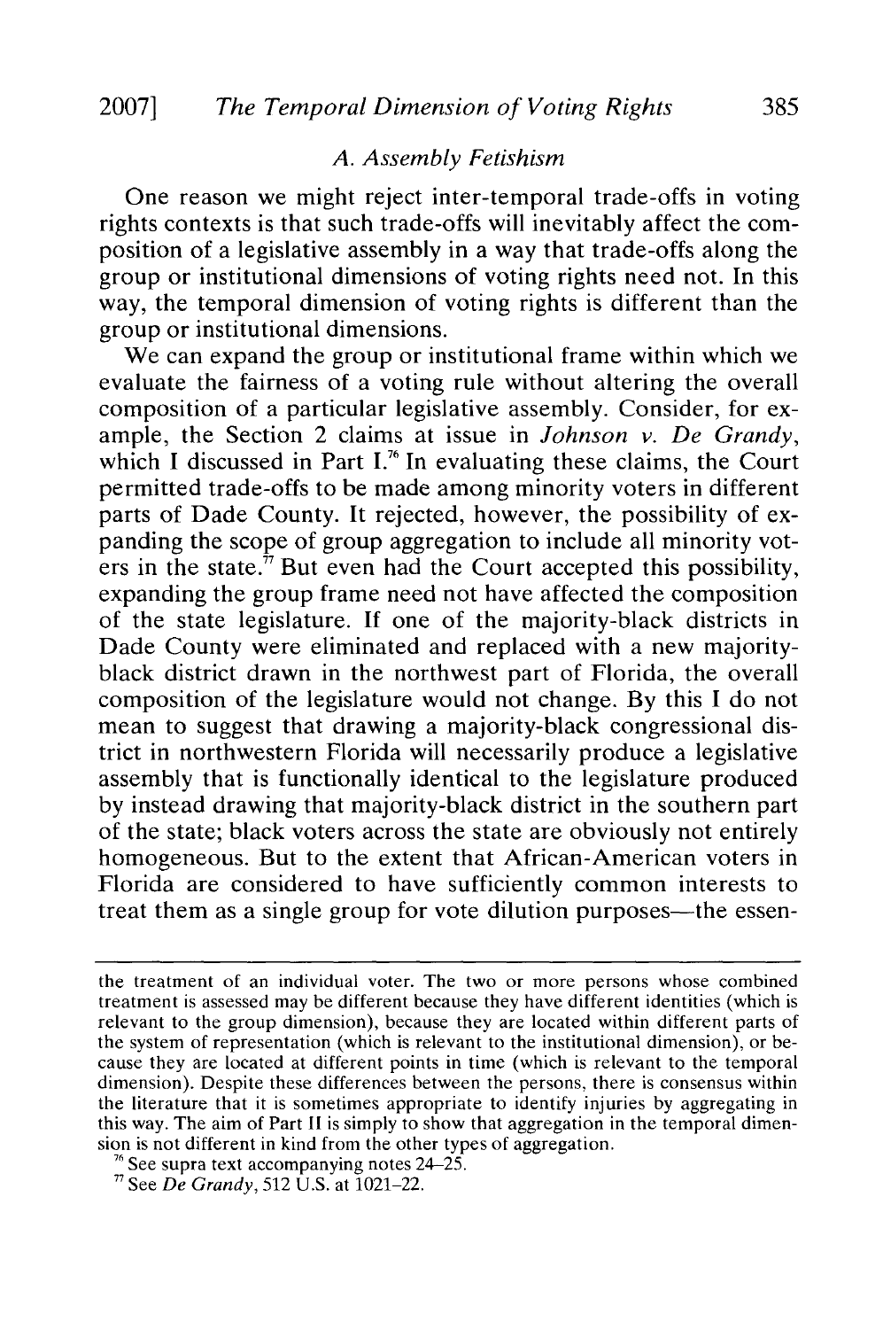### A. Assembly Fetishism

One reason we might reject inter-temporal trade-offs in voting rights contexts is that such trade-offs will inevitably affect the composition of a legislative assembly in a way that trade-offs along the group or institutional dimensions of voting rights need not. In this way, the temporal dimension of voting rights is different than the group or institutional dimensions.

We can expand the group or institutional frame within which we evaluate the fairness of a voting rule without altering the overall composition of a particular legislative assembly. Consider, for example, the Section 2 claims at issue in *Johnson v. De Grandy*, which I discussed in Part I.[76] In evaluating these claims, the Court permitted trade-offs to be made among minority voters in different parts of Dade County. It rejected, however, the possibility of expanding the scope of group aggregation to include all minority voters in the state.[77] But even had the Court accepted this possibility, expanding the group frame need not have affected the composition of the state legislature. If one of the majority-black districts in Dade County were eliminated and replaced with a new majority-black district drawn in the northwest part of Florida, the overall composition of the legislature would not change. By this I do not mean to suggest that drawing a majority-black congressional district in northwestern Florida will necessarily produce a legislative assembly that is functionally identical to the legislature produced by instead drawing that majority-black district in the southern part of the state; black voters across the state are obviously not entirely homogeneous. But to the extent that African-American voters in Florida are considered to have sufficiently common interests to treat them as a single group for vote dilution purposes—the essen-

---

the treatment of an individual voter. The two or more persons whose combined treatment is assessed may be different because they have different identities (which is relevant to the group dimension), because they are located within different parts of the system of representation (which is relevant to the institutional dimension), or because they are located at different points in time (which is relevant to the temporal dimension). Despite these differences between the persons, there is consensus within the literature that it is sometimes appropriate to identify injuries by aggregating in this way. The aim of Part II is simply to show that aggregation in the temporal dimension is not different in kind from the other types of aggregation.

[76] See supra text accompanying notes 24–25.

[77] See *De Grandy*, 512 U.S. at 1021–22.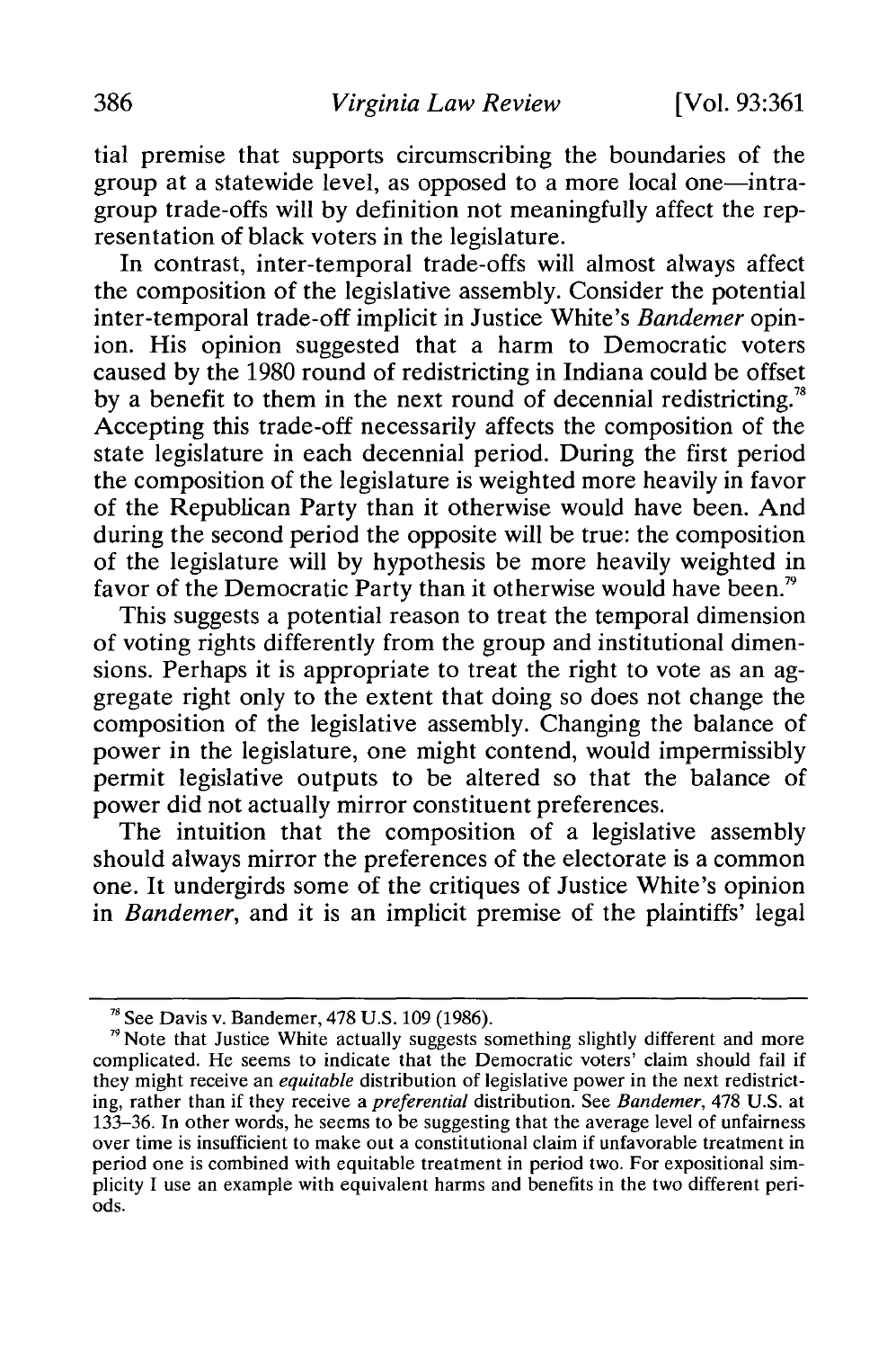tial premise that supports circumscribing the boundaries of the group at a statewide level, as opposed to a more local one—intra-group trade-offs will by definition not meaningfully affect the representation of black voters in the legislature.

In contrast, inter-temporal trade-offs will almost always affect the composition of the legislative assembly. Consider the potential inter-temporal trade-off implicit in Justice White's *Bandemer* opinion. His opinion suggested that a harm to Democratic voters caused by the 1980 round of redistricting in Indiana could be offset by a benefit to them in the next round of decennial redistricting.[78] Accepting this trade-off necessarily affects the composition of the state legislature in each decennial period. During the first period the composition of the legislature is weighted more heavily in favor of the Republican Party than it otherwise would have been. And during the second period the opposite will be true: the composition of the legislature will by hypothesis be more heavily weighted in favor of the Democratic Party than it otherwise would have been.[79]

This suggests a potential reason to treat the temporal dimension of voting rights differently from the group and institutional dimensions. Perhaps it is appropriate to treat the right to vote as an aggregate right only to the extent that doing so does not change the composition of the legislative assembly. Changing the balance of power in the legislature, one might contend, would impermissibly permit legislative outputs to be altered so that the balance of power did not actually mirror constituent preferences.

The intuition that the composition of a legislative assembly should always mirror the preferences of the electorate is a common one. It undergirds some of the critiques of Justice White's opinion in *Bandemer*, and it is an implicit premise of the plaintiffs' legal

---

[78] See Davis v. Bandemer, 478 U.S. 109 (1986).

[79] Note that Justice White actually suggests something slightly different and more complicated. He seems to indicate that the Democratic voters' claim should fail if they might receive an *equitable* distribution of legislative power in the next redistricting, rather than if they receive a *preferential* distribution. See *Bandemer*, 478 U.S. at 133–36. In other words, he seems to be suggesting that the average level of unfairness over time is insufficient to make out a constitutional claim if unfavorable treatment in period one is combined with equitable treatment in period two. For expositional simplicity I use an example with equivalent harms and benefits in the two different periods.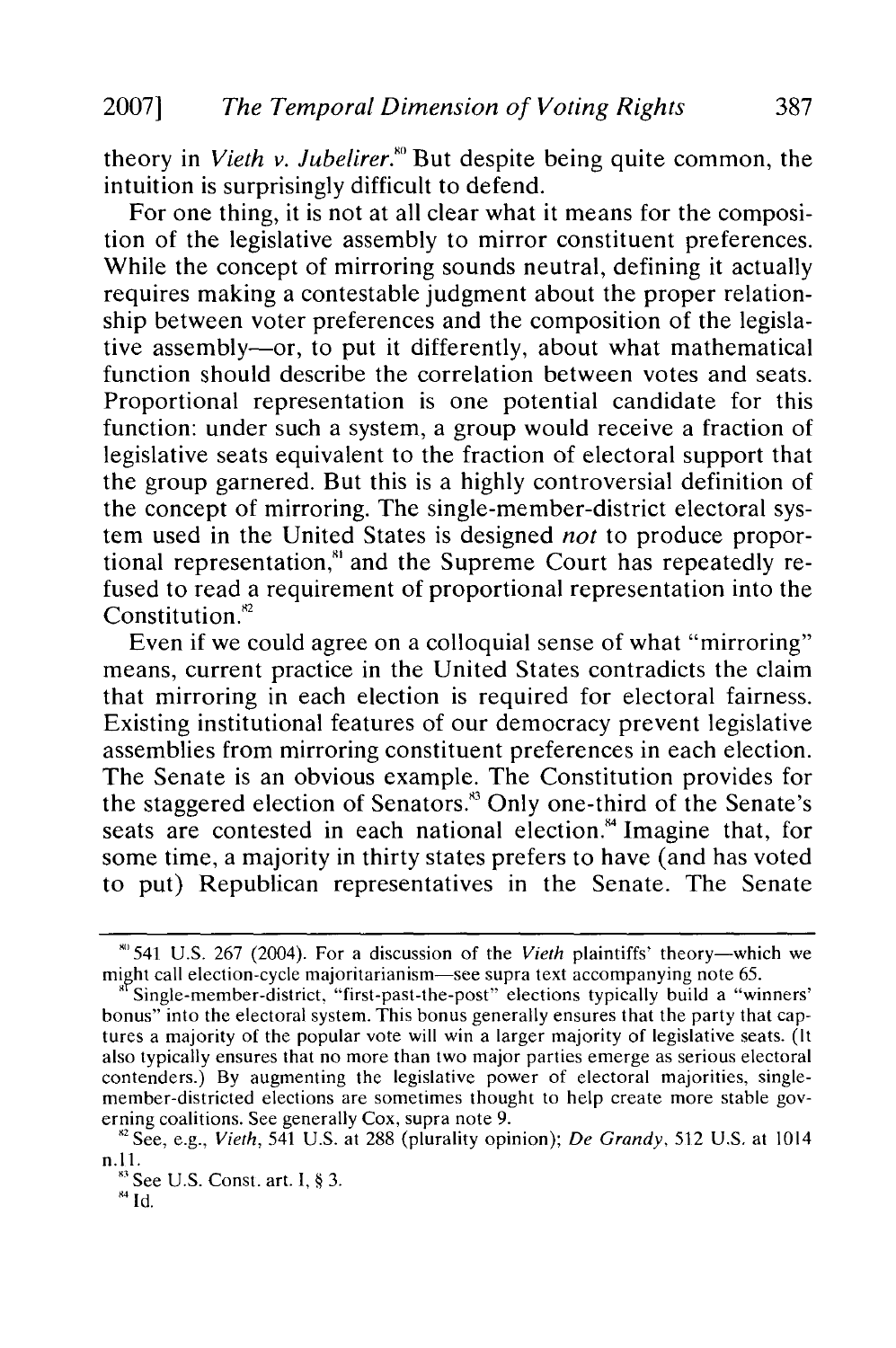theory in *Vieth v. Jubelirer*.[80] But despite being quite common, the intuition is surprisingly difficult to defend.

For one thing, it is not at all clear what it means for the composition of the legislative assembly to mirror constituent preferences. While the concept of mirroring sounds neutral, defining it actually requires making a contestable judgment about the proper relationship between voter preferences and the composition of the legislative assembly—or, to put it differently, about what mathematical function should describe the correlation between votes and seats. Proportional representation is one potential candidate for this function: under such a system, a group would receive a fraction of legislative seats equivalent to the fraction of electoral support that the group garnered. But this is a highly controversial definition of the concept of mirroring. The single-member-district electoral system used in the United States is designed *not* to produce proportional representation,[81] and the Supreme Court has repeatedly refused to read a requirement of proportional representation into the Constitution.[82]

Even if we could agree on a colloquial sense of what "mirroring" means, current practice in the United States contradicts the claim that mirroring in each election is required for electoral fairness. Existing institutional features of our democracy prevent legislative assemblies from mirroring constituent preferences in each election. The Senate is an obvious example. The Constitution provides for the staggered election of Senators.[83] Only one-third of the Senate's seats are contested in each national election.[84] Imagine that, for some time, a majority in thirty states prefers to have (and has voted to put) Republican representatives in the Senate. The Senate

---

[80] 541 U.S. 267 (2004). For a discussion of the *Vieth* plaintiffs' theory—which we might call election-cycle majoritarianism—see supra text accompanying note 65.

[81] Single-member-district, "first-past-the-post" elections typically build a "winners' bonus" into the electoral system. This bonus generally ensures that the party that captures a majority of the popular vote will win a larger majority of legislative seats. (It also typically ensures that no more than two major parties emerge as serious electoral contenders.) By augmenting the legislative power of electoral majorities, single-member-districted elections are sometimes thought to help create more stable governing coalitions. See generally Cox, supra note 9.

[82] See, e.g., *Vieth*, 541 U.S. at 288 (plurality opinion); *De Grandy*, 512 U.S. at 1014 n.11.

[83] See U.S. Const. art. I, § 3.

[84] Id.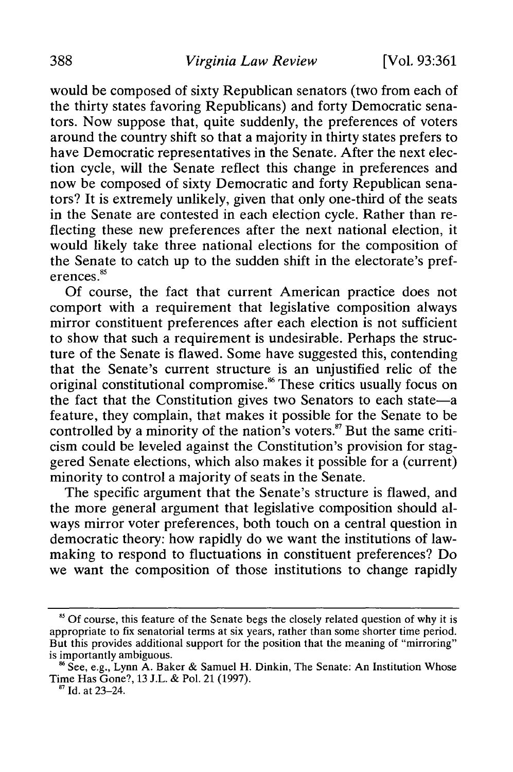would be composed of sixty Republican senators (two from each of the thirty states favoring Republicans) and forty Democratic senators. Now suppose that, quite suddenly, the preferences of voters around the country shift so that a majority in thirty states prefers to have Democratic representatives in the Senate. After the next election cycle, will the Senate reflect this change in preferences and now be composed of sixty Democratic and forty Republican senators? It is extremely unlikely, given that only one-third of the seats in the Senate are contested in each election cycle. Rather than reflecting these new preferences after the next national election, it would likely take three national elections for the composition of the Senate to catch up to the sudden shift in the electorate's preferences.[85]

Of course, the fact that current American practice does not comport with a requirement that legislative composition always mirror constituent preferences after each election is not sufficient to show that such a requirement is undesirable. Perhaps the structure of the Senate is flawed. Some have suggested this, contending that the Senate's current structure is an unjustified relic of the original constitutional compromise.[86] These critics usually focus on the fact that the Constitution gives two Senators to each state—a feature, they complain, that makes it possible for the Senate to be controlled by a minority of the nation's voters.[87] But the same criticism could be leveled against the Constitution's provision for staggered Senate elections, which also makes it possible for a (current) minority to control a majority of seats in the Senate.

The specific argument that the Senate's structure is flawed, and the more general argument that legislative composition should always mirror voter preferences, both touch on a central question in democratic theory: how rapidly do we want the institutions of lawmaking to respond to fluctuations in constituent preferences? Do we want the composition of those institutions to change rapidly

---

[85] Of course, this feature of the Senate begs the closely related question of why it is appropriate to fix senatorial terms at six years, rather than some shorter time period. But this provides additional support for the position that the meaning of "mirroring" is importantly ambiguous.

[86] See, e.g., Lynn A. Baker & Samuel H. Dinkin, The Senate: An Institution Whose Time Has Gone?, 13 J.L. & Pol. 21 (1997).

[87] Id. at 23–24.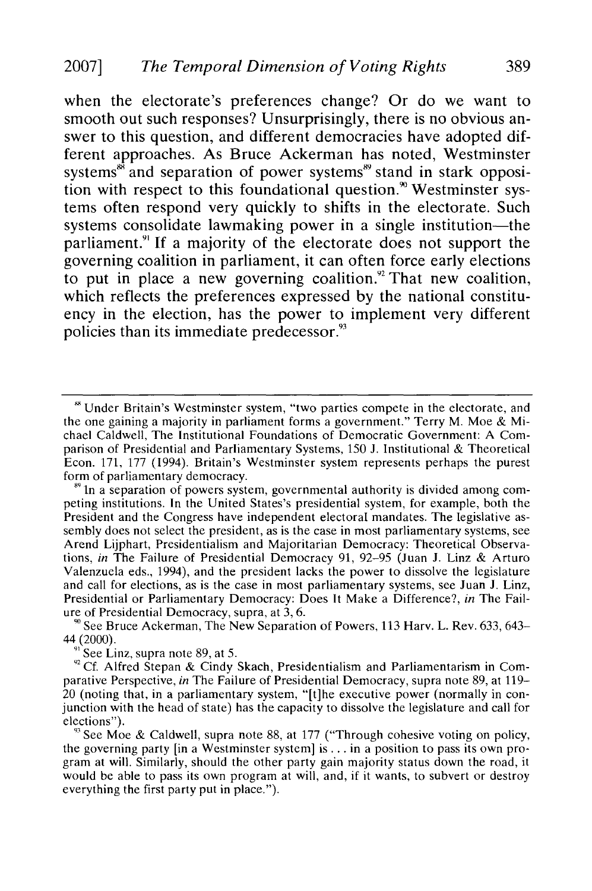when the electorate's preferences change? Or do we want to smooth out such responses? Unsurprisingly, there is no obvious answer to this question, and different democracies have adopted different approaches. As Bruce Ackerman has noted, Westminster systems[88] and separation of power systems[89] stand in stark opposition with respect to this foundational question.[90] Westminster systems often respond very quickly to shifts in the electorate. Such systems consolidate lawmaking power in a single institution—the parliament.[91] If a majority of the electorate does not support the governing coalition in parliament, it can often force early elections to put in place a new governing coalition.[92] That new coalition, which reflects the preferences expressed by the national constituency in the election, has the power to implement very different policies than its immediate predecessor.[93]

---

[88] Under Britain's Westminster system, "two parties compete in the electorate, and the one gaining a majority in parliament forms a government." Terry M. Moe & Michael Caldwell, The Institutional Foundations of Democratic Government: A Comparison of Presidential and Parliamentary Systems, 150 J. Institutional & Theoretical Econ. 171, 177 (1994). Britain's Westminster system represents perhaps the purest form of parliamentary democracy.

[89] In a separation of powers system, governmental authority is divided among competing institutions. In the United States's presidential system, for example, both the President and the Congress have independent electoral mandates. The legislative assembly does not select the president, as is the case in most parliamentary systems, see Arend Lijphart, Presidentialism and Majoritarian Democracy: Theoretical Observations, *in* The Failure of Presidential Democracy 91, 92–95 (Juan J. Linz & Arturo Valenzuela eds., 1994), and the president lacks the power to dissolve the legislature and call for elections, as is the case in most parliamentary systems, see Juan J. Linz, Presidential or Parliamentary Democracy: Does It Make a Difference?, *in* The Failure of Presidential Democracy, supra, at 3, 6.

[90] See Bruce Ackerman, The New Separation of Powers, 113 Harv. L. Rev. 633, 643–44 (2000).

[91] See Linz, supra note 89, at 5.

[92] Cf. Alfred Stepan & Cindy Skach, Presidentialism and Parliamentarism in Comparative Perspective, *in* The Failure of Presidential Democracy, supra note 89, at 119–20 (noting that, in a parliamentary system, "[t]he executive power (normally in conjunction with the head of state) has the capacity to dissolve the legislature and call for elections").

[93] See Moe & Caldwell, supra note 88, at 177 ("Through cohesive voting on policy, the governing party [in a Westminster system] is . . . in a position to pass its own program at will. Similarly, should the other party gain majority status down the road, it would be able to pass its own program at will, and, if it wants, to subvert or destroy everything the first party put in place.").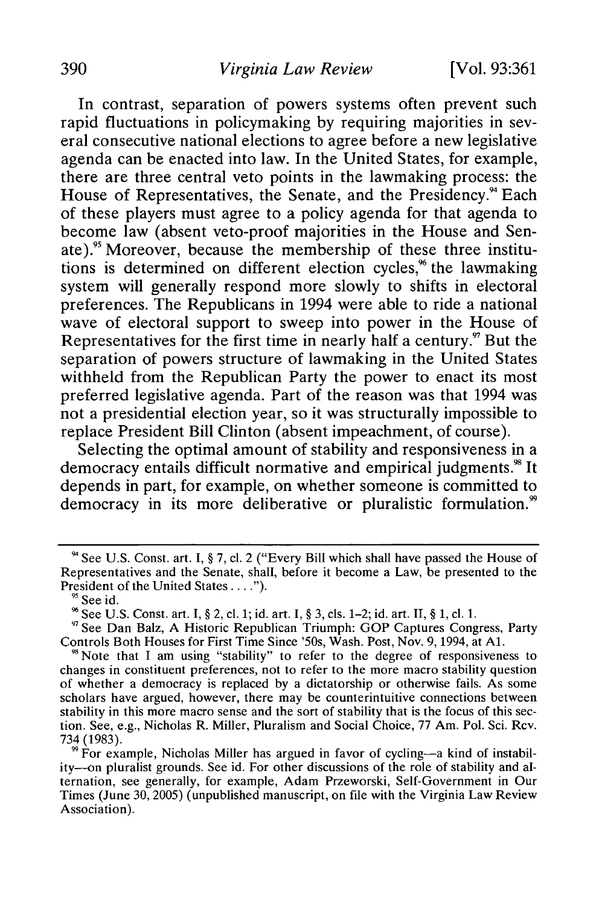In contrast, separation of powers systems often prevent such rapid fluctuations in policymaking by requiring majorities in several consecutive national elections to agree before a new legislative agenda can be enacted into law. In the United States, for example, there are three central veto points in the lawmaking process: the House of Representatives, the Senate, and the Presidency.[94] Each of these players must agree to a policy agenda for that agenda to become law (absent veto-proof majorities in the House and Senate).[95] Moreover, because the membership of these three institutions is determined on different election cycles,[96] the lawmaking system will generally respond more slowly to shifts in electoral preferences. The Republicans in 1994 were able to ride a national wave of electoral support to sweep into power in the House of Representatives for the first time in nearly half a century.[97] But the separation of powers structure of lawmaking in the United States withheld from the Republican Party the power to enact its most preferred legislative agenda. Part of the reason was that 1994 was not a presidential election year, so it was structurally impossible to replace President Bill Clinton (absent impeachment, of course).

Selecting the optimal amount of stability and responsiveness in a democracy entails difficult normative and empirical judgments.[98] It depends in part, for example, on whether someone is committed to democracy in its more deliberative or pluralistic formulation.[99]

---

[94] See U.S. Const. art. I, § 7, cl. 2 ("Every Bill which shall have passed the House of Representatives and the Senate, shall, before it become a Law, be presented to the President of the United States . . . .").

[95] See id.

[96] See U.S. Const. art. I, § 2, cl. 1; id. art. I, § 3, cls. 1–2; id. art. II, § 1, cl. 1.

[97] See Dan Balz, A Historic Republican Triumph: GOP Captures Congress, Party Controls Both Houses for First Time Since '50s, Wash. Post, Nov. 9, 1994, at A1.

[98] Note that I am using "stability" to refer to the degree of responsiveness to changes in constituent preferences, not to refer to the more macro stability question of whether a democracy is replaced by a dictatorship or otherwise fails. As some scholars have argued, however, there may be counterintuitive connections between stability in this more macro sense and the sort of stability that is the focus of this section. See, e.g., Nicholas R. Miller, Pluralism and Social Choice, 77 Am. Pol. Sci. Rev. 734 (1983).

[99] For example, Nicholas Miller has argued in favor of cycling—a kind of instability—on pluralist grounds. See id. For other discussions of the role of stability and alternation, see generally, for example, Adam Przeworski, Self-Government in Our Times (June 30, 2005) (unpublished manuscript, on file with the Virginia Law Review Association).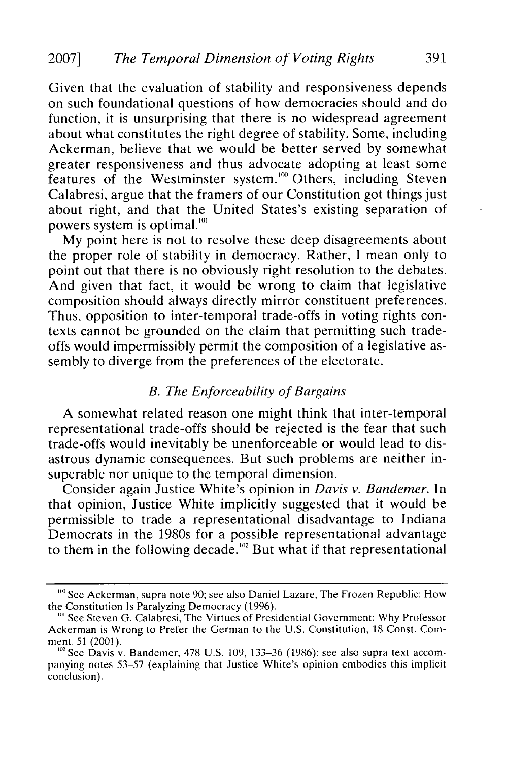Given that the evaluation of stability and responsiveness depends on such foundational questions of how democracies should and do function, it is unsurprising that there is no widespread agreement about what constitutes the right degree of stability. Some, including Ackerman, believe that we would be better served by somewhat greater responsiveness and thus advocate adopting at least some features of the Westminster system.[100] Others, including Steven Calabresi, argue that the framers of our Constitution got things just about right, and that the United States's existing separation of powers system is optimal.[101]

My point here is not to resolve these deep disagreements about the proper role of stability in democracy. Rather, I mean only to point out that there is no obviously right resolution to the debates. And given that fact, it would be wrong to claim that legislative composition should always directly mirror constituent preferences. Thus, opposition to inter-temporal trade-offs in voting rights contexts cannot be grounded on the claim that permitting such trade-offs would impermissibly permit the composition of a legislative assembly to diverge from the preferences of the electorate.

### *B. The Enforceability of Bargains*

A somewhat related reason one might think that inter-temporal representational trade-offs should be rejected is the fear that such trade-offs would inevitably be unenforceable or would lead to disastrous dynamic consequences. But such problems are neither insuperable nor unique to the temporal dimension.

Consider again Justice White's opinion in *Davis v. Bandemer*. In that opinion, Justice White implicitly suggested that it would be permissible to trade a representational disadvantage to Indiana Democrats in the 1980s for a possible representational advantage to them in the following decade.[102] But what if that representational

---

[100] See Ackerman, supra note 90; see also Daniel Lazare, The Frozen Republic: How the Constitution Is Paralyzing Democracy (1996).

[101] See Steven G. Calabresi, The Virtues of Presidential Government: Why Professor Ackerman is Wrong to Prefer the German to the U.S. Constitution, 18 Const. Comment. 51 (2001).

[102] See Davis v. Bandemer, 478 U.S. 109, 133–36 (1986); see also supra text accompanying notes 53–57 (explaining that Justice White's opinion embodies this implicit conclusion).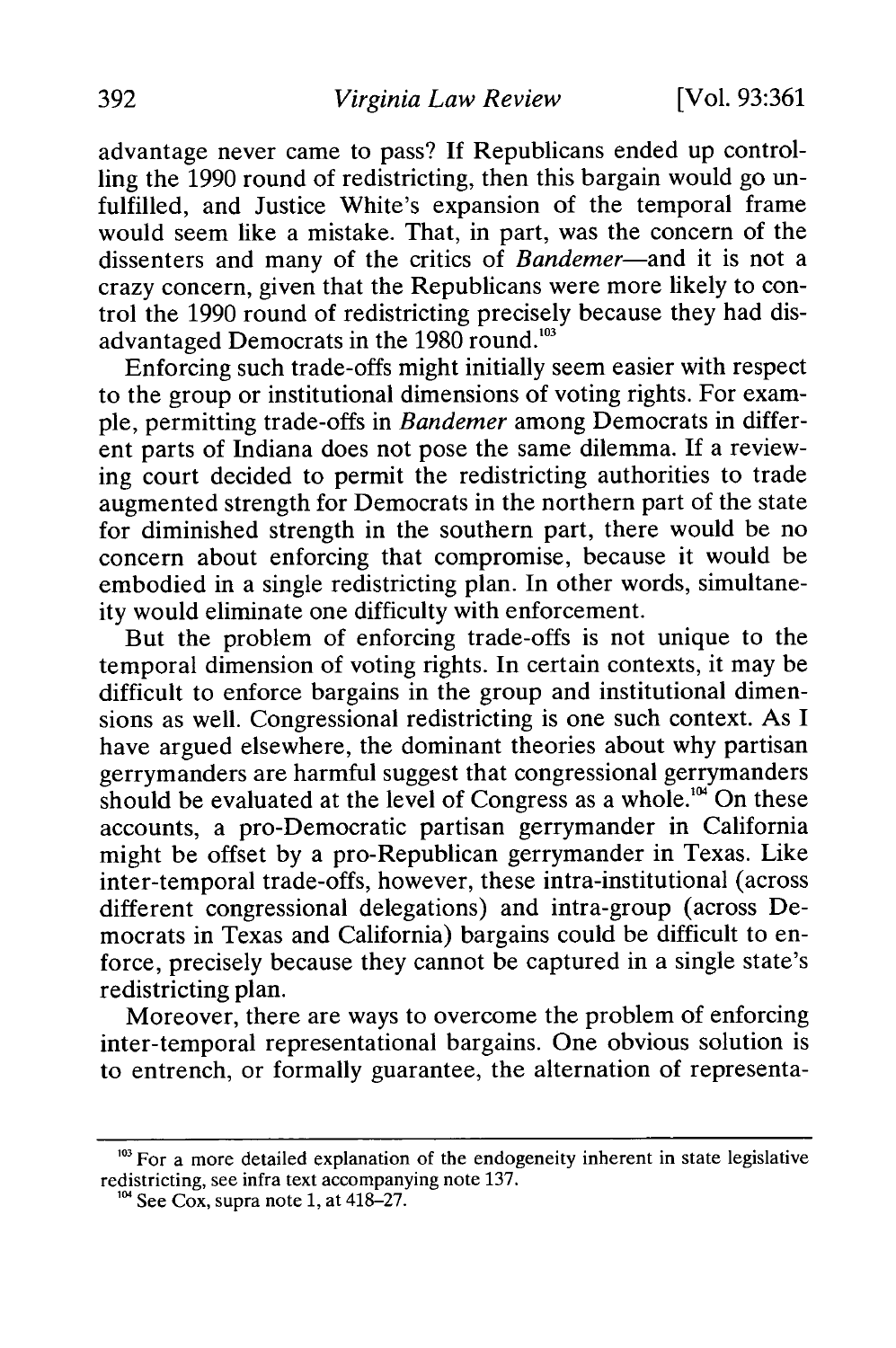advantage never came to pass? If Republicans ended up controlling the 1990 round of redistricting, then this bargain would go unfulfilled, and Justice White's expansion of the temporal frame would seem like a mistake. That, in part, was the concern of the dissenters and many of the critics of *Bandemer*—and it is not a crazy concern, given that the Republicans were more likely to control the 1990 round of redistricting precisely because they had disadvantaged Democrats in the 1980 round.[103]

Enforcing such trade-offs might initially seem easier with respect to the group or institutional dimensions of voting rights. For example, permitting trade-offs in *Bandemer* among Democrats in different parts of Indiana does not pose the same dilemma. If a reviewing court decided to permit the redistricting authorities to trade augmented strength for Democrats in the northern part of the state for diminished strength in the southern part, there would be no concern about enforcing that compromise, because it would be embodied in a single redistricting plan. In other words, simultaneity would eliminate one difficulty with enforcement.

But the problem of enforcing trade-offs is not unique to the temporal dimension of voting rights. In certain contexts, it may be difficult to enforce bargains in the group and institutional dimensions as well. Congressional redistricting is one such context. As I have argued elsewhere, the dominant theories about why partisan gerrymanders are harmful suggest that congressional gerrymanders should be evaluated at the level of Congress as a whole.[104] On these accounts, a pro-Democratic partisan gerrymander in California might be offset by a pro-Republican gerrymander in Texas. Like inter-temporal trade-offs, however, these intra-institutional (across different congressional delegations) and intra-group (across Democrats in Texas and California) bargains could be difficult to enforce, precisely because they cannot be captured in a single state's redistricting plan.

Moreover, there are ways to overcome the problem of enforcing inter-temporal representational bargains. One obvious solution is to entrench, or formally guarantee, the alternation of representa-

---

[103] For a more detailed explanation of the endogeneity inherent in state legislative redistricting, see infra text accompanying note 137.

[104] See Cox, supra note 1, at 418–27.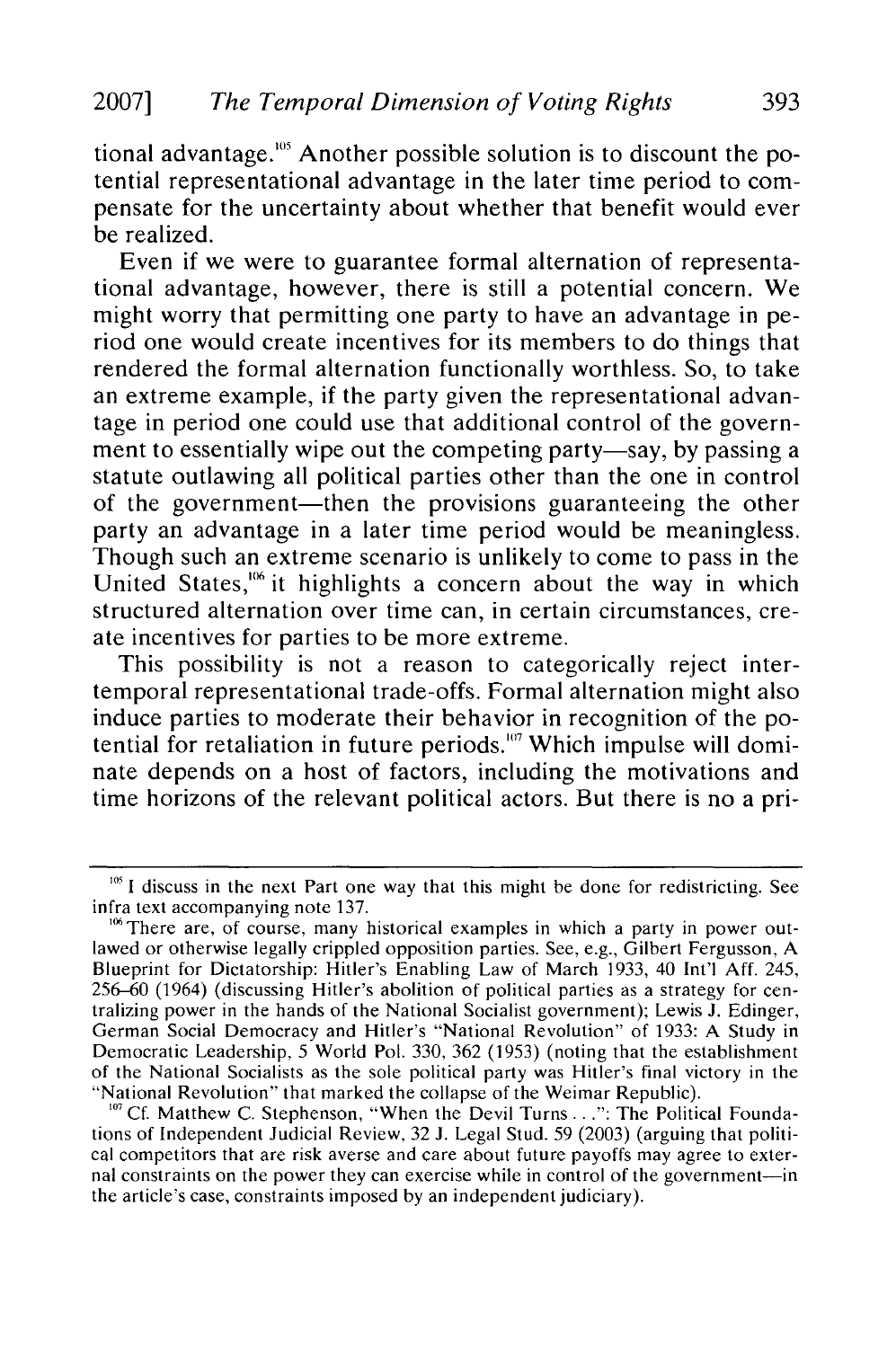tional advantage.[105] Another possible solution is to discount the potential representational advantage in the later time period to compensate for the uncertainty about whether that benefit would ever be realized.

Even if we were to guarantee formal alternation of representational advantage, however, there is still a potential concern. We might worry that permitting one party to have an advantage in period one would create incentives for its members to do things that rendered the formal alternation functionally worthless. So, to take an extreme example, if the party given the representational advantage in period one could use that additional control of the government to essentially wipe out the competing party—say, by passing a statute outlawing all political parties other than the one in control of the government—then the provisions guaranteeing the other party an advantage in a later time period would be meaningless. Though such an extreme scenario is unlikely to come to pass in the United States,[106] it highlights a concern about the way in which structured alternation over time can, in certain circumstances, create incentives for parties to be more extreme.

This possibility is not a reason to categorically reject intertemporal representational trade-offs. Formal alternation might also induce parties to moderate their behavior in recognition of the potential for retaliation in future periods.[107] Which impulse will dominate depends on a host of factors, including the motivations and time horizons of the relevant political actors. But there is no a pri-

---

[105] I discuss in the next Part one way that this might be done for redistricting. See infra text accompanying note 137.

[106] There are, of course, many historical examples in which a party in power outlawed or otherwise legally crippled opposition parties. See, e.g., Gilbert Fergusson, A Blueprint for Dictatorship: Hitler's Enabling Law of March 1933, 40 Int'l Aff. 245, 256–60 (1964) (discussing Hitler's abolition of political parties as a strategy for centralizing power in the hands of the National Socialist government); Lewis J. Edinger, German Social Democracy and Hitler's "National Revolution" of 1933: A Study in Democratic Leadership, 5 World Pol. 330, 362 (1953) (noting that the establishment of the National Socialists as the sole political party was Hitler's final victory in the "National Revolution" that marked the collapse of the Weimar Republic).

[107] Cf. Matthew C. Stephenson, "When the Devil Turns . . .": The Political Foundations of Independent Judicial Review, 32 J. Legal Stud. 59 (2003) (arguing that political competitors that are risk averse and care about future payoffs may agree to external constraints on the power they can exercise while in control of the government—in the article's case, constraints imposed by an independent judiciary).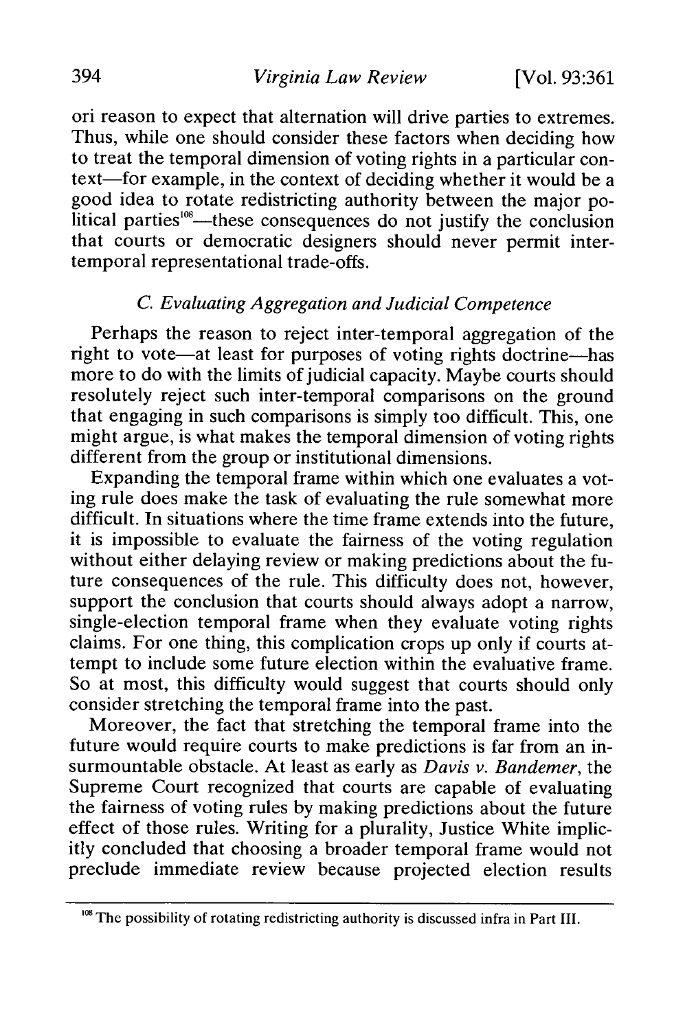ori reason to expect that alternation will drive parties to extremes. Thus, while one should consider these factors when deciding how to treat the temporal dimension of voting rights in a particular context—for example, in the context of deciding whether it would be a good idea to rotate redistricting authority between the major political parties[108]—these consequences do not justify the conclusion that courts or democratic designers should never permit inter-temporal representational trade-offs.

### *C. Evaluating Aggregation and Judicial Competence*

Perhaps the reason to reject inter-temporal aggregation of the right to vote—at least for purposes of voting rights doctrine—has more to do with the limits of judicial capacity. Maybe courts should resolutely reject such inter-temporal comparisons on the ground that engaging in such comparisons is simply too difficult. This, one might argue, is what makes the temporal dimension of voting rights different from the group or institutional dimensions.

Expanding the temporal frame within which one evaluates a voting rule does make the task of evaluating the rule somewhat more difficult. In situations where the time frame extends into the future, it is impossible to evaluate the fairness of the voting regulation without either delaying review or making predictions about the future consequences of the rule. This difficulty does not, however, support the conclusion that courts should always adopt a narrow, single-election temporal frame when they evaluate voting rights claims. For one thing, this complication crops up only if courts attempt to include some future election within the evaluative frame. So at most, this difficulty would suggest that courts should only consider stretching the temporal frame into the past.

Moreover, the fact that stretching the temporal frame into the future would require courts to make predictions is far from an insurmountable obstacle. At least as early as *Davis v. Bandemer*, the Supreme Court recognized that courts are capable of evaluating the fairness of voting rules by making predictions about the future effect of those rules. Writing for a plurality, Justice White implicitly concluded that choosing a broader temporal frame would not preclude immediate review because projected election results

---

[108] The possibility of rotating redistricting authority is discussed infra in Part III.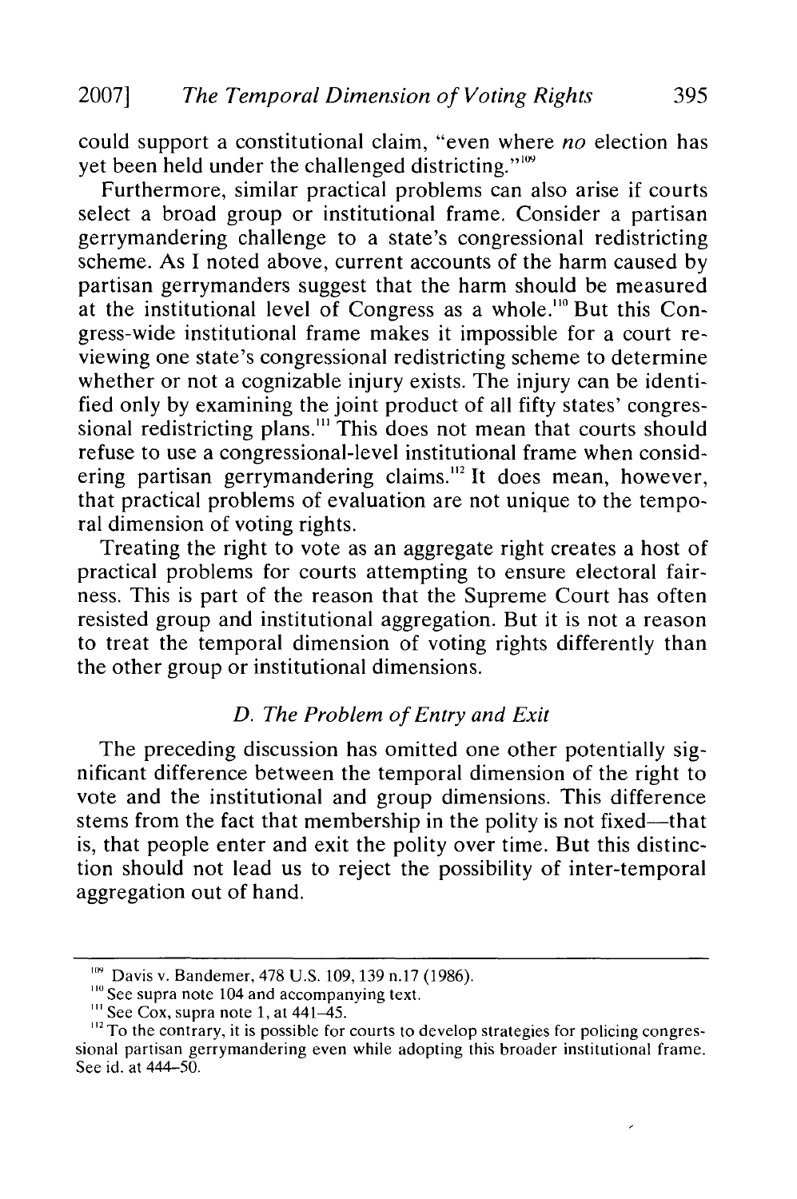could support a constitutional claim, "even where *no* election has yet been held under the challenged districting."[109]

Furthermore, similar practical problems can also arise if courts select a broad group or institutional frame. Consider a partisan gerrymandering challenge to a state's congressional redistricting scheme. As I noted above, current accounts of the harm caused by partisan gerrymanders suggest that the harm should be measured at the institutional level of Congress as a whole.[110] But this Congress-wide institutional frame makes it impossible for a court reviewing one state's congressional redistricting scheme to determine whether or not a cognizable injury exists. The injury can be identified only by examining the joint product of all fifty states' congressional redistricting plans.[111] This does not mean that courts should refuse to use a congressional-level institutional frame when considering partisan gerrymandering claims.[112] It does mean, however, that practical problems of evaluation are not unique to the temporal dimension of voting rights.

Treating the right to vote as an aggregate right creates a host of practical problems for courts attempting to ensure electoral fairness. This is part of the reason that the Supreme Court has often resisted group and institutional aggregation. But it is not a reason to treat the temporal dimension of voting rights differently than the other group or institutional dimensions.

### *D. The Problem of Entry and Exit*

The preceding discussion has omitted one other potentially significant difference between the temporal dimension of the right to vote and the institutional and group dimensions. This difference stems from the fact that membership in the polity is not fixed—that is, that people enter and exit the polity over time. But this distinction should not lead us to reject the possibility of inter-temporal aggregation out of hand.

---

[109] Davis v. Bandemer, 478 U.S. 109, 139 n.17 (1986).

[110] See supra note 104 and accompanying text.

[111] See Cox, supra note 1, at 441–45.

[112] To the contrary, it is possible for courts to develop strategies for policing congressional partisan gerrymandering even while adopting this broader institutional frame. See id. at 444–50.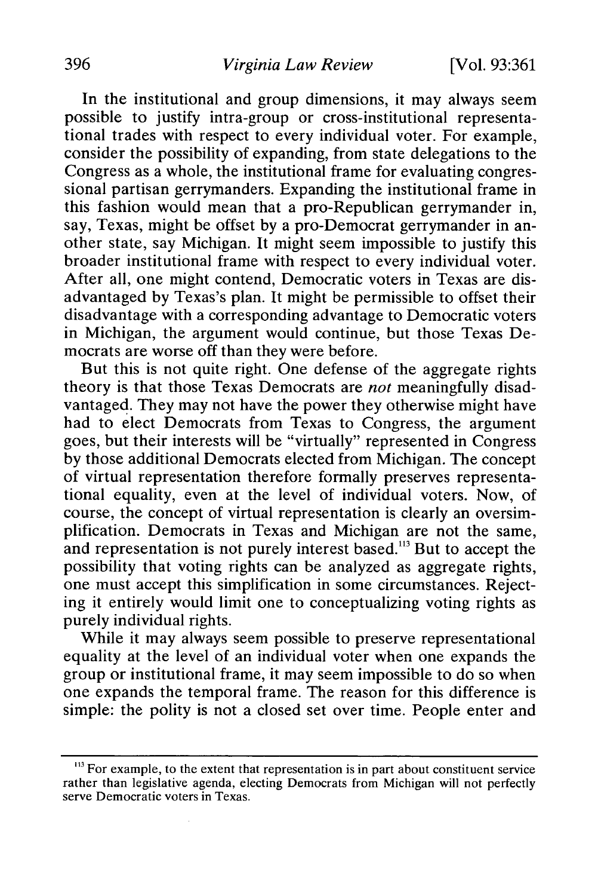In the institutional and group dimensions, it may always seem possible to justify intra-group or cross-institutional representational trades with respect to every individual voter. For example, consider the possibility of expanding, from state delegations to the Congress as a whole, the institutional frame for evaluating congressional partisan gerrymanders. Expanding the institutional frame in this fashion would mean that a pro-Republican gerrymander in, say, Texas, might be offset by a pro-Democrat gerrymander in another state, say Michigan. It might seem impossible to justify this broader institutional frame with respect to every individual voter. After all, one might contend, Democratic voters in Texas are disadvantaged by Texas's plan. It might be permissible to offset their disadvantage with a corresponding advantage to Democratic voters in Michigan, the argument would continue, but those Texas Democrats are worse off than they were before.

But this is not quite right. One defense of the aggregate rights theory is that those Texas Democrats are *not* meaningfully disadvantaged. They may not have the power they otherwise might have had to elect Democrats from Texas to Congress, the argument goes, but their interests will be "virtually" represented in Congress by those additional Democrats elected from Michigan. The concept of virtual representation therefore formally preserves representational equality, even at the level of individual voters. Now, of course, the concept of virtual representation is clearly an oversimplification. Democrats in Texas and Michigan are not the same, and representation is not purely interest based.[113] But to accept the possibility that voting rights can be analyzed as aggregate rights, one must accept this simplification in some circumstances. Rejecting it entirely would limit one to conceptualizing voting rights as purely individual rights.

While it may always seem possible to preserve representational equality at the level of an individual voter when one expands the group or institutional frame, it may seem impossible to do so when one expands the temporal frame. The reason for this difference is simple: the polity is not a closed set over time. People enter and

---

[113] For example, to the extent that representation is in part about constituent service rather than legislative agenda, electing Democrats from Michigan will not perfectly serve Democratic voters in Texas.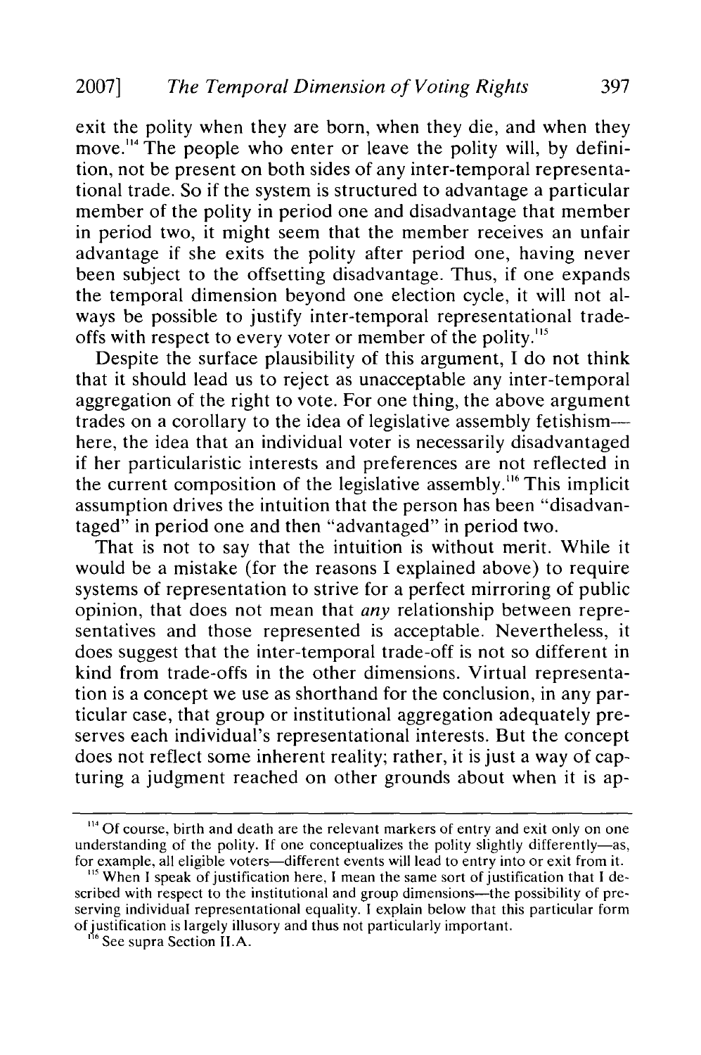exit the polity when they are born, when they die, and when they move.[114] The people who enter or leave the polity will, by definition, not be present on both sides of any inter-temporal representational trade. So if the system is structured to advantage a particular member of the polity in period one and disadvantage that member in period two, it might seem that the member receives an unfair advantage if she exits the polity after period one, having never been subject to the offsetting disadvantage. Thus, if one expands the temporal dimension beyond one election cycle, it will not always be possible to justify inter-temporal representational trade-offs with respect to every voter or member of the polity.[115]

Despite the surface plausibility of this argument, I do not think that it should lead us to reject as unacceptable any inter-temporal aggregation of the right to vote. For one thing, the above argument trades on a corollary to the idea of legislative assembly fetishism—here, the idea that an individual voter is necessarily disadvantaged if her particularistic interests and preferences are not reflected in the current composition of the legislative assembly.[116] This implicit assumption drives the intuition that the person has been "disadvantaged" in period one and then "advantaged" in period two.

That is not to say that the intuition is without merit. While it would be a mistake (for the reasons I explained above) to require systems of representation to strive for a perfect mirroring of public opinion, that does not mean that *any* relationship between representatives and those represented is acceptable. Nevertheless, it does suggest that the inter-temporal trade-off is not so different in kind from trade-offs in the other dimensions. Virtual representation is a concept we use as shorthand for the conclusion, in any particular case, that group or institutional aggregation adequately preserves each individual's representational interests. But the concept does not reflect some inherent reality; rather, it is just a way of capturing a judgment reached on other grounds about when it is ap-

---

[114] Of course, birth and death are the relevant markers of entry and exit only on one understanding of the polity. If one conceptualizes the polity slightly differently—as, for example, all eligible voters—different events will lead to entry into or exit from it.

[115] When I speak of justification here, I mean the same sort of justification that I described with respect to the institutional and group dimensions—the possibility of preserving individual representational equality. I explain below that this particular form of justification is largely illusory and thus not particularly important.

[116] See supra Section II.A.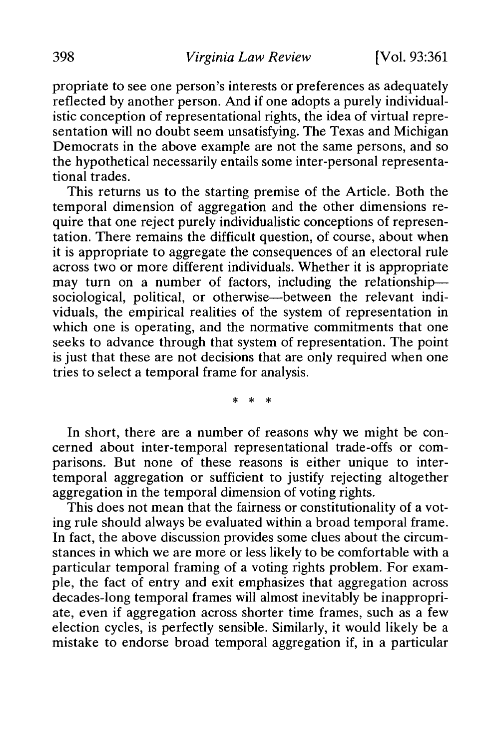propriate to see one person's interests or preferences as adequately reflected by another person. And if one adopts a purely individualistic conception of representational rights, the idea of virtual representation will no doubt seem unsatisfying. The Texas and Michigan Democrats in the above example are not the same persons, and so the hypothetical necessarily entails some inter-personal representational trades.

This returns us to the starting premise of the Article. Both the temporal dimension of aggregation and the other dimensions require that one reject purely individualistic conceptions of representation. There remains the difficult question, of course, about when it is appropriate to aggregate the consequences of an electoral rule across two or more different individuals. Whether it is appropriate may turn on a number of factors, including the relationship—sociological, political, or otherwise—between the relevant individuals, the empirical realities of the system of representation in which one is operating, and the normative commitments that one seeks to advance through that system of representation. The point is just that these are not decisions that are only required when one tries to select a temporal frame for analysis.

\* \* \*

In short, there are a number of reasons why we might be concerned about inter-temporal representational trade-offs or comparisons. But none of these reasons is either unique to inter-temporal aggregation or sufficient to justify rejecting altogether aggregation in the temporal dimension of voting rights.

This does not mean that the fairness or constitutionality of a voting rule should always be evaluated within a broad temporal frame. In fact, the above discussion provides some clues about the circumstances in which we are more or less likely to be comfortable with a particular temporal framing of a voting rights problem. For example, the fact of entry and exit emphasizes that aggregation across decades-long temporal frames will almost inevitably be inappropriate, even if aggregation across shorter time frames, such as a few election cycles, is perfectly sensible. Similarly, it would likely be a mistake to endorse broad temporal aggregation if, in a particular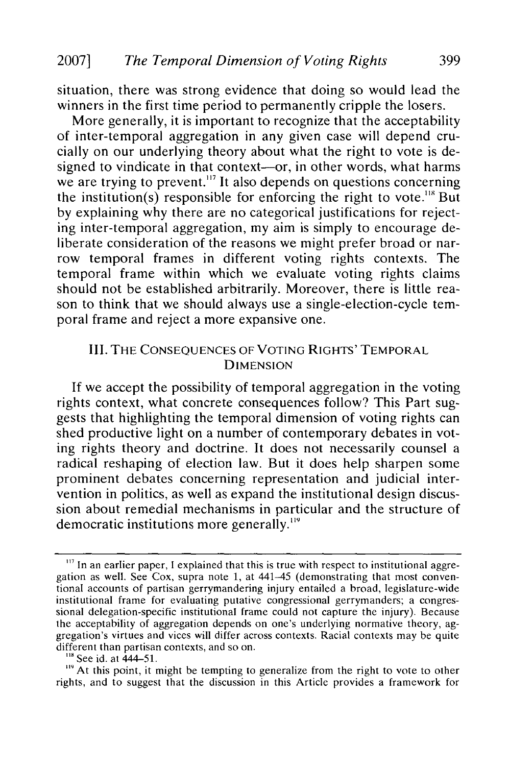situation, there was strong evidence that doing so would lead the winners in the first time period to permanently cripple the losers.

More generally, it is important to recognize that the acceptability of inter-temporal aggregation in any given case will depend crucially on our underlying theory about what the right to vote is designed to vindicate in that context—or, in other words, what harms we are trying to prevent.[117] It also depends on questions concerning the institution(s) responsible for enforcing the right to vote.[118] But by explaining why there are no categorical justifications for rejecting inter-temporal aggregation, my aim is simply to encourage deliberate consideration of the reasons we might prefer broad or narrow temporal frames in different voting rights contexts. The temporal frame within which we evaluate voting rights claims should not be established arbitrarily. Moreover, there is little reason to think that we should always use a single-election-cycle temporal frame and reject a more expansive one.

## III. THE CONSEQUENCES OF VOTING RIGHTS' TEMPORAL DIMENSION

If we accept the possibility of temporal aggregation in the voting rights context, what concrete consequences follow? This Part suggests that highlighting the temporal dimension of voting rights can shed productive light on a number of contemporary debates in voting rights theory and doctrine. It does not necessarily counsel a radical reshaping of election law. But it does help sharpen some prominent debates concerning representation and judicial intervention in politics, as well as expand the institutional design discussion about remedial mechanisms in particular and the structure of democratic institutions more generally.[119]

---

[117] In an earlier paper, I explained that this is true with respect to institutional aggregation as well. See Cox, supra note 1, at 441–45 (demonstrating that most conventional accounts of partisan gerrymandering injury entailed a broad, legislature-wide institutional frame for evaluating putative congressional gerrymanders; a congressional delegation-specific institutional frame could not capture the injury). Because the acceptability of aggregation depends on one's underlying normative theory, aggregation's virtues and vices will differ across contexts. Racial contexts may be quite different than partisan contexts, and so on.

[118] See id. at 444–51.

[119] At this point, it might be tempting to generalize from the right to vote to other rights, and to suggest that the discussion in this Article provides a framework for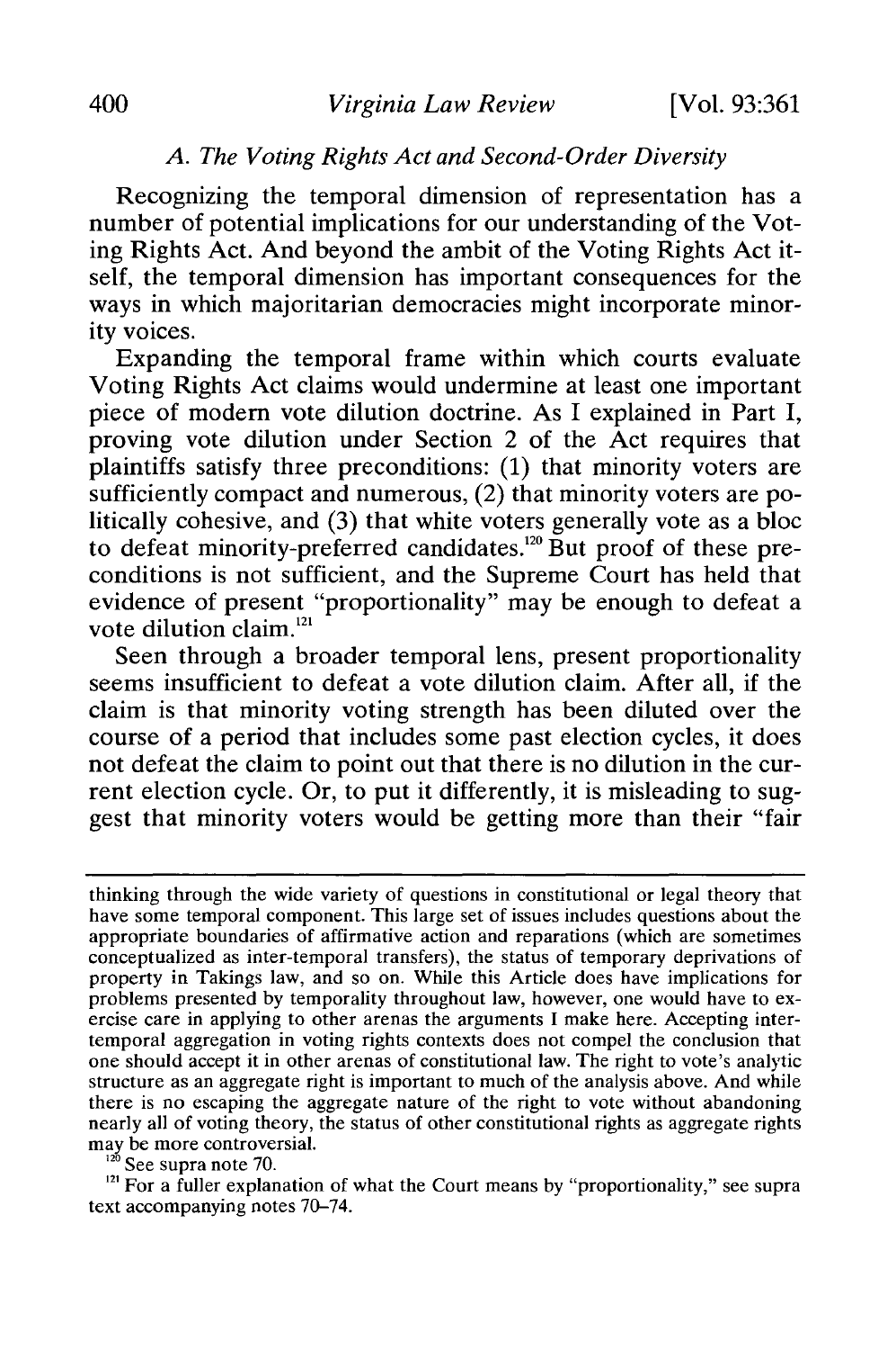### A. The Voting Rights Act and Second-Order Diversity

Recognizing the temporal dimension of representation has a number of potential implications for our understanding of the Voting Rights Act. And beyond the ambit of the Voting Rights Act itself, the temporal dimension has important consequences for the ways in which majoritarian democracies might incorporate minority voices.

Expanding the temporal frame within which courts evaluate Voting Rights Act claims would undermine at least one important piece of modern vote dilution doctrine. As I explained in Part I, proving vote dilution under Section 2 of the Act requires that plaintiffs satisfy three preconditions: (1) that minority voters are sufficiently compact and numerous, (2) that minority voters are politically cohesive, and (3) that white voters generally vote as a bloc to defeat minority-preferred candidates.[120] But proof of these preconditions is not sufficient, and the Supreme Court has held that evidence of present "proportionality" may be enough to defeat a vote dilution claim.[121]

Seen through a broader temporal lens, present proportionality seems insufficient to defeat a vote dilution claim. After all, if the claim is that minority voting strength has been diluted over the course of a period that includes some past election cycles, it does not defeat the claim to point out that there is no dilution in the current election cycle. Or, to put it differently, it is misleading to suggest that minority voters would be getting more than their "fair

---

thinking through the wide variety of questions in constitutional or legal theory that have some temporal component. This large set of issues includes questions about the appropriate boundaries of affirmative action and reparations (which are sometimes conceptualized as inter-temporal transfers), the status of temporary deprivations of property in Takings law, and so on. While this Article does have implications for problems presented by temporality throughout law, however, one would have to exercise care in applying to other arenas the arguments I make here. Accepting inter-temporal aggregation in voting rights contexts does not compel the conclusion that one should accept it in other arenas of constitutional law. The right to vote's analytic structure as an aggregate right is important to much of the analysis above. And while there is no escaping the aggregate nature of the right to vote without abandoning nearly all of voting theory, the status of other constitutional rights as aggregate rights may be more controversial.

[120] See supra note 70.

[121] For a fuller explanation of what the Court means by "proportionality," see supra text accompanying notes 70–74.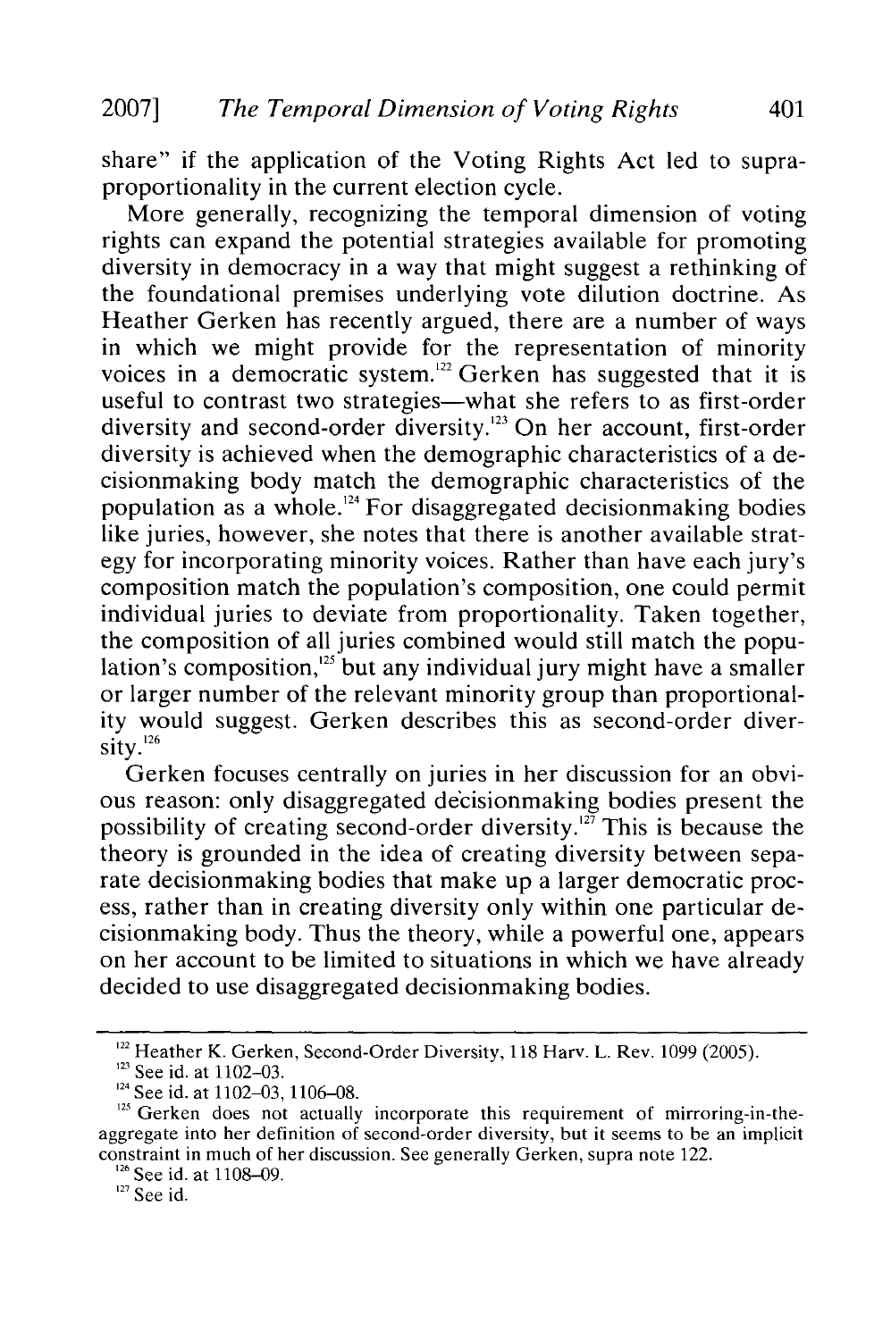share" if the application of the Voting Rights Act led to supra-proportionality in the current election cycle.

More generally, recognizing the temporal dimension of voting rights can expand the potential strategies available for promoting diversity in democracy in a way that might suggest a rethinking of the foundational premises underlying vote dilution doctrine. As Heather Gerken has recently argued, there are a number of ways in which we might provide for the representation of minority voices in a democratic system.[122] Gerken has suggested that it is useful to contrast two strategies—what she refers to as first-order diversity and second-order diversity.[123] On her account, first-order diversity is achieved when the demographic characteristics of a decisionmaking body match the demographic characteristics of the population as a whole.[124] For disaggregated decisionmaking bodies like juries, however, she notes that there is another available strategy for incorporating minority voices. Rather than have each jury's composition match the population's composition, one could permit individual juries to deviate from proportionality. Taken together, the composition of all juries combined would still match the population's composition,[125] but any individual jury might have a smaller or larger number of the relevant minority group than proportionality would suggest. Gerken describes this as second-order diversity.[126]

Gerken focuses centrally on juries in her discussion for an obvious reason: only disaggregated decisionmaking bodies present the possibility of creating second-order diversity.[127] This is because the theory is grounded in the idea of creating diversity between separate decisionmaking bodies that make up a larger democratic process, rather than in creating diversity only within one particular decisionmaking body. Thus the theory, while a powerful one, appears on her account to be limited to situations in which we have already decided to use disaggregated decisionmaking bodies.

---

[122] Heather K. Gerken, Second-Order Diversity, 118 Harv. L. Rev. 1099 (2005).

[123] See id. at 1102–03.

[124] See id. at 1102–03, 1106–08.

[125] Gerken does not actually incorporate this requirement of mirroring-in-the-aggregate into her definition of second-order diversity, but it seems to be an implicit constraint in much of her discussion. See generally Gerken, supra note 122.

[126] See id. at 1108–09.

[127] See id.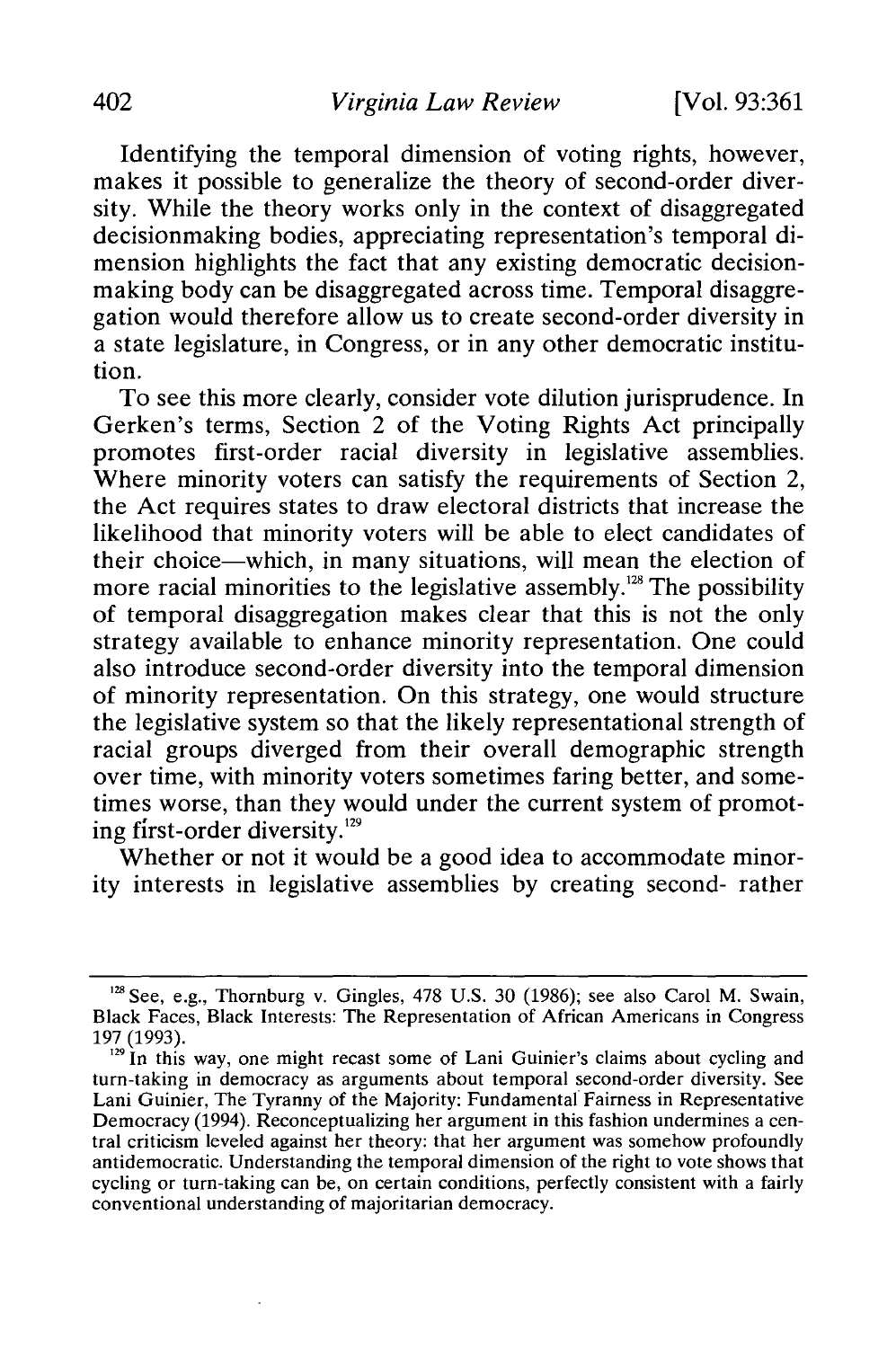Identifying the temporal dimension of voting rights, however, makes it possible to generalize the theory of second-order diversity. While the theory works only in the context of disaggregated decisionmaking bodies, appreciating representation's temporal dimension highlights the fact that any existing democratic decisionmaking body can be disaggregated across time. Temporal disaggregation would therefore allow us to create second-order diversity in a state legislature, in Congress, or in any other democratic institution.

To see this more clearly, consider vote dilution jurisprudence. In Gerken's terms, Section 2 of the Voting Rights Act principally promotes first-order racial diversity in legislative assemblies. Where minority voters can satisfy the requirements of Section 2, the Act requires states to draw electoral districts that increase the likelihood that minority voters will be able to elect candidates of their choice—which, in many situations, will mean the election of more racial minorities to the legislative assembly.[128] The possibility of temporal disaggregation makes clear that this is not the only strategy available to enhance minority representation. One could also introduce second-order diversity into the temporal dimension of minority representation. On this strategy, one would structure the legislative system so that the likely representational strength of racial groups diverged from their overall demographic strength over time, with minority voters sometimes faring better, and sometimes worse, than they would under the current system of promoting first-order diversity.[129]

Whether or not it would be a good idea to accommodate minority interests in legislative assemblies by creating second- rather

---

[128] See, e.g., Thornburg v. Gingles, 478 U.S. 30 (1986); see also Carol M. Swain, Black Faces, Black Interests: The Representation of African Americans in Congress 197 (1993).

[129] In this way, one might recast some of Lani Guinier's claims about cycling and turn-taking in democracy as arguments about temporal second-order diversity. See Lani Guinier, The Tyranny of the Majority: Fundamental Fairness in Representative Democracy (1994). Reconceptualizing her argument in this fashion undermines a central criticism leveled against her theory: that her argument was somehow profoundly antidemocratic. Understanding the temporal dimension of the right to vote shows that cycling or turn-taking can be, on certain conditions, perfectly consistent with a fairly conventional understanding of majoritarian democracy.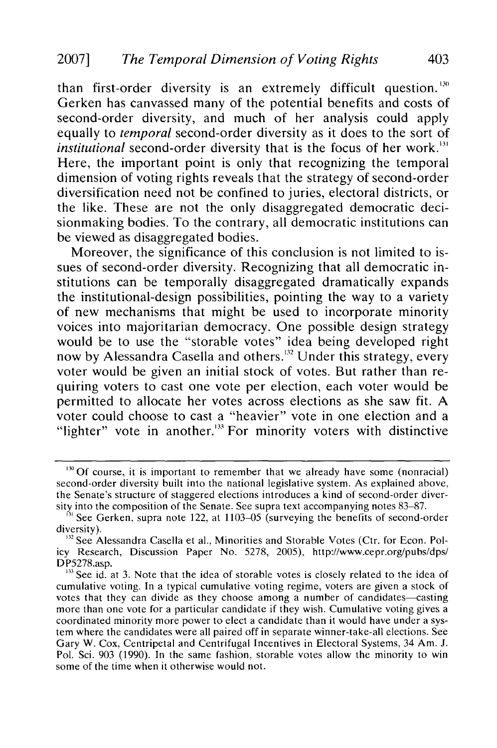than first-order diversity is an extremely difficult question.[130] Gerken has canvassed many of the potential benefits and costs of second-order diversity, and much of her analysis could apply equally to *temporal* second-order diversity as it does to the sort of *institutional* second-order diversity that is the focus of her work.[131] Here, the important point is only that recognizing the temporal dimension of voting rights reveals that the strategy of second-order diversification need not be confined to juries, electoral districts, or the like. These are not the only disaggregated democratic decisionmaking bodies. To the contrary, all democratic institutions can be viewed as disaggregated bodies.

Moreover, the significance of this conclusion is not limited to issues of second-order diversity. Recognizing that all democratic institutions can be temporally disaggregated dramatically expands the institutional-design possibilities, pointing the way to a variety of new mechanisms that might be used to incorporate minority voices into majoritarian democracy. One possible design strategy would be to use the "storable votes" idea being developed right now by Alessandra Casella and others.[132] Under this strategy, every voter would be given an initial stock of votes. But rather than requiring voters to cast one vote per election, each voter would be permitted to allocate her votes across elections as she saw fit. A voter could choose to cast a "heavier" vote in one election and a "lighter" vote in another.[133] For minority voters with distinctive

---

[130] Of course, it is important to remember that we already have some (nonracial) second-order diversity built into the national legislative system. As explained above, the Senate's structure of staggered elections introduces a kind of second-order diversity into the composition of the Senate. See supra text accompanying notes 83–87.

[131] See Gerken, supra note 122, at 1103–05 (surveying the benefits of second-order diversity).

[132] See Alessandra Casella et al., Minorities and Storable Votes (Ctr. for Econ. Policy Research, Discussion Paper No. 5278, 2005), http://www.cepr.org/pubs/dps/DP5278.asp.

[133] See id. at 3. Note that the idea of storable votes is closely related to the idea of cumulative voting. In a typical cumulative voting regime, voters are given a stock of votes that they can divide as they choose among a number of candidates—casting more than one vote for a particular candidate if they wish. Cumulative voting gives a coordinated minority more power to elect a candidate than it would have under a system where the candidates were all paired off in separate winner-take-all elections. See Gary W. Cox, Centripetal and Centrifugal Incentives in Electoral Systems, 34 Am. J. Pol. Sci. 903 (1990). In the same fashion, storable votes allow the minority to win some of the time when it otherwise would not.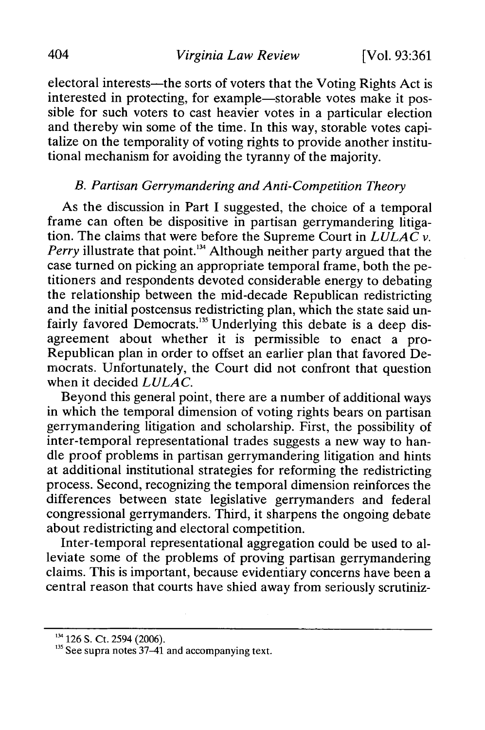electoral interests—the sorts of voters that the Voting Rights Act is interested in protecting, for example—storable votes make it possible for such voters to cast heavier votes in a particular election and thereby win some of the time. In this way, storable votes capitalize on the temporality of voting rights to provide another institutional mechanism for avoiding the tyranny of the majority.

### *B. Partisan Gerrymandering and Anti-Competition Theory*

As the discussion in Part I suggested, the choice of a temporal frame can often be dispositive in partisan gerrymandering litigation. The claims that were before the Supreme Court in *LULAC v. Perry* illustrate that point.[134] Although neither party argued that the case turned on picking an appropriate temporal frame, both the petitioners and respondents devoted considerable energy to debating the relationship between the mid-decade Republican redistricting and the initial postcensus redistricting plan, which the state said unfairly favored Democrats.[135] Underlying this debate is a deep disagreement about whether it is permissible to enact a pro-Republican plan in order to offset an earlier plan that favored Democrats. Unfortunately, the Court did not confront that question when it decided *LULAC*.

Beyond this general point, there are a number of additional ways in which the temporal dimension of voting rights bears on partisan gerrymandering litigation and scholarship. First, the possibility of inter-temporal representational trades suggests a new way to handle proof problems in partisan gerrymandering litigation and hints at additional institutional strategies for reforming the redistricting process. Second, recognizing the temporal dimension reinforces the differences between state legislative gerrymanders and federal congressional gerrymanders. Third, it sharpens the ongoing debate about redistricting and electoral competition.

Inter-temporal representational aggregation could be used to alleviate some of the problems of proving partisan gerrymandering claims. This is important, because evidentiary concerns have been a central reason that courts have shied away from seriously scrutiniz-

---

[134] 126 S. Ct. 2594 (2006).

[135] See supra notes 37–41 and accompanying text.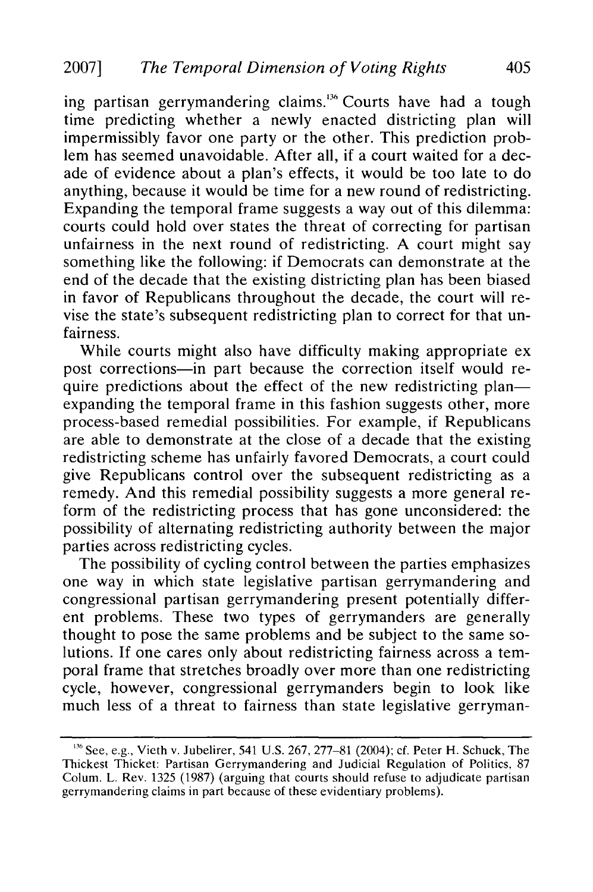ing partisan gerrymandering claims.[136] Courts have had a tough time predicting whether a newly enacted districting plan will impermissibly favor one party or the other. This prediction problem has seemed unavoidable. After all, if a court waited for a decade of evidence about a plan's effects, it would be too late to do anything, because it would be time for a new round of redistricting. Expanding the temporal frame suggests a way out of this dilemma: courts could hold over states the threat of correcting for partisan unfairness in the next round of redistricting. A court might say something like the following: if Democrats can demonstrate at the end of the decade that the existing districting plan has been biased in favor of Republicans throughout the decade, the court will revise the state's subsequent redistricting plan to correct for that unfairness.

While courts might also have difficulty making appropriate ex post corrections—in part because the correction itself would require predictions about the effect of the new redistricting plan—expanding the temporal frame in this fashion suggests other, more process-based remedial possibilities. For example, if Republicans are able to demonstrate at the close of a decade that the existing redistricting scheme has unfairly favored Democrats, a court could give Republicans control over the subsequent redistricting as a remedy. And this remedial possibility suggests a more general reform of the redistricting process that has gone unconsidered: the possibility of alternating redistricting authority between the major parties across redistricting cycles.

The possibility of cycling control between the parties emphasizes one way in which state legislative partisan gerrymandering and congressional partisan gerrymandering present potentially different problems. These two types of gerrymanders are generally thought to pose the same problems and be subject to the same solutions. If one cares only about redistricting fairness across a temporal frame that stretches broadly over more than one redistricting cycle, however, congressional gerrymanders begin to look like much less of a threat to fairness than state legislative gerryman-

---

[136] See, e.g., Vieth v. Jubelirer, 541 U.S. 267, 277–81 (2004); cf. Peter H. Schuck, The Thickest Thicket: Partisan Gerrymandering and Judicial Regulation of Politics, 87 Colum. L. Rev. 1325 (1987) (arguing that courts should refuse to adjudicate partisan gerrymandering claims in part because of these evidentiary problems).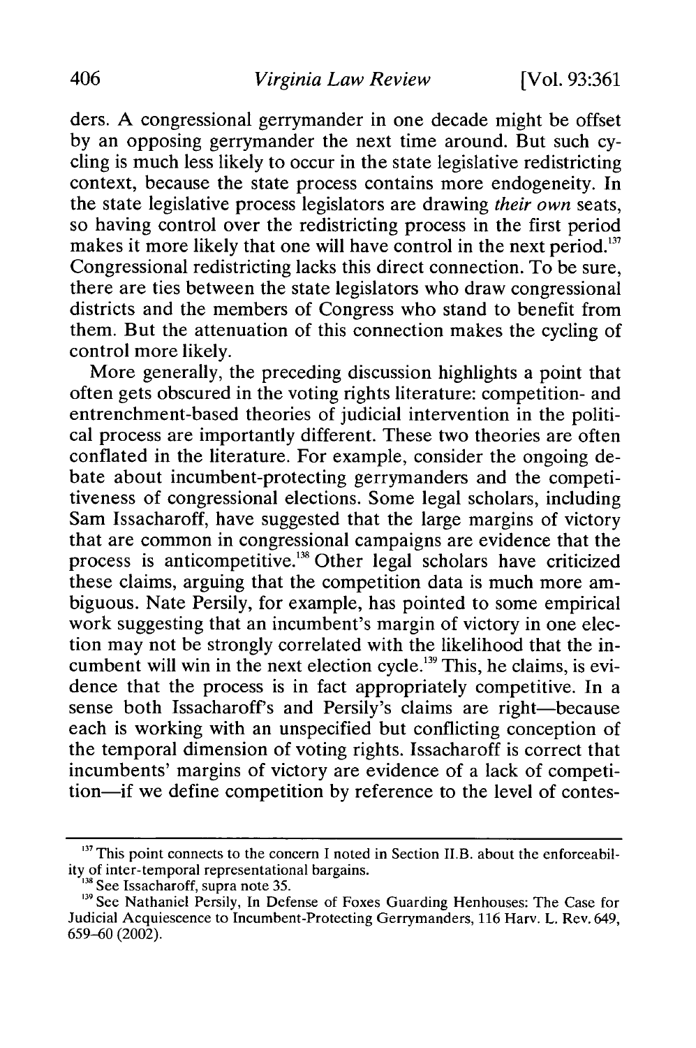ders. A congressional gerrymander in one decade might be offset by an opposing gerrymander the next time around. But such cycling is much less likely to occur in the state legislative redistricting context, because the state process contains more endogeneity. In the state legislative process legislators are drawing *their own* seats, so having control over the redistricting process in the first period makes it more likely that one will have control in the next period.[137] Congressional redistricting lacks this direct connection. To be sure, there are ties between the state legislators who draw congressional districts and the members of Congress who stand to benefit from them. But the attenuation of this connection makes the cycling of control more likely.

More generally, the preceding discussion highlights a point that often gets obscured in the voting rights literature: competition- and entrenchment-based theories of judicial intervention in the political process are importantly different. These two theories are often conflated in the literature. For example, consider the ongoing debate about incumbent-protecting gerrymanders and the competitiveness of congressional elections. Some legal scholars, including Sam Issacharoff, have suggested that the large margins of victory that are common in congressional campaigns are evidence that the process is anticompetitive.[138] Other legal scholars have criticized these claims, arguing that the competition data is much more ambiguous. Nate Persily, for example, has pointed to some empirical work suggesting that an incumbent's margin of victory in one election may not be strongly correlated with the likelihood that the incumbent will win in the next election cycle.[139] This, he claims, is evidence that the process is in fact appropriately competitive. In a sense both Issacharoff's and Persily's claims are right—because each is working with an unspecified but conflicting conception of the temporal dimension of voting rights. Issacharoff is correct that incumbents' margins of victory are evidence of a lack of competition—if we define competition by reference to the level of contes-

---

[137] This point connects to the concern I noted in Section II.B. about the enforceability of inter-temporal representational bargains.

[138] See Issacharoff, supra note 35.

[139] See Nathaniel Persily, In Defense of Foxes Guarding Henhouses: The Case for Judicial Acquiescence to Incumbent-Protecting Gerrymanders, 116 Harv. L. Rev. 649, 659–60 (2002).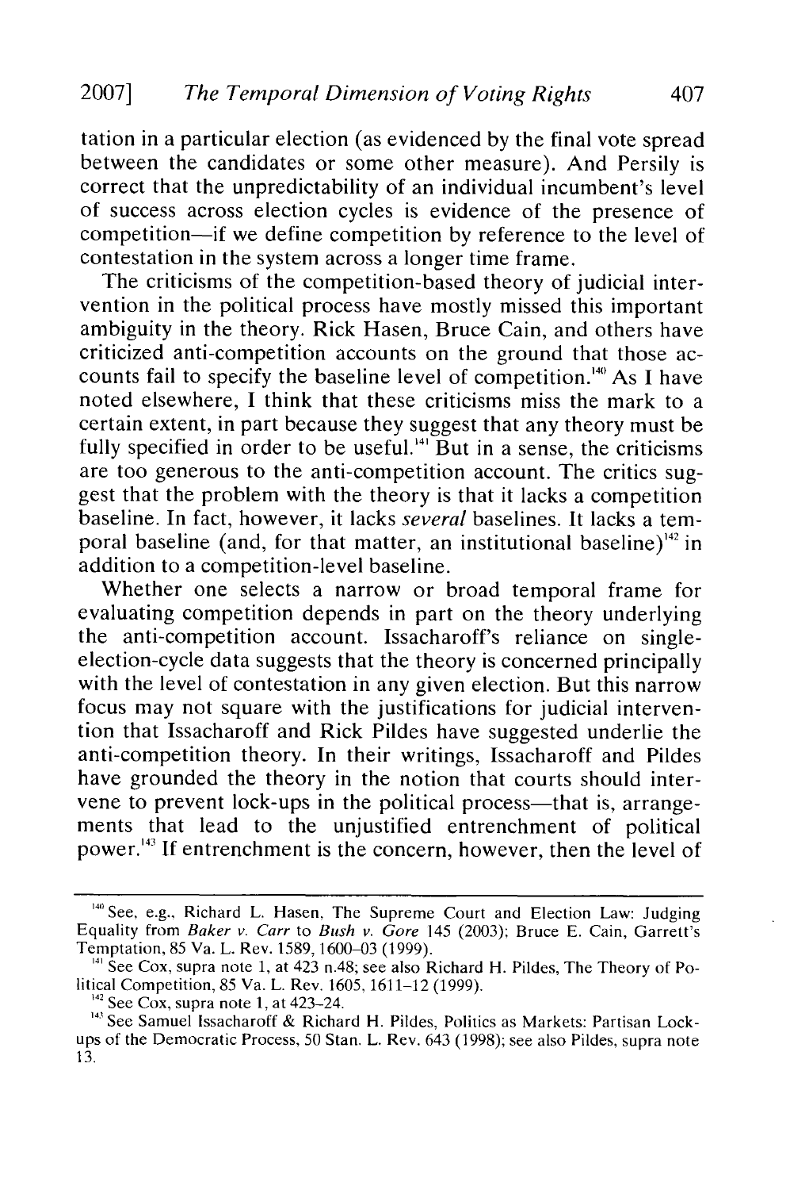tation in a particular election (as evidenced by the final vote spread between the candidates or some other measure). And Persily is correct that the unpredictability of an individual incumbent's level of success across election cycles is evidence of the presence of competition—if we define competition by reference to the level of contestation in the system across a longer time frame.

The criticisms of the competition-based theory of judicial intervention in the political process have mostly missed this important ambiguity in the theory. Rick Hasen, Bruce Cain, and others have criticized anti-competition accounts on the ground that those accounts fail to specify the baseline level of competition.[140] As I have noted elsewhere, I think that these criticisms miss the mark to a certain extent, in part because they suggest that any theory must be fully specified in order to be useful.[141] But in a sense, the criticisms are too generous to the anti-competition account. The critics suggest that the problem with the theory is that it lacks a competition baseline. In fact, however, it lacks *several* baselines. It lacks a temporal baseline (and, for that matter, an institutional baseline)[142] in addition to a competition-level baseline.

Whether one selects a narrow or broad temporal frame for evaluating competition depends in part on the theory underlying the anti-competition account. Issacharoff's reliance on single-election-cycle data suggests that the theory is concerned principally with the level of contestation in any given election. But this narrow focus may not square with the justifications for judicial intervention that Issacharoff and Rick Pildes have suggested underlie the anti-competition theory. In their writings, Issacharoff and Pildes have grounded the theory in the notion that courts should intervene to prevent lock-ups in the political process—that is, arrangements that lead to the unjustified entrenchment of political power.[143] If entrenchment is the concern, however, then the level of

---

[140] See, e.g., Richard L. Hasen, The Supreme Court and Election Law: Judging Equality from *Baker v. Carr* to *Bush v. Gore* 145 (2003); Bruce E. Cain, Garrett's Temptation, 85 Va. L. Rev. 1589, 1600–03 (1999).

[141] See Cox, supra note 1, at 423 n.48; see also Richard H. Pildes, The Theory of Political Competition, 85 Va. L. Rev. 1605, 1611–12 (1999).

[142] See Cox, supra note 1, at 423–24.

[143] See Samuel Issacharoff & Richard H. Pildes, Politics as Markets: Partisan Lockups of the Democratic Process, 50 Stan. L. Rev. 643 (1998); see also Pildes, supra note 13.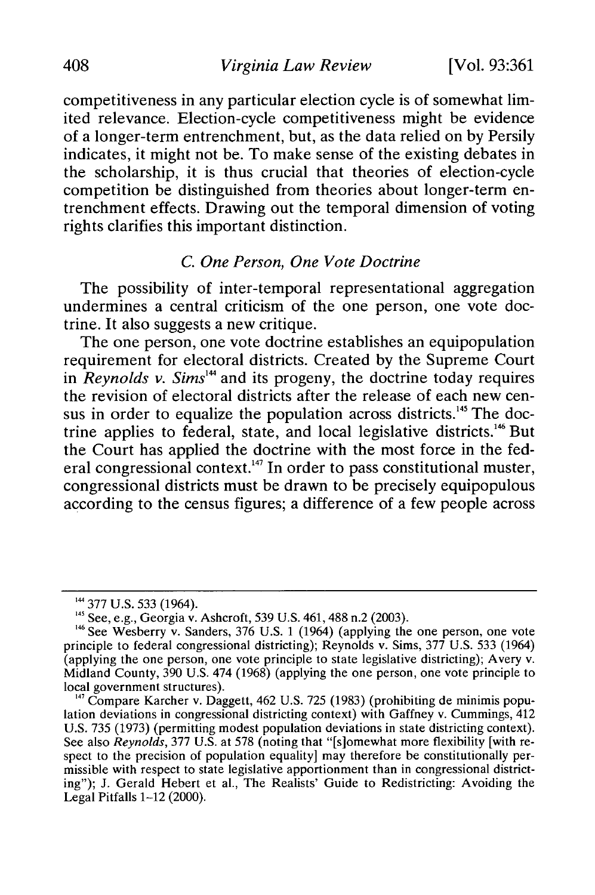competitiveness in any particular election cycle is of somewhat limited relevance. Election-cycle competitiveness might be evidence of a longer-term entrenchment, but, as the data relied on by Persily indicates, it might not be. To make sense of the existing debates in the scholarship, it is thus crucial that theories of election-cycle competition be distinguished from theories about longer-term entrenchment effects. Drawing out the temporal dimension of voting rights clarifies this important distinction.

### *C. One Person, One Vote Doctrine*

The possibility of inter-temporal representational aggregation undermines a central criticism of the one person, one vote doctrine. It also suggests a new critique.

The one person, one vote doctrine establishes an equipopulation requirement for electoral districts. Created by the Supreme Court in *Reynolds v. Sims*[144] and its progeny, the doctrine today requires the revision of electoral districts after the release of each new census in order to equalize the population across districts.[145] The doctrine applies to federal, state, and local legislative districts.[146] But the Court has applied the doctrine with the most force in the federal congressional context.[147] In order to pass constitutional muster, congressional districts must be drawn to be precisely equipopulous according to the census figures; a difference of a few people across

---

[144] 377 U.S. 533 (1964).

[145] See, e.g., Georgia v. Ashcroft, 539 U.S. 461, 488 n.2 (2003).

[146] See Wesberry v. Sanders, 376 U.S. 1 (1964) (applying the one person, one vote principle to federal congressional districting); Reynolds v. Sims, 377 U.S. 533 (1964) (applying the one person, one vote principle to state legislative districting); Avery v. Midland County, 390 U.S. 474 (1968) (applying the one person, one vote principle to local government structures).

[147] Compare Karcher v. Daggett, 462 U.S. 725 (1983) (prohibiting de minimis population deviations in congressional districting context) with Gaffney v. Cummings, 412 U.S. 735 (1973) (permitting modest population deviations in state districting context). See also *Reynolds*, 377 U.S. at 578 (noting that "[s]omewhat more flexibility [with respect to the precision of population equality] may therefore be constitutionally permissible with respect to state legislative apportionment than in congressional districting"); J. Gerald Hebert et al., The Realists' Guide to Redistricting: Avoiding the Legal Pitfalls 1–12 (2000).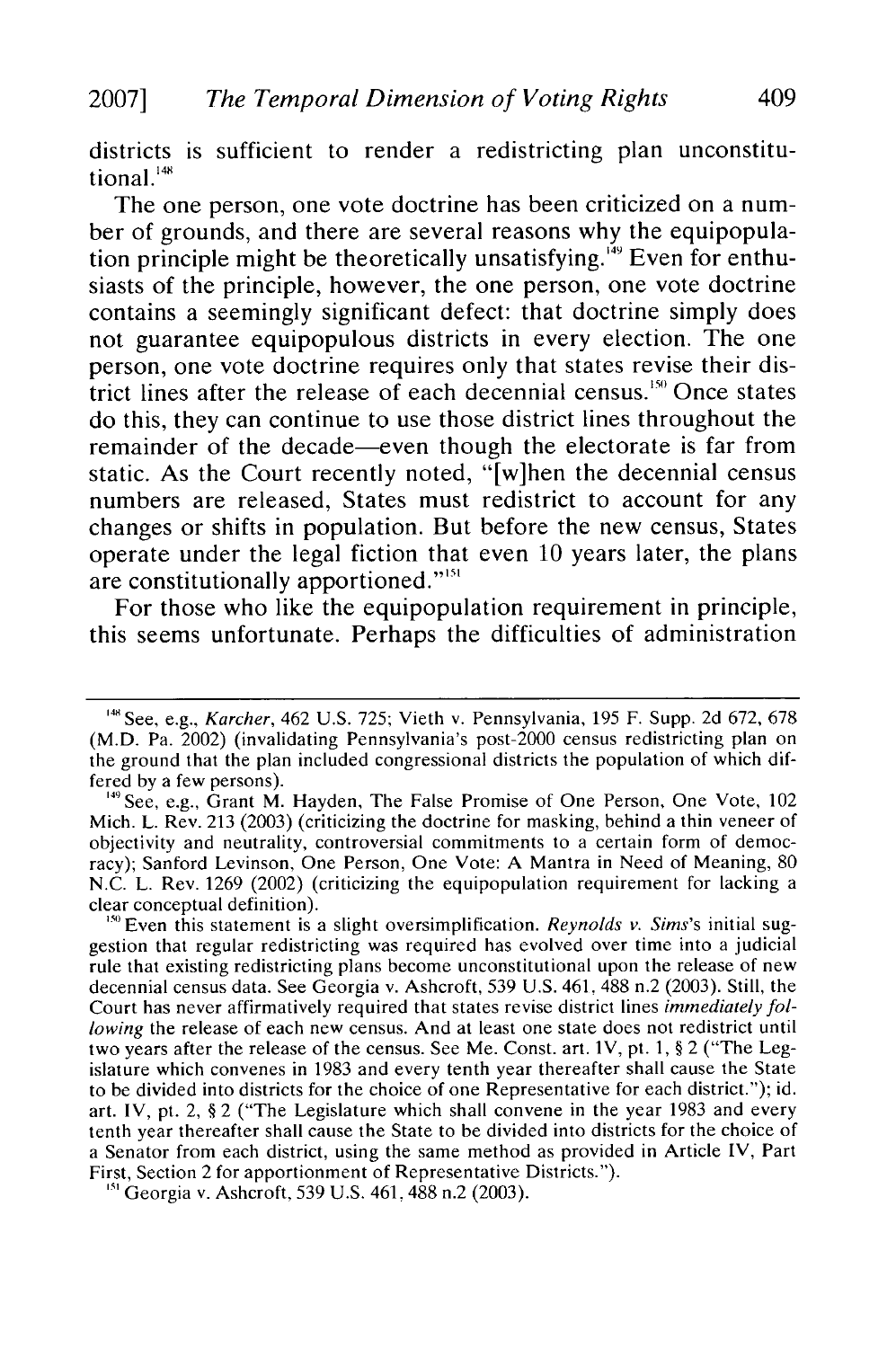districts is sufficient to render a redistricting plan unconstitutional.[148]

The one person, one vote doctrine has been criticized on a number of grounds, and there are several reasons why the equipopulation principle might be theoretically unsatisfying.[149] Even for enthusiasts of the principle, however, the one person, one vote doctrine contains a seemingly significant defect: that doctrine simply does not guarantee equipopulous districts in every election. The one person, one vote doctrine requires only that states revise their district lines after the release of each decennial census.[150] Once states do this, they can continue to use those district lines throughout the remainder of the decade—even though the electorate is far from static. As the Court recently noted, "[w]hen the decennial census numbers are released, States must redistrict to account for any changes or shifts in population. But before the new census, States operate under the legal fiction that even 10 years later, the plans are constitutionally apportioned."[151]

For those who like the equipopulation requirement in principle, this seems unfortunate. Perhaps the difficulties of administration

---

[148] See, e.g., *Karcher*, 462 U.S. 725; Vieth v. Pennsylvania, 195 F. Supp. 2d 672, 678 (M.D. Pa. 2002) (invalidating Pennsylvania's post-2000 census redistricting plan on the ground that the plan included congressional districts the population of which differed by a few persons).

[149] See, e.g., Grant M. Hayden, The False Promise of One Person, One Vote, 102 Mich. L. Rev. 213 (2003) (criticizing the doctrine for masking, behind a thin veneer of objectivity and neutrality, controversial commitments to a certain form of democracy); Sanford Levinson, One Person, One Vote: A Mantra in Need of Meaning, 80 N.C. L. Rev. 1269 (2002) (criticizing the equipopulation requirement for lacking a clear conceptual definition).

[150] Even this statement is a slight oversimplification. *Reynolds v. Sims*'s initial suggestion that regular redistricting was required has evolved over time into a judicial rule that existing redistricting plans become unconstitutional upon the release of new decennial census data. See Georgia v. Ashcroft, 539 U.S. 461, 488 n.2 (2003). Still, the Court has never affirmatively required that states revise district lines *immediately following* the release of each new census. And at least one state does not redistrict until two years after the release of the census. See Me. Const. art. IV, pt. 1, § 2 ("The Legislature which convenes in 1983 and every tenth year thereafter shall cause the State to be divided into districts for the choice of one Representative for each district."); id. art. IV, pt. 2, § 2 ("The Legislature which shall convene in the year 1983 and every tenth year thereafter shall cause the State to be divided into districts for the choice of a Senator from each district, using the same method as provided in Article IV, Part First, Section 2 for apportionment of Representative Districts.").

[151] Georgia v. Ashcroft, 539 U.S. 461, 488 n.2 (2003).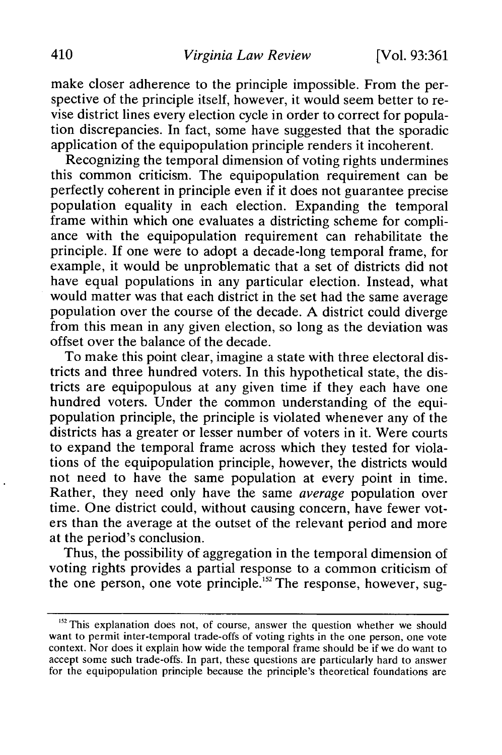make closer adherence to the principle impossible. From the perspective of the principle itself, however, it would seem better to revise district lines every election cycle in order to correct for population discrepancies. In fact, some have suggested that the sporadic application of the equipopulation principle renders it incoherent.

Recognizing the temporal dimension of voting rights undermines this common criticism. The equipopulation requirement can be perfectly coherent in principle even if it does not guarantee precise population equality in each election. Expanding the temporal frame within which one evaluates a districting scheme for compliance with the equipopulation requirement can rehabilitate the principle. If one were to adopt a decade-long temporal frame, for example, it would be unproblematic that a set of districts did not have equal populations in any particular election. Instead, what would matter was that each district in the set had the same average population over the course of the decade. A district could diverge from this mean in any given election, so long as the deviation was offset over the balance of the decade.

To make this point clear, imagine a state with three electoral districts and three hundred voters. In this hypothetical state, the districts are equipopulous at any given time if they each have one hundred voters. Under the common understanding of the equipopulation principle, the principle is violated whenever any of the districts has a greater or lesser number of voters in it. Were courts to expand the temporal frame across which they tested for violations of the equipopulation principle, however, the districts would not need to have the same population at every point in time. Rather, they need only have the same *average* population over time. One district could, without causing concern, have fewer voters than the average at the outset of the relevant period and more at the period's conclusion.

Thus, the possibility of aggregation in the temporal dimension of voting rights provides a partial response to a common criticism of the one person, one vote principle.[152] The response, however, sug-

[152] This explanation does not, of course, answer the question whether we should want to permit inter-temporal trade-offs of voting rights in the one person, one vote context. Nor does it explain how wide the temporal frame should be if we do want to accept some such trade-offs. In part, these questions are particularly hard to answer for the equipopulation principle because the principle's theoretical foundations are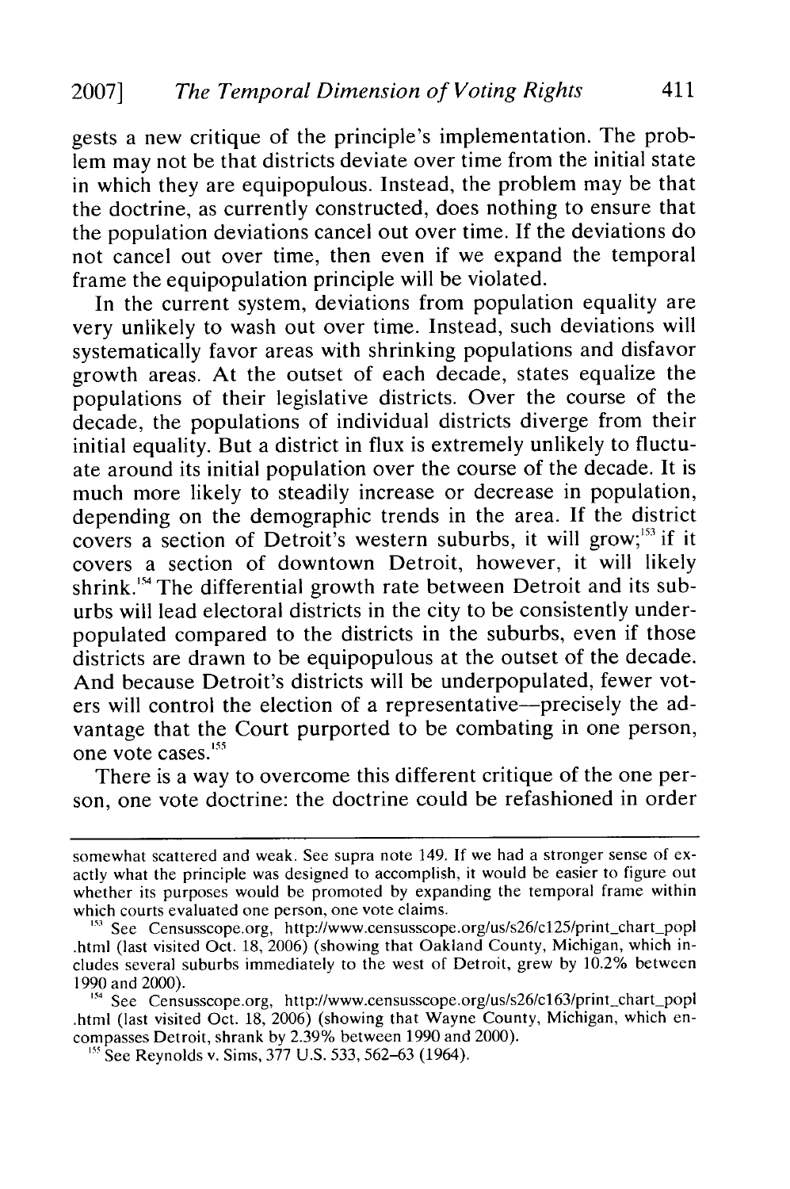gests a new critique of the principle's implementation. The problem may not be that districts deviate over time from the initial state in which they are equipopulous. Instead, the problem may be that the doctrine, as currently constructed, does nothing to ensure that the population deviations cancel out over time. If the deviations do not cancel out over time, then even if we expand the temporal frame the equipopulation principle will be violated.

In the current system, deviations from population equality are very unlikely to wash out over time. Instead, such deviations will systematically favor areas with shrinking populations and disfavor growth areas. At the outset of each decade, states equalize the populations of their legislative districts. Over the course of the decade, the populations of individual districts diverge from their initial equality. But a district in flux is extremely unlikely to fluctuate around its initial population over the course of the decade. It is much more likely to steadily increase or decrease in population, depending on the demographic trends in the area. If the district covers a section of Detroit's western suburbs, it will grow;[153] if it covers a section of downtown Detroit, however, it will likely shrink.[154] The differential growth rate between Detroit and its suburbs will lead electoral districts in the city to be consistently underpopulated compared to the districts in the suburbs, even if those districts are drawn to be equipopulous at the outset of the decade. And because Detroit's districts will be underpopulated, fewer voters will control the election of a representative—precisely the advantage that the Court purported to be combating in one person, one vote cases.[155]

There is a way to overcome this different critique of the one person, one vote doctrine: the doctrine could be refashioned in order

---

somewhat scattered and weak. See supra note 149. If we had a stronger sense of exactly what the principle was designed to accomplish, it would be easier to figure out whether its purposes would be promoted by expanding the temporal frame within which courts evaluated one person, one vote claims.

[153] See Censusscope.org, http://www.censusscope.org/us/s26/c125/print_chart_popl.html (last visited Oct. 18, 2006) (showing that Oakland County, Michigan, which includes several suburbs immediately to the west of Detroit, grew by 10.2% between 1990 and 2000).

[154] See Censusscope.org, http://www.censusscope.org/us/s26/c163/print_chart_popl.html (last visited Oct. 18, 2006) (showing that Wayne County, Michigan, which encompasses Detroit, shrank by 2.39% between 1990 and 2000).

[155] See Reynolds v. Sims, 377 U.S. 533, 562–63 (1964).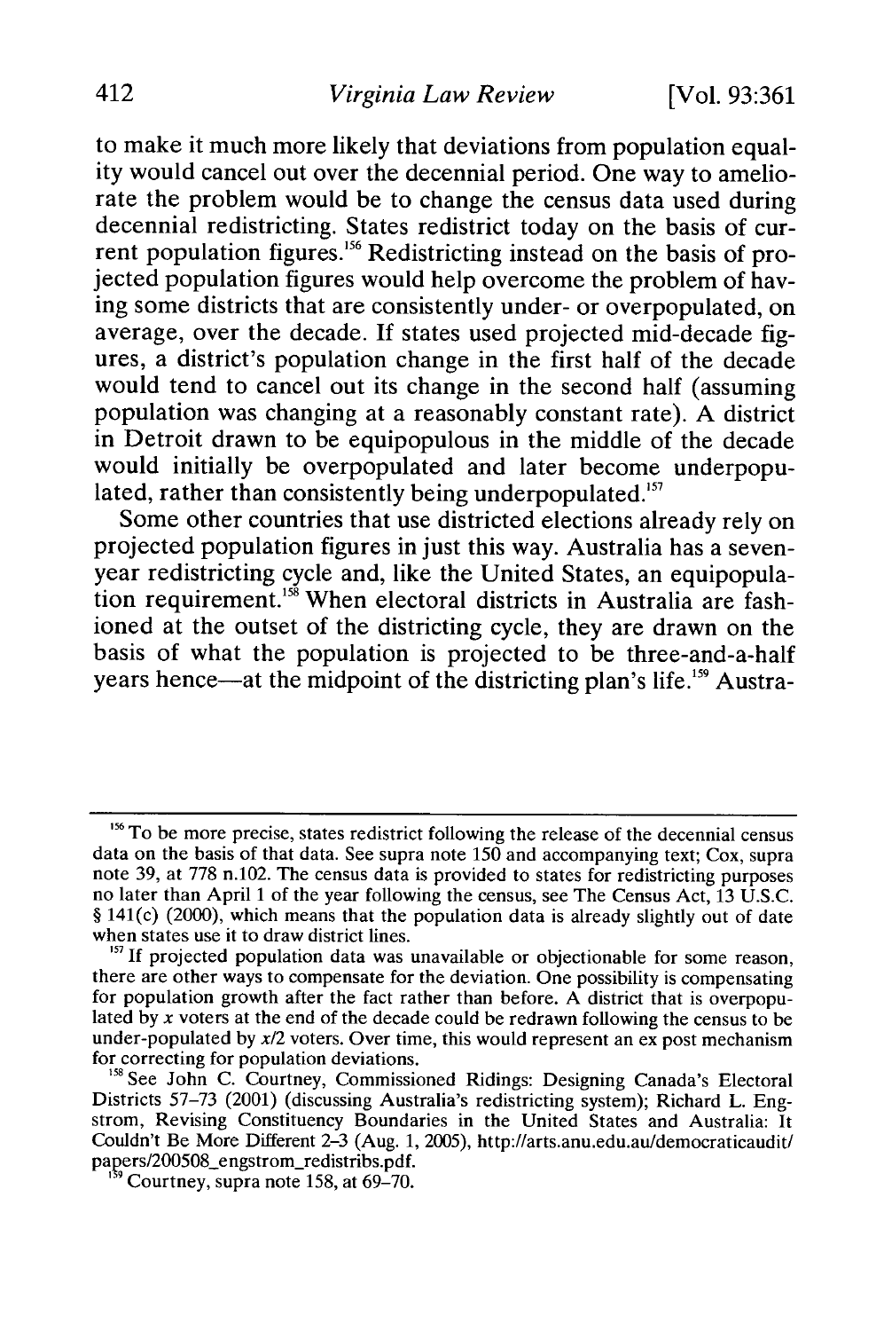to make it much more likely that deviations from population equality would cancel out over the decennial period. One way to ameliorate the problem would be to change the census data used during decennial redistricting. States redistrict today on the basis of current population figures.[156] Redistricting instead on the basis of projected population figures would help overcome the problem of having some districts that are consistently under- or overpopulated, on average, over the decade. If states used projected mid-decade figures, a district's population change in the first half of the decade would tend to cancel out its change in the second half (assuming population was changing at a reasonably constant rate). A district in Detroit drawn to be equipopulous in the middle of the decade would initially be overpopulated and later become underpopulated, rather than consistently being underpopulated.[157]

Some other countries that use districted elections already rely on projected population figures in just this way. Australia has a seven-year redistricting cycle and, like the United States, an equipopulation requirement.[158] When electoral districts in Australia are fashioned at the outset of the districting cycle, they are drawn on the basis of what the population is projected to be three-and-a-half years hence—at the midpoint of the districting plan's life.[159] Austra-

---

[156] To be more precise, states redistrict following the release of the decennial census data on the basis of that data. See supra note 150 and accompanying text; Cox, supra note 39, at 778 n.102. The census data is provided to states for redistricting purposes no later than April 1 of the year following the census, see The Census Act, 13 U.S.C. § 141(c) (2000), which means that the population data is already slightly out of date when states use it to draw district lines.

[157] If projected population data was unavailable or objectionable for some reason, there are other ways to compensate for the deviation. One possibility is compensating for population growth after the fact rather than before. A district that is overpopulated by $x$ voters at the end of the decade could be redrawn following the census to be under-populated by $x/2$ voters. Over time, this would represent an ex post mechanism for correcting for population deviations.

[158] See John C. Courtney, Commissioned Ridings: Designing Canada's Electoral Districts 57–73 (2001) (discussing Australia's redistricting system); Richard L. Engstrom, Revising Constituency Boundaries in the United States and Australia: It Couldn't Be More Different 2–3 (Aug. 1, 2005), http://arts.anu.edu.au/democraticaudit/papers/200508_engstrom_redistribs.pdf.

[159] Courtney, supra note 158, at 69–70.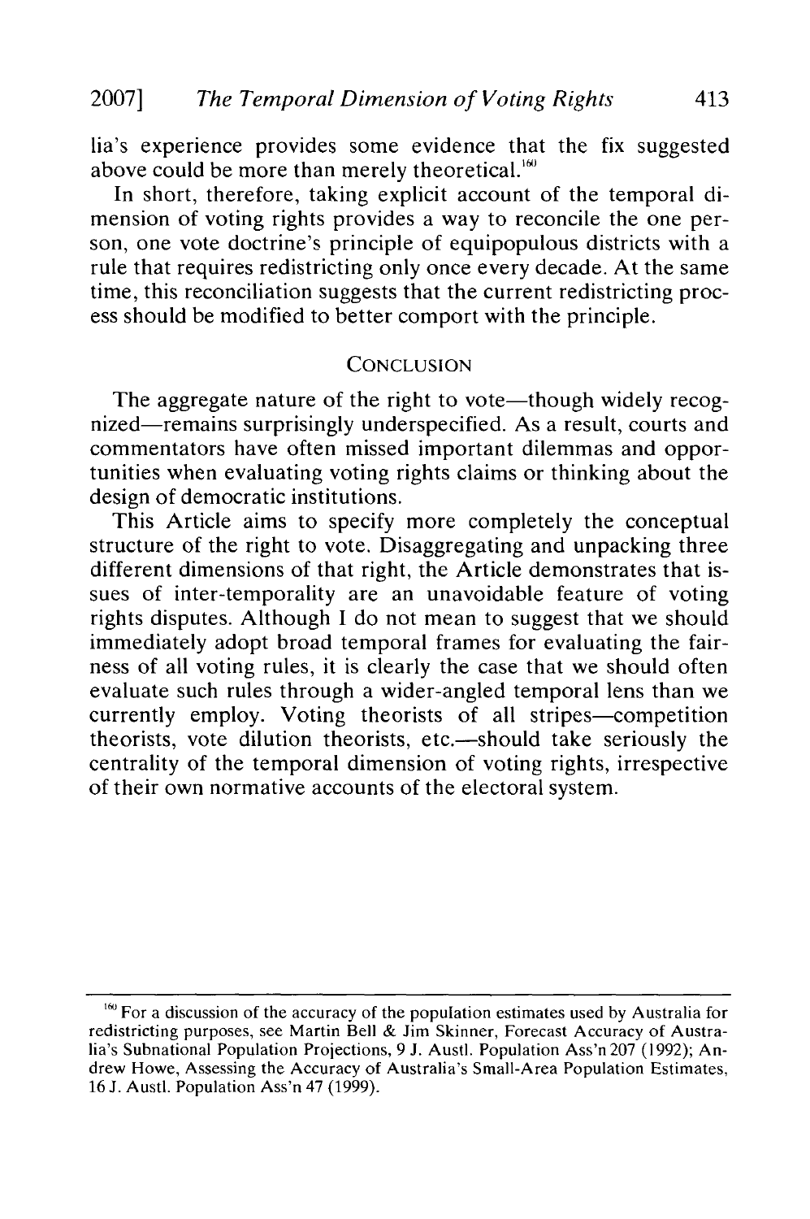lia's experience provides some evidence that the fix suggested above could be more than merely theoretical.[160]

In short, therefore, taking explicit account of the temporal dimension of voting rights provides a way to reconcile the one person, one vote doctrine's principle of equipopulous districts with a rule that requires redistricting only once every decade. At the same time, this reconciliation suggests that the current redistricting process should be modified to better comport with the principle.

## CONCLUSION

The aggregate nature of the right to vote—though widely recognized—remains surprisingly underspecified. As a result, courts and commentators have often missed important dilemmas and opportunities when evaluating voting rights claims or thinking about the design of democratic institutions.

This Article aims to specify more completely the conceptual structure of the right to vote. Disaggregating and unpacking three different dimensions of that right, the Article demonstrates that issues of inter-temporality are an unavoidable feature of voting rights disputes. Although I do not mean to suggest that we should immediately adopt broad temporal frames for evaluating the fairness of all voting rules, it is clearly the case that we should often evaluate such rules through a wider-angled temporal lens than we currently employ. Voting theorists of all stripes—competition theorists, vote dilution theorists, etc.—should take seriously the centrality of the temporal dimension of voting rights, irrespective of their own normative accounts of the electoral system.

---

[160] For a discussion of the accuracy of the population estimates used by Australia for redistricting purposes, see Martin Bell & Jim Skinner, Forecast Accuracy of Australia's Subnational Population Projections, 9 J. Austl. Population Ass'n 207 (1992); Andrew Howe, Assessing the Accuracy of Australia's Small-Area Population Estimates, 16 J. Austl. Population Ass'n 47 (1999).